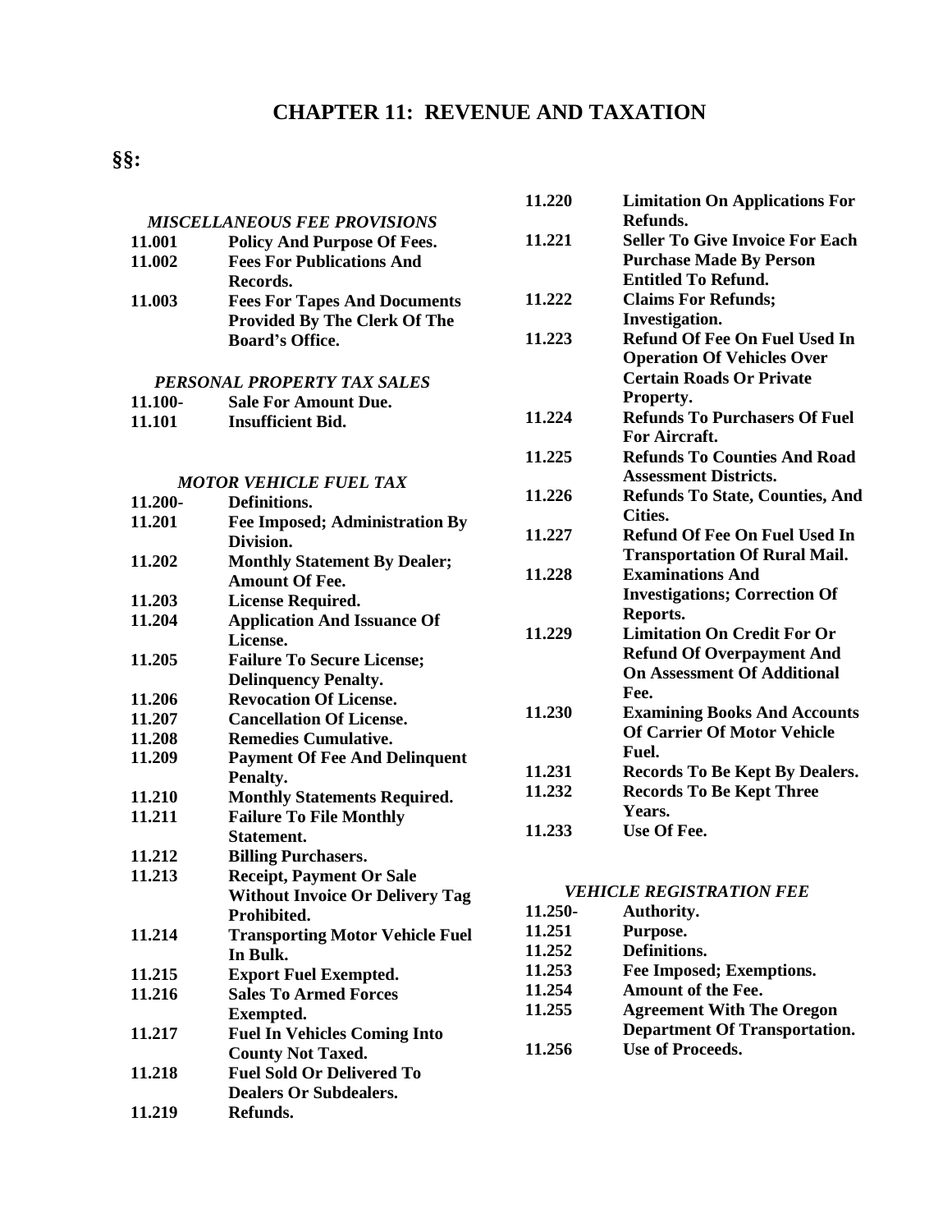# CHAPTER 11: REVENUE AND TAXATION

**§§:**

*MISCELLANEOUS FEE PROVISIONS*

| | |
|---|---|
| **11.001** | **Policy And Purpose Of Fees.** |
| **11.002** | **Fees For Publications And Records.** |
| **11.003** | **Fees For Tapes And Documents Provided By The Clerk Of The Board's Office.** |

*PERSONAL PROPERTY TAX SALES*

| | |
|---|---|
| **11.100-** | **Sale For Amount Due.** |
| **11.101** | **Insufficient Bid.** |

*MOTOR VEHICLE FUEL TAX*

| | |
|---|---|
| **11.200-** | **Definitions.** |
| **11.201** | **Fee Imposed; Administration By Division.** |
| **11.202** | **Monthly Statement By Dealer; Amount Of Fee.** |
| **11.203** | **License Required.** |
| **11.204** | **Application And Issuance Of License.** |
| **11.205** | **Failure To Secure License; Delinquency Penalty.** |
| **11.206** | **Revocation Of License.** |
| **11.207** | **Cancellation Of License.** |
| **11.208** | **Remedies Cumulative.** |
| **11.209** | **Payment Of Fee And Delinquent Penalty.** |
| **11.210** | **Monthly Statements Required.** |
| **11.211** | **Failure To File Monthly Statement.** |
| **11.212** | **Billing Purchasers.** |
| **11.213** | **Receipt, Payment Or Sale Without Invoice Or Delivery Tag Prohibited.** |
| **11.214** | **Transporting Motor Vehicle Fuel In Bulk.** |
| **11.215** | **Export Fuel Exempted.** |
| **11.216** | **Sales To Armed Forces Exempted.** |
| **11.217** | **Fuel In Vehicles Coming Into County Not Taxed.** |
| **11.218** | **Fuel Sold Or Delivered To Dealers Or Subdealers.** |
| **11.219** | **Refunds.** |
| **11.220** | **Limitation On Applications For Refunds.** |
| **11.221** | **Seller To Give Invoice For Each Purchase Made By Person Entitled To Refund.** |
| **11.222** | **Claims For Refunds; Investigation.** |
| **11.223** | **Refund Of Fee On Fuel Used In Operation Of Vehicles Over Certain Roads Or Private Property.** |
| **11.224** | **Refunds To Purchasers Of Fuel For Aircraft.** |
| **11.225** | **Refunds To Counties And Road Assessment Districts.** |
| **11.226** | **Refunds To State, Counties, And Cities.** |
| **11.227** | **Refund Of Fee On Fuel Used In Transportation Of Rural Mail.** |
| **11.228** | **Examinations And Investigations; Correction Of Reports.** |
| **11.229** | **Limitation On Credit For Or Refund Of Overpayment And On Assessment Of Additional Fee.** |
| **11.230** | **Examining Books And Accounts Of Carrier Of Motor Vehicle Fuel.** |
| **11.231** | **Records To Be Kept By Dealers.** |
| **11.232** | **Records To Be Kept Three Years.** |
| **11.233** | **Use Of Fee.** |

*VEHICLE REGISTRATION FEE*

| | |
|---|---|
| **11.250-** | **Authority.** |
| **11.251** | **Purpose.** |
| **11.252** | **Definitions.** |
| **11.253** | **Fee Imposed; Exemptions.** |
| **11.254** | **Amount of the Fee.** |
| **11.255** | **Agreement With The Oregon Department Of Transportation.** |
| **11.256** | **Use of Proceeds.** |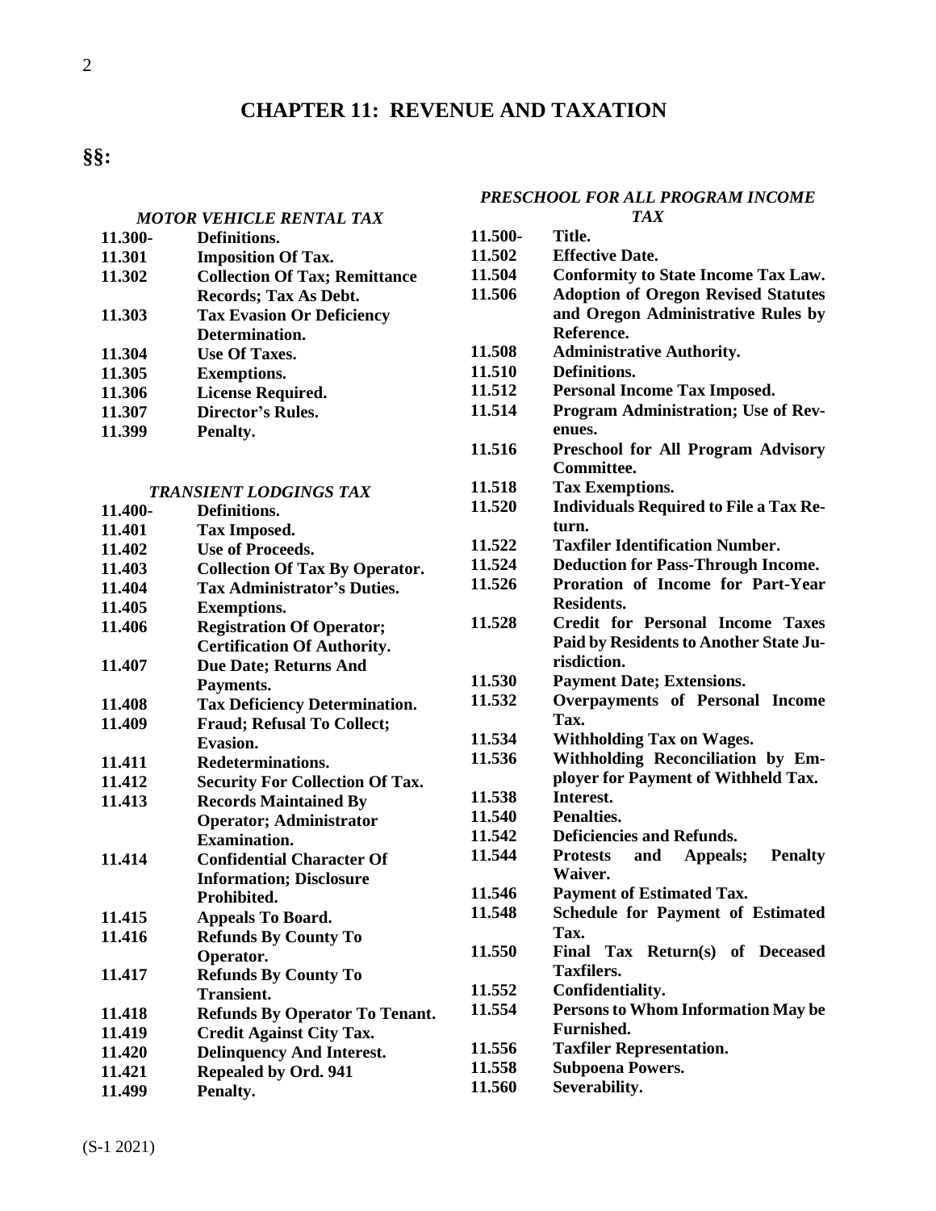# CHAPTER 11: REVENUE AND TAXATION

**§§:**

*MOTOR VEHICLE RENTAL TAX*

| | |
|---|---|
| **11.300-** | **Definitions.** |
| **11.301** | **Imposition Of Tax.** |
| **11.302** | **Collection Of Tax; Remittance Records; Tax As Debt.** |
| **11.303** | **Tax Evasion Or Deficiency Determination.** |
| **11.304** | **Use Of Taxes.** |
| **11.305** | **Exemptions.** |
| **11.306** | **License Required.** |
| **11.307** | **Director's Rules.** |
| **11.399** | **Penalty.** |

*TRANSIENT LODGINGS TAX*

| | |
|---|---|
| **11.400-** | **Definitions.** |
| **11.401** | **Tax Imposed.** |
| **11.402** | **Use of Proceeds.** |
| **11.403** | **Collection Of Tax By Operator.** |
| **11.404** | **Tax Administrator's Duties.** |
| **11.405** | **Exemptions.** |
| **11.406** | **Registration Of Operator; Certification Of Authority.** |
| **11.407** | **Due Date; Returns And Payments.** |
| **11.408** | **Tax Deficiency Determination.** |
| **11.409** | **Fraud; Refusal To Collect; Evasion.** |
| **11.411** | **Redeterminations.** |
| **11.412** | **Security For Collection Of Tax.** |
| **11.413** | **Records Maintained By Operator; Administrator Examination.** |
| **11.414** | **Confidential Character Of Information; Disclosure Prohibited.** |
| **11.415** | **Appeals To Board.** |
| **11.416** | **Refunds By County To Operator.** |
| **11.417** | **Refunds By County To Transient.** |
| **11.418** | **Refunds By Operator To Tenant.** |
| **11.419** | **Credit Against City Tax.** |
| **11.420** | **Delinquency And Interest.** |
| **11.421** | **Repealed by Ord. 941** |
| **11.499** | **Penalty.** |

*PRESCHOOL FOR ALL PROGRAM INCOME TAX*

| | |
|---|---|
| **11.500-** | **Title.** |
| **11.502** | **Effective Date.** |
| **11.504** | **Conformity to State Income Tax Law.** |
| **11.506** | **Adoption of Oregon Revised Statutes and Oregon Administrative Rules by Reference.** |
| **11.508** | **Administrative Authority.** |
| **11.510** | **Definitions.** |
| **11.512** | **Personal Income Tax Imposed.** |
| **11.514** | **Program Administration; Use of Revenues.** |
| **11.516** | **Preschool for All Program Advisory Committee.** |
| **11.518** | **Tax Exemptions.** |
| **11.520** | **Individuals Required to File a Tax Return.** |
| **11.522** | **Taxfiler Identification Number.** |
| **11.524** | **Deduction for Pass-Through Income.** |
| **11.526** | **Proration of Income for Part-Year Residents.** |
| **11.528** | **Credit for Personal Income Taxes Paid by Residents to Another State Jurisdiction.** |
| **11.530** | **Payment Date; Extensions.** |
| **11.532** | **Overpayments of Personal Income Tax.** |
| **11.534** | **Withholding Tax on Wages.** |
| **11.536** | **Withholding Reconciliation by Employer for Payment of Withheld Tax.** |
| **11.538** | **Interest.** |
| **11.540** | **Penalties.** |
| **11.542** | **Deficiencies and Refunds.** |
| **11.544** | **Protests and Appeals; Penalty Waiver.** |
| **11.546** | **Payment of Estimated Tax.** |
| **11.548** | **Schedule for Payment of Estimated Tax.** |
| **11.550** | **Final Tax Return(s) of Deceased Taxfilers.** |
| **11.552** | **Confidentiality.** |
| **11.554** | **Persons to Whom Information May be Furnished.** |
| **11.556** | **Taxfiler Representation.** |
| **11.558** | **Subpoena Powers.** |
| **11.560** | **Severability.** |

(S-1 2021)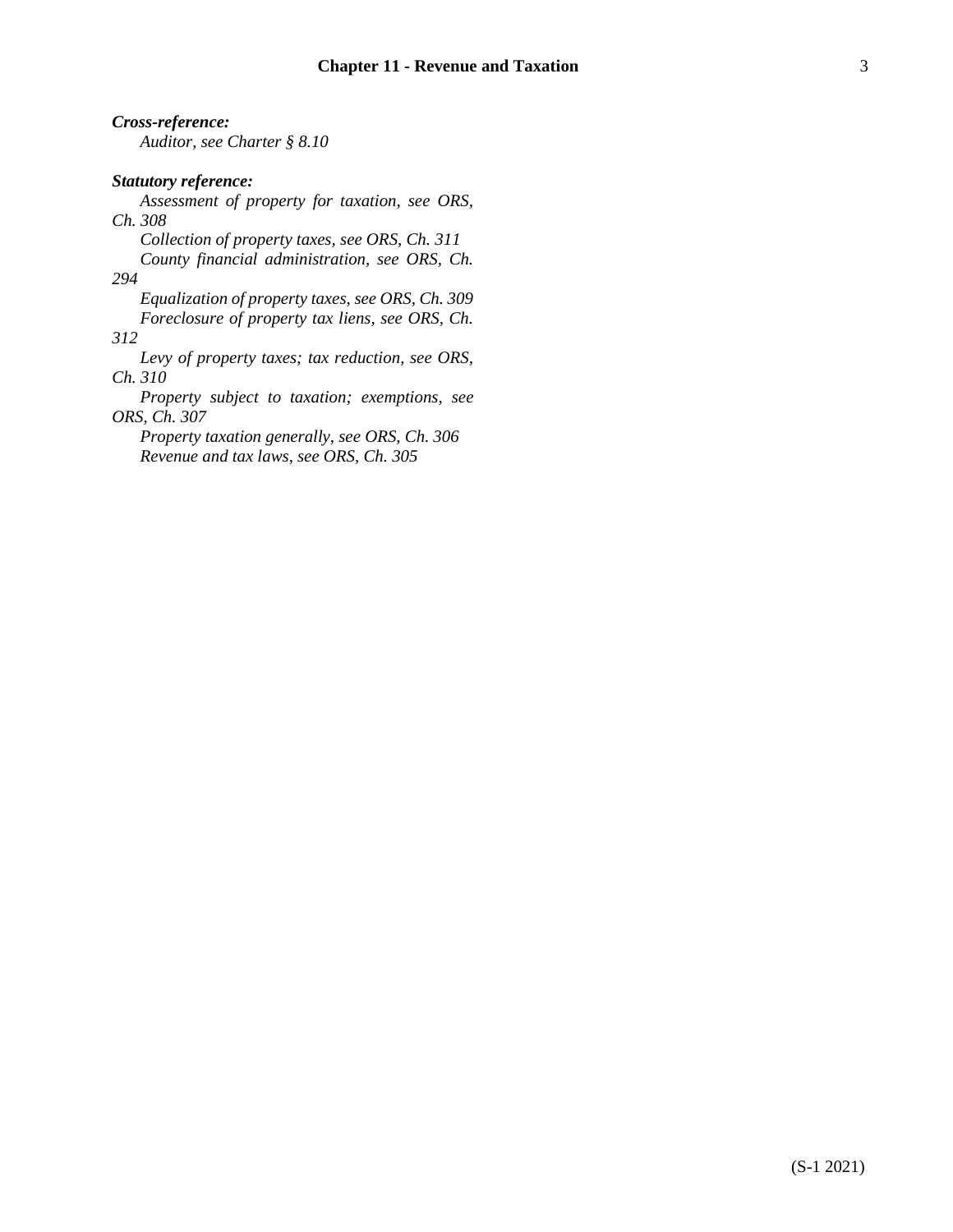***Cross-reference:***

*Auditor, see Charter § 8.10*

***Statutory reference:***

*Assessment of property for taxation, see ORS, Ch. 308*

*Collection of property taxes, see ORS, Ch. 311*

*County financial administration, see ORS, Ch. 294*

*Equalization of property taxes, see ORS, Ch. 309*

*Foreclosure of property tax liens, see ORS, Ch. 312*

*Levy of property taxes; tax reduction, see ORS, Ch. 310*

*Property subject to taxation; exemptions, see ORS, Ch. 307*

*Property taxation generally, see ORS, Ch. 306*

*Revenue and tax laws, see ORS, Ch. 305*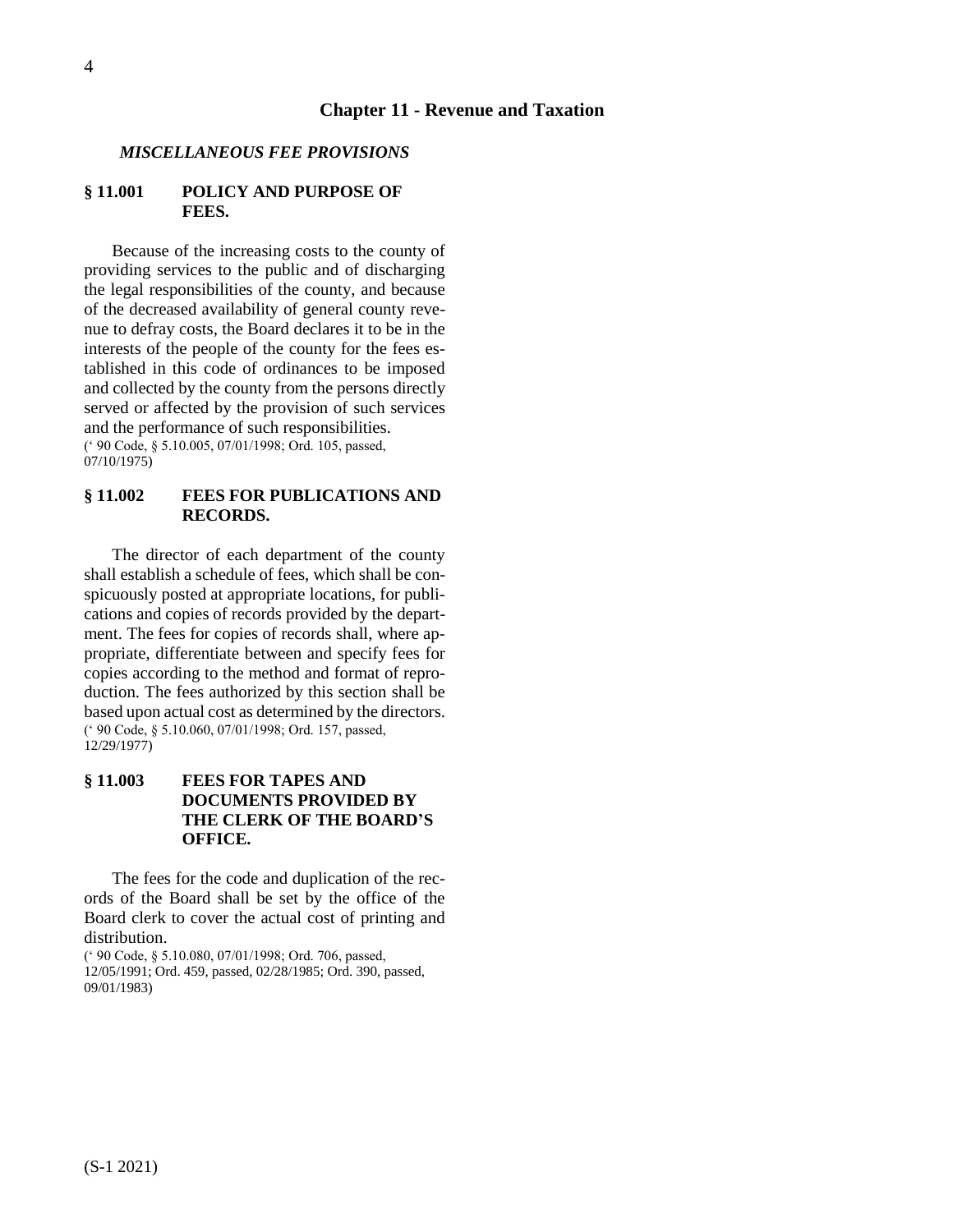# Chapter 11 - Revenue and Taxation

### *MISCELLANEOUS FEE PROVISIONS*

### § 11.001 POLICY AND PURPOSE OF FEES.

Because of the increasing costs to the county of providing services to the public and of discharging the legal responsibilities of the county, and because of the decreased availability of general county revenue to defray costs, the Board declares it to be in the interests of the people of the county for the fees established in this code of ordinances to be imposed and collected by the county from the persons directly served or affected by the provision of such services and the performance of such responsibilities.
(' 90 Code, § 5.10.005, 07/01/1998; Ord. 105, passed, 07/10/1975)

### § 11.002 FEES FOR PUBLICATIONS AND RECORDS.

The director of each department of the county shall establish a schedule of fees, which shall be conspicuously posted at appropriate locations, for publications and copies of records provided by the department. The fees for copies of records shall, where appropriate, differentiate between and specify fees for copies according to the method and format of reproduction. The fees authorized by this section shall be based upon actual cost as determined by the directors.
(' 90 Code, § 5.10.060, 07/01/1998; Ord. 157, passed, 12/29/1977)

### § 11.003 FEES FOR TAPES AND DOCUMENTS PROVIDED BY THE CLERK OF THE BOARD'S OFFICE.

The fees for the code and duplication of the records of the Board shall be set by the office of the Board clerk to cover the actual cost of printing and distribution.
(' 90 Code, § 5.10.080, 07/01/1998; Ord. 706, passed, 12/05/1991; Ord. 459, passed, 02/28/1985; Ord. 390, passed, 09/01/1983)

(S-1 2021)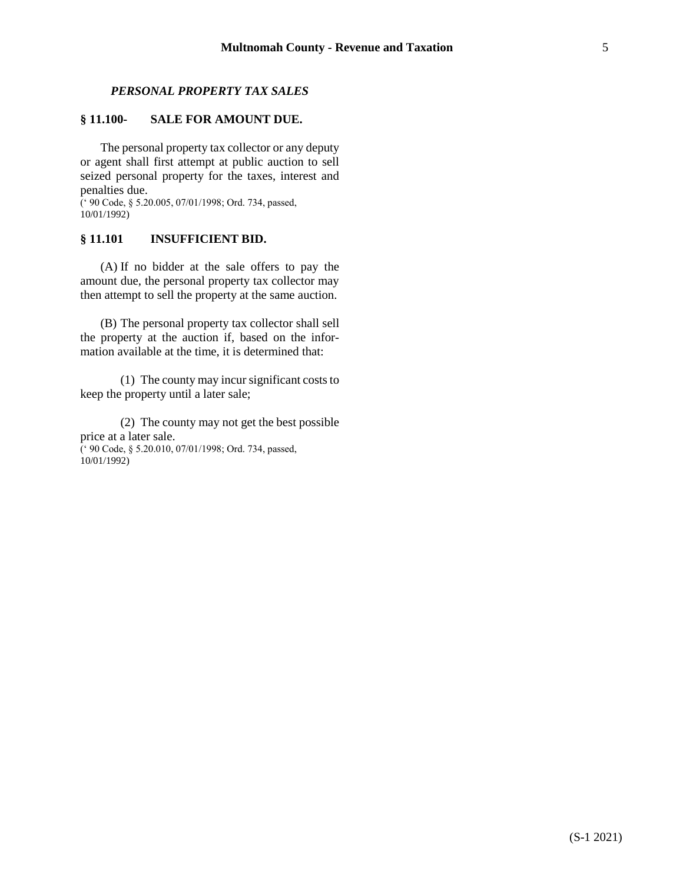*PERSONAL PROPERTY TAX SALES*

### § 11.100- SALE FOR AMOUNT DUE.

The personal property tax collector or any deputy or agent shall first attempt at public auction to sell seized personal property for the taxes, interest and penalties due.
(' 90 Code, § 5.20.005, 07/01/1998; Ord. 734, passed, 10/01/1992)

### § 11.101 INSUFFICIENT BID.

(A) If no bidder at the sale offers to pay the amount due, the personal property tax collector may then attempt to sell the property at the same auction.

(B) The personal property tax collector shall sell the property at the auction if, based on the information available at the time, it is determined that:

(1) The county may incur significant costs to keep the property until a later sale;

(2) The county may not get the best possible price at a later sale.
(' 90 Code, § 5.20.010, 07/01/1998; Ord. 734, passed, 10/01/1992)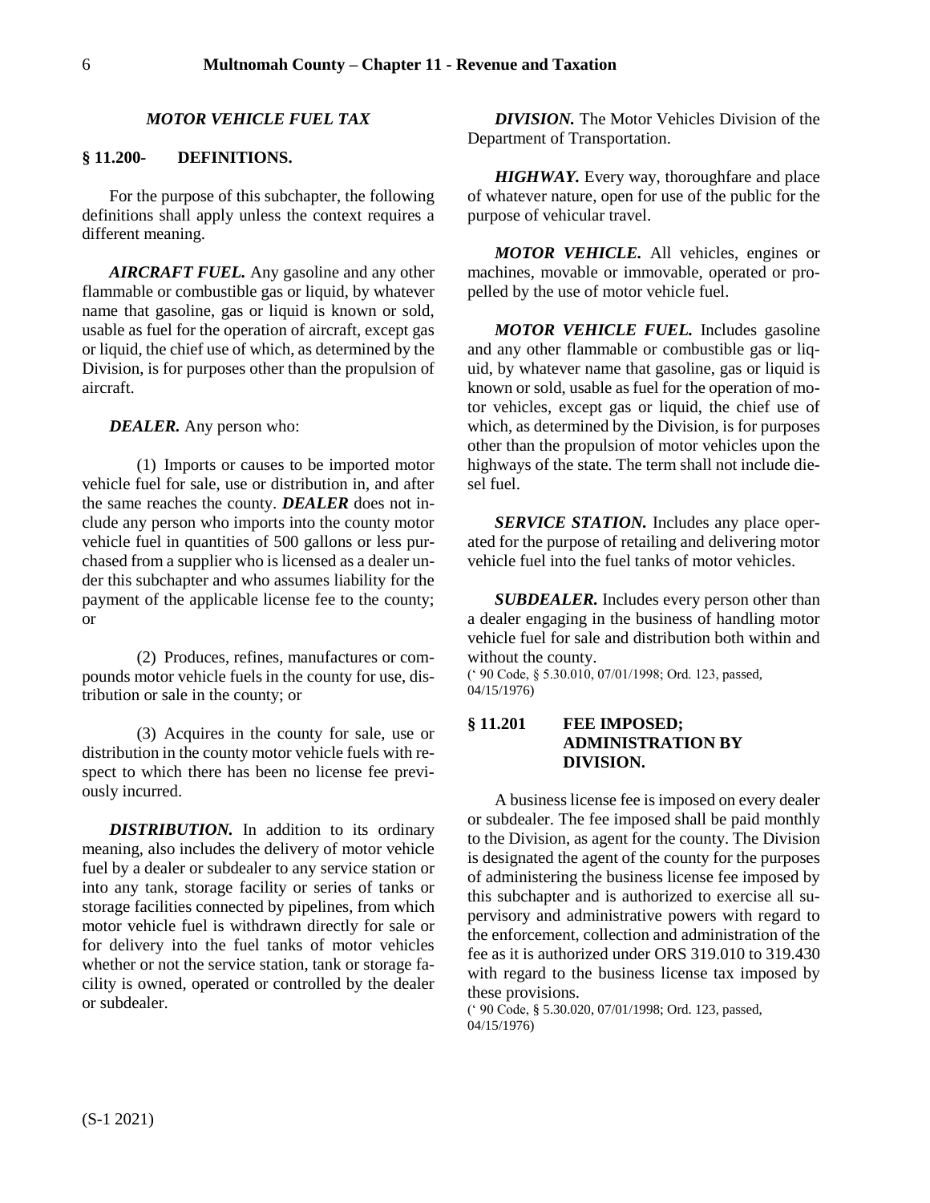### *MOTOR VEHICLE FUEL TAX*

### § 11.200- DEFINITIONS.

For the purpose of this subchapter, the following definitions shall apply unless the context requires a different meaning.

***AIRCRAFT FUEL.*** Any gasoline and any other flammable or combustible gas or liquid, by whatever name that gasoline, gas or liquid is known or sold, usable as fuel for the operation of aircraft, except gas or liquid, the chief use of which, as determined by the Division, is for purposes other than the propulsion of aircraft.

***DEALER.*** Any person who:

(1) Imports or causes to be imported motor vehicle fuel for sale, use or distribution in, and after the same reaches the county. ***DEALER*** does not include any person who imports into the county motor vehicle fuel in quantities of 500 gallons or less purchased from a supplier who is licensed as a dealer under this subchapter and who assumes liability for the payment of the applicable license fee to the county; or

(2) Produces, refines, manufactures or compounds motor vehicle fuels in the county for use, distribution or sale in the county; or

(3) Acquires in the county for sale, use or distribution in the county motor vehicle fuels with respect to which there has been no license fee previously incurred.

***DISTRIBUTION.*** In addition to its ordinary meaning, also includes the delivery of motor vehicle fuel by a dealer or subdealer to any service station or into any tank, storage facility or series of tanks or storage facilities connected by pipelines, from which motor vehicle fuel is withdrawn directly for sale or for delivery into the fuel tanks of motor vehicles whether or not the service station, tank or storage facility is owned, operated or controlled by the dealer or subdealer.

***DIVISION.*** The Motor Vehicles Division of the Department of Transportation.

***HIGHWAY.*** Every way, thoroughfare and place of whatever nature, open for use of the public for the purpose of vehicular travel.

***MOTOR VEHICLE.*** All vehicles, engines or machines, movable or immovable, operated or propelled by the use of motor vehicle fuel.

***MOTOR VEHICLE FUEL.*** Includes gasoline and any other flammable or combustible gas or liquid, by whatever name that gasoline, gas or liquid is known or sold, usable as fuel for the operation of motor vehicles, except gas or liquid, the chief use of which, as determined by the Division, is for purposes other than the propulsion of motor vehicles upon the highways of the state. The term shall not include diesel fuel.

***SERVICE STATION.*** Includes any place operated for the purpose of retailing and delivering motor vehicle fuel into the fuel tanks of motor vehicles.

***SUBDEALER.*** Includes every person other than a dealer engaging in the business of handling motor vehicle fuel for sale and distribution both within and without the county.

(' 90 Code, § 5.30.010, 07/01/1998; Ord. 123, passed, 04/15/1976)

### § 11.201 FEE IMPOSED; ADMINISTRATION BY DIVISION.

A business license fee is imposed on every dealer or subdealer. The fee imposed shall be paid monthly to the Division, as agent for the county. The Division is designated the agent of the county for the purposes of administering the business license fee imposed by this subchapter and is authorized to exercise all supervisory and administrative powers with regard to the enforcement, collection and administration of the fee as it is authorized under ORS 319.010 to 319.430 with regard to the business license tax imposed by these provisions.

(' 90 Code, § 5.30.020, 07/01/1998; Ord. 123, passed, 04/15/1976)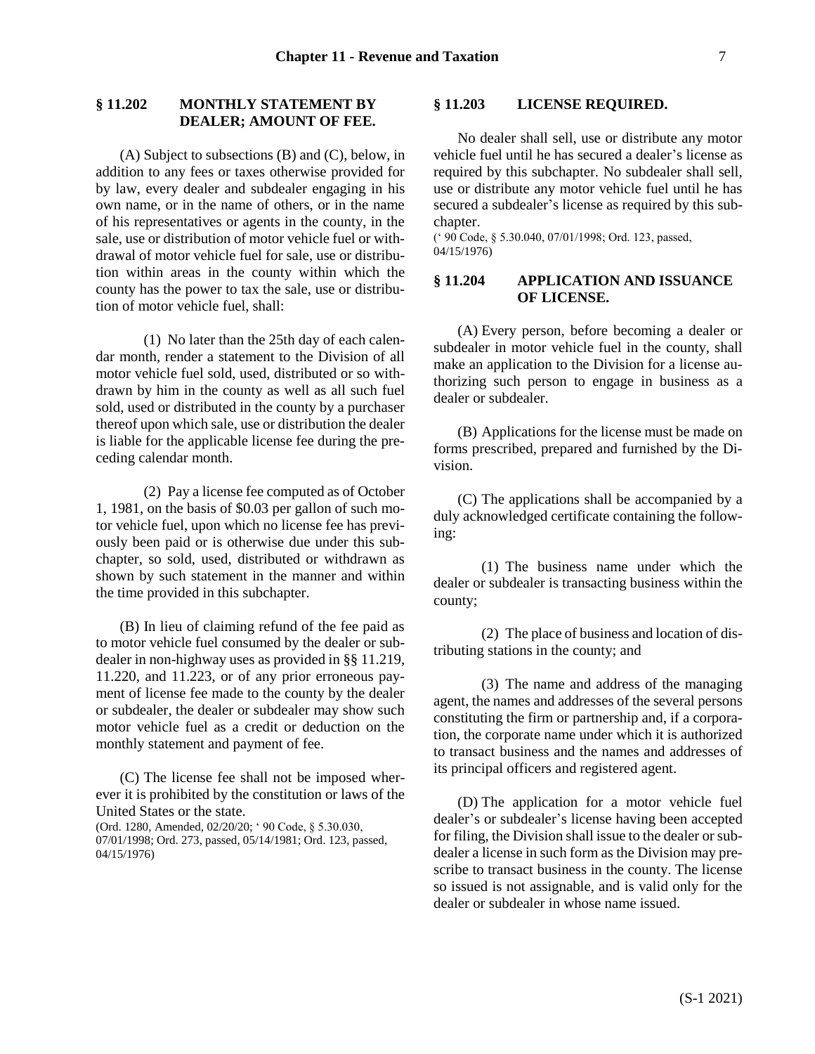## § 11.202 MONTHLY STATEMENT BY DEALER; AMOUNT OF FEE.

(A) Subject to subsections (B) and (C), below, in addition to any fees or taxes otherwise provided for by law, every dealer and subdealer engaging in his own name, or in the name of others, or in the name of his representatives or agents in the county, in the sale, use or distribution of motor vehicle fuel or withdrawal of motor vehicle fuel for sale, use or distribution within areas in the county within which the county has the power to tax the sale, use or distribution of motor vehicle fuel, shall:

(1) No later than the 25th day of each calendar month, render a statement to the Division of all motor vehicle fuel sold, used, distributed or so withdrawn by him in the county as well as all such fuel sold, used or distributed in the county by a purchaser thereof upon which sale, use or distribution the dealer is liable for the applicable license fee during the preceding calendar month.

(2) Pay a license fee computed as of October 1, 1981, on the basis of $0.03 per gallon of such motor vehicle fuel, upon which no license fee has previously been paid or is otherwise due under this subchapter, so sold, used, distributed or withdrawn as shown by such statement in the manner and within the time provided in this subchapter.

(B) In lieu of claiming refund of the fee paid as to motor vehicle fuel consumed by the dealer or subdealer in non-highway uses as provided in §§ 11.219, 11.220, and 11.223, or of any prior erroneous payment of license fee made to the county by the dealer or subdealer, the dealer or subdealer may show such motor vehicle fuel as a credit or deduction on the monthly statement and payment of fee.

(C) The license fee shall not be imposed wherever it is prohibited by the constitution or laws of the United States or the state.

(Ord. 1280, Amended, 02/20/20; ' 90 Code, § 5.30.030, 07/01/1998; Ord. 273, passed, 05/14/1981; Ord. 123, passed, 04/15/1976)

## § 11.203 LICENSE REQUIRED.

No dealer shall sell, use or distribute any motor vehicle fuel until he has secured a dealer's license as required by this subchapter. No subdealer shall sell, use or distribute any motor vehicle fuel until he has secured a subdealer's license as required by this subchapter.

(' 90 Code, § 5.30.040, 07/01/1998; Ord. 123, passed, 04/15/1976)

## § 11.204 APPLICATION AND ISSUANCE OF LICENSE.

(A) Every person, before becoming a dealer or subdealer in motor vehicle fuel in the county, shall make an application to the Division for a license authorizing such person to engage in business as a dealer or subdealer.

(B) Applications for the license must be made on forms prescribed, prepared and furnished by the Division.

(C) The applications shall be accompanied by a duly acknowledged certificate containing the following:

(1) The business name under which the dealer or subdealer is transacting business within the county;

(2) The place of business and location of distributing stations in the county; and

(3) The name and address of the managing agent, the names and addresses of the several persons constituting the firm or partnership and, if a corporation, the corporate name under which it is authorized to transact business and the names and addresses of its principal officers and registered agent.

(D) The application for a motor vehicle fuel dealer's or subdealer's license having been accepted for filing, the Division shall issue to the dealer or subdealer a license in such form as the Division may prescribe to transact business in the county. The license so issued is not assignable, and is valid only for the dealer or subdealer in whose name issued.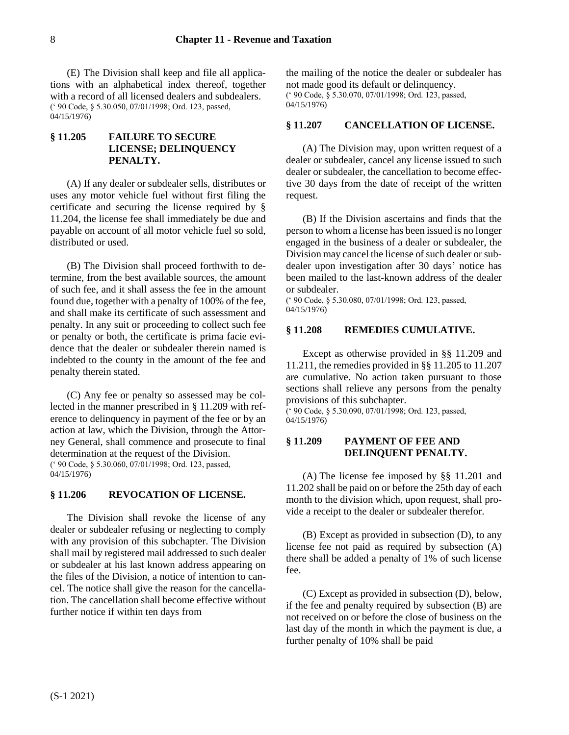(E) The Division shall keep and file all applications with an alphabetical index thereof, together with a record of all licensed dealers and subdealers.
(' 90 Code, § 5.30.050, 07/01/1998; Ord. 123, passed, 04/15/1976)

### § 11.205 FAILURE TO SECURE LICENSE; DELINQUENCY PENALTY.

(A) If any dealer or subdealer sells, distributes or uses any motor vehicle fuel without first filing the certificate and securing the license required by § 11.204, the license fee shall immediately be due and payable on account of all motor vehicle fuel so sold, distributed or used.

(B) The Division shall proceed forthwith to determine, from the best available sources, the amount of such fee, and it shall assess the fee in the amount found due, together with a penalty of 100% of the fee, and shall make its certificate of such assessment and penalty. In any suit or proceeding to collect such fee or penalty or both, the certificate is prima facie evidence that the dealer or subdealer therein named is indebted to the county in the amount of the fee and penalty therein stated.

(C) Any fee or penalty so assessed may be collected in the manner prescribed in § 11.209 with reference to delinquency in payment of the fee or by an action at law, which the Division, through the Attorney General, shall commence and prosecute to final determination at the request of the Division.
(' 90 Code, § 5.30.060, 07/01/1998; Ord. 123, passed, 04/15/1976)

### § 11.206 REVOCATION OF LICENSE.

The Division shall revoke the license of any dealer or subdealer refusing or neglecting to comply with any provision of this subchapter. The Division shall mail by registered mail addressed to such dealer or subdealer at his last known address appearing on the files of the Division, a notice of intention to cancel. The notice shall give the reason for the cancellation. The cancellation shall become effective without further notice if within ten days from the mailing of the notice the dealer or subdealer has not made good its default or delinquency.
(' 90 Code, § 5.30.070, 07/01/1998; Ord. 123, passed, 04/15/1976)

### § 11.207 CANCELLATION OF LICENSE.

(A) The Division may, upon written request of a dealer or subdealer, cancel any license issued to such dealer or subdealer, the cancellation to become effective 30 days from the date of receipt of the written request.

(B) If the Division ascertains and finds that the person to whom a license has been issued is no longer engaged in the business of a dealer or subdealer, the Division may cancel the license of such dealer or subdealer upon investigation after 30 days' notice has been mailed to the last-known address of the dealer or subdealer.
(' 90 Code, § 5.30.080, 07/01/1998; Ord. 123, passed, 04/15/1976)

### § 11.208 REMEDIES CUMULATIVE.

Except as otherwise provided in §§ 11.209 and 11.211, the remedies provided in §§ 11.205 to 11.207 are cumulative. No action taken pursuant to those sections shall relieve any persons from the penalty provisions of this subchapter.
(' 90 Code, § 5.30.090, 07/01/1998; Ord. 123, passed, 04/15/1976)

### § 11.209 PAYMENT OF FEE AND DELINQUENT PENALTY.

(A) The license fee imposed by §§ 11.201 and 11.202 shall be paid on or before the 25th day of each month to the division which, upon request, shall provide a receipt to the dealer or subdealer therefor.

(B) Except as provided in subsection (D), to any license fee not paid as required by subsection (A) there shall be added a penalty of 1% of such license fee.

(C) Except as provided in subsection (D), below, if the fee and penalty required by subsection (B) are not received on or before the close of business on the last day of the month in which the payment is due, a further penalty of 10% shall be paid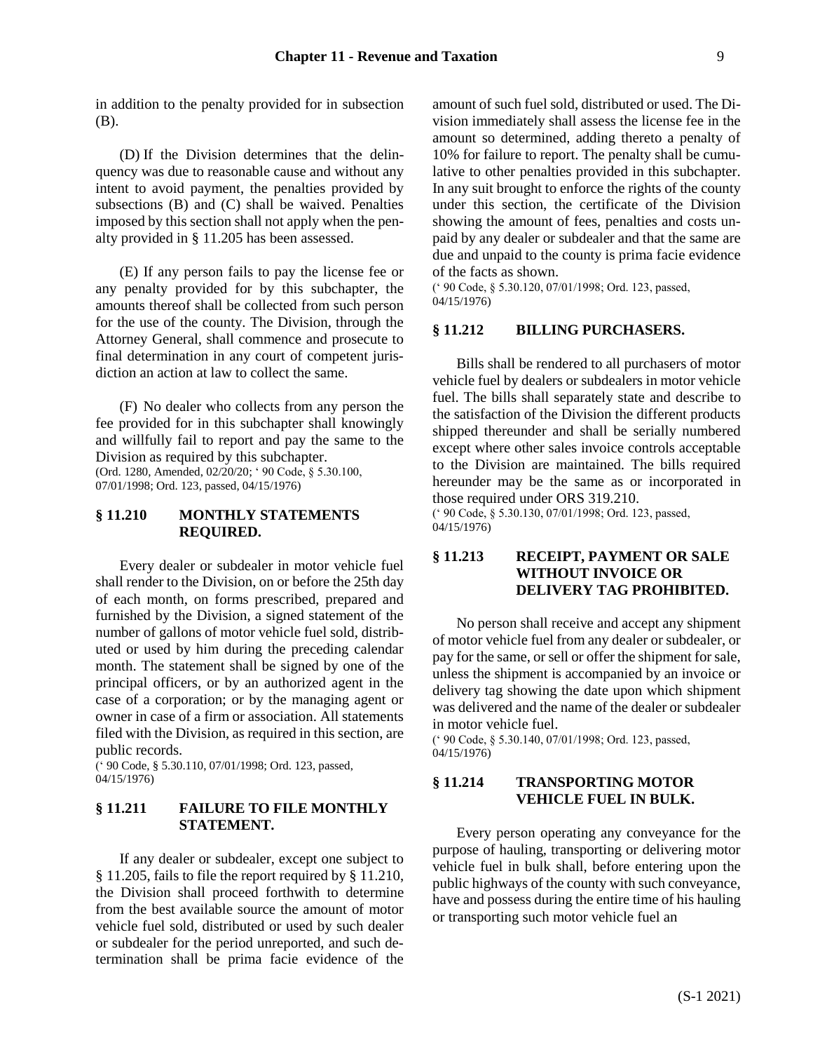in addition to the penalty provided for in subsection (B).

(D) If the Division determines that the delinquency was due to reasonable cause and without any intent to avoid payment, the penalties provided by subsections (B) and (C) shall be waived. Penalties imposed by this section shall not apply when the penalty provided in § 11.205 has been assessed.

(E) If any person fails to pay the license fee or any penalty provided for by this subchapter, the amounts thereof shall be collected from such person for the use of the county. The Division, through the Attorney General, shall commence and prosecute to final determination in any court of competent jurisdiction an action at law to collect the same.

(F) No dealer who collects from any person the fee provided for in this subchapter shall knowingly and willfully fail to report and pay the same to the Division as required by this subchapter.
(Ord. 1280, Amended, 02/20/20; ' 90 Code, § 5.30.100, 07/01/1998; Ord. 123, passed, 04/15/1976)

## § 11.210 MONTHLY STATEMENTS REQUIRED.

Every dealer or subdealer in motor vehicle fuel shall render to the Division, on or before the 25th day of each month, on forms prescribed, prepared and furnished by the Division, a signed statement of the number of gallons of motor vehicle fuel sold, distributed or used by him during the preceding calendar month. The statement shall be signed by one of the principal officers, or by an authorized agent in the case of a corporation; or by the managing agent or owner in case of a firm or association. All statements filed with the Division, as required in this section, are public records.
(' 90 Code, § 5.30.110, 07/01/1998; Ord. 123, passed, 04/15/1976)

## § 11.211 FAILURE TO FILE MONTHLY STATEMENT.

If any dealer or subdealer, except one subject to § 11.205, fails to file the report required by § 11.210, the Division shall proceed forthwith to determine from the best available source the amount of motor vehicle fuel sold, distributed or used by such dealer or subdealer for the period unreported, and such determination shall be prima facie evidence of the amount of such fuel sold, distributed or used. The Division immediately shall assess the license fee in the amount so determined, adding thereto a penalty of 10% for failure to report. The penalty shall be cumulative to other penalties provided in this subchapter. In any suit brought to enforce the rights of the county under this section, the certificate of the Division showing the amount of fees, penalties and costs unpaid by any dealer or subdealer and that the same are due and unpaid to the county is prima facie evidence of the facts as shown.
(' 90 Code, § 5.30.120, 07/01/1998; Ord. 123, passed, 04/15/1976)

## § 11.212 BILLING PURCHASERS.

Bills shall be rendered to all purchasers of motor vehicle fuel by dealers or subdealers in motor vehicle fuel. The bills shall separately state and describe to the satisfaction of the Division the different products shipped thereunder and shall be serially numbered except where other sales invoice controls acceptable to the Division are maintained. The bills required hereunder may be the same as or incorporated in those required under ORS 319.210.
(' 90 Code, § 5.30.130, 07/01/1998; Ord. 123, passed, 04/15/1976)

## § 11.213 RECEIPT, PAYMENT OR SALE WITHOUT INVOICE OR DELIVERY TAG PROHIBITED.

No person shall receive and accept any shipment of motor vehicle fuel from any dealer or subdealer, or pay for the same, or sell or offer the shipment for sale, unless the shipment is accompanied by an invoice or delivery tag showing the date upon which shipment was delivered and the name of the dealer or subdealer in motor vehicle fuel.
(' 90 Code, § 5.30.140, 07/01/1998; Ord. 123, passed, 04/15/1976)

## § 11.214 TRANSPORTING MOTOR VEHICLE FUEL IN BULK.

Every person operating any conveyance for the purpose of hauling, transporting or delivering motor vehicle fuel in bulk shall, before entering upon the public highways of the county with such conveyance, have and possess during the entire time of his hauling or transporting such motor vehicle fuel an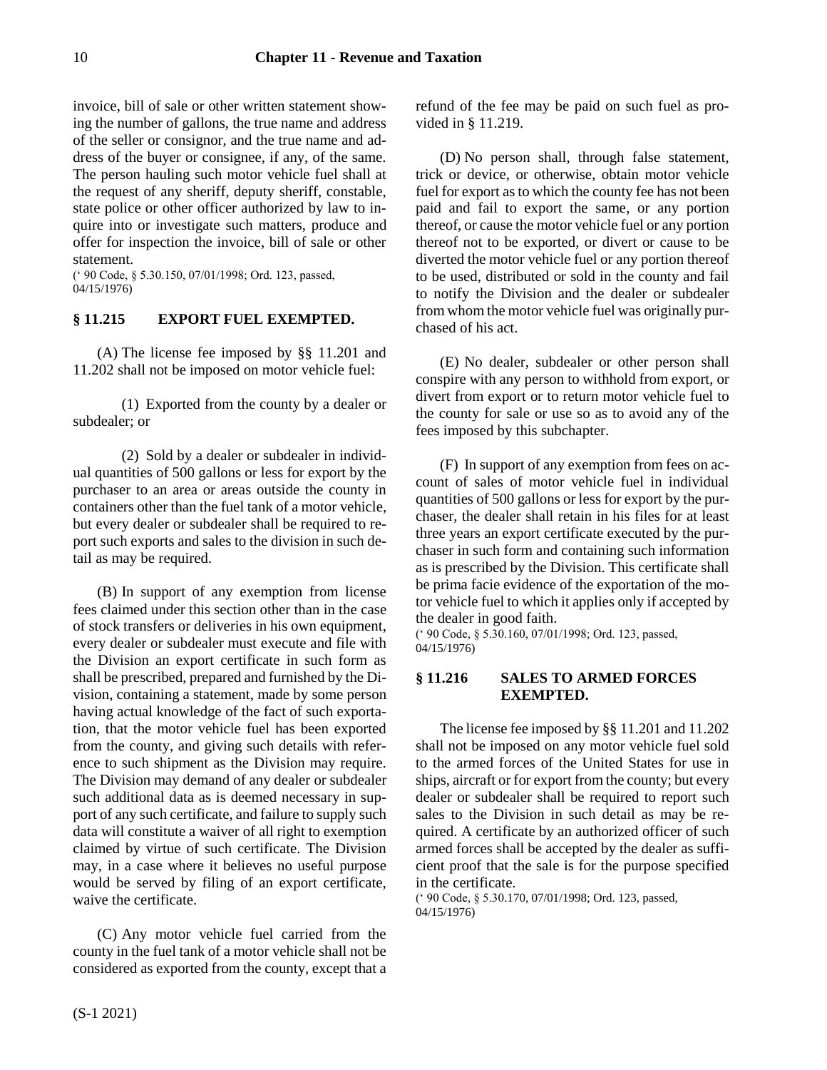invoice, bill of sale or other written statement showing the number of gallons, the true name and address of the seller or consignor, and the true name and address of the buyer or consignee, if any, of the same. The person hauling such motor vehicle fuel shall at the request of any sheriff, deputy sheriff, constable, state police or other officer authorized by law to inquire into or investigate such matters, produce and offer for inspection the invoice, bill of sale or other statement.

(' 90 Code, § 5.30.150, 07/01/1998; Ord. 123, passed, 04/15/1976)

### § 11.215 EXPORT FUEL EXEMPTED.

(A) The license fee imposed by §§ 11.201 and 11.202 shall not be imposed on motor vehicle fuel:

(1) Exported from the county by a dealer or subdealer; or

(2) Sold by a dealer or subdealer in individual quantities of 500 gallons or less for export by the purchaser to an area or areas outside the county in containers other than the fuel tank of a motor vehicle, but every dealer or subdealer shall be required to report such exports and sales to the division in such detail as may be required.

(B) In support of any exemption from license fees claimed under this section other than in the case of stock transfers or deliveries in his own equipment, every dealer or subdealer must execute and file with the Division an export certificate in such form as shall be prescribed, prepared and furnished by the Division, containing a statement, made by some person having actual knowledge of the fact of such exportation, that the motor vehicle fuel has been exported from the county, and giving such details with reference to such shipment as the Division may require. The Division may demand of any dealer or subdealer such additional data as is deemed necessary in support of any such certificate, and failure to supply such data will constitute a waiver of all right to exemption claimed by virtue of such certificate. The Division may, in a case where it believes no useful purpose would be served by filing of an export certificate, waive the certificate.

(C) Any motor vehicle fuel carried from the county in the fuel tank of a motor vehicle shall not be considered as exported from the county, except that a refund of the fee may be paid on such fuel as provided in § 11.219.

(D) No person shall, through false statement, trick or device, or otherwise, obtain motor vehicle fuel for export as to which the county fee has not been paid and fail to export the same, or any portion thereof, or cause the motor vehicle fuel or any portion thereof not to be exported, or divert or cause to be diverted the motor vehicle fuel or any portion thereof to be used, distributed or sold in the county and fail to notify the Division and the dealer or subdealer from whom the motor vehicle fuel was originally purchased of his act.

(E) No dealer, subdealer or other person shall conspire with any person to withhold from export, or divert from export or to return motor vehicle fuel to the county for sale or use so as to avoid any of the fees imposed by this subchapter.

(F) In support of any exemption from fees on account of sales of motor vehicle fuel in individual quantities of 500 gallons or less for export by the purchaser, the dealer shall retain in his files for at least three years an export certificate executed by the purchaser in such form and containing such information as is prescribed by the Division. This certificate shall be prima facie evidence of the exportation of the motor vehicle fuel to which it applies only if accepted by the dealer in good faith.

(' 90 Code, § 5.30.160, 07/01/1998; Ord. 123, passed, 04/15/1976)

### § 11.216 SALES TO ARMED FORCES EXEMPTED.

The license fee imposed by §§ 11.201 and 11.202 shall not be imposed on any motor vehicle fuel sold to the armed forces of the United States for use in ships, aircraft or for export from the county; but every dealer or subdealer shall be required to report such sales to the Division in such detail as may be required. A certificate by an authorized officer of such armed forces shall be accepted by the dealer as sufficient proof that the sale is for the purpose specified in the certificate.

(' 90 Code, § 5.30.170, 07/01/1998; Ord. 123, passed, 04/15/1976)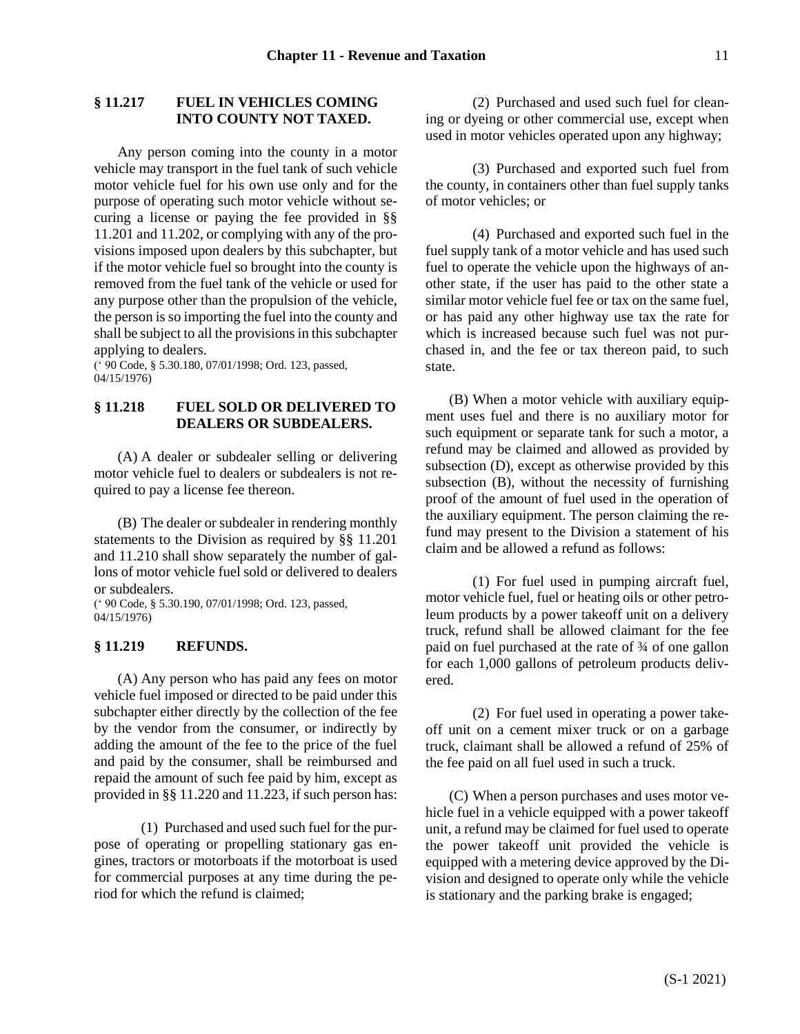### § 11.217 FUEL IN VEHICLES COMING INTO COUNTY NOT TAXED.

Any person coming into the county in a motor vehicle may transport in the fuel tank of such vehicle motor vehicle fuel for his own use only and for the purpose of operating such motor vehicle without securing a license or paying the fee provided in §§ 11.201 and 11.202, or complying with any of the provisions imposed upon dealers by this subchapter, but if the motor vehicle fuel so brought into the county is removed from the fuel tank of the vehicle or used for any purpose other than the propulsion of the vehicle, the person is so importing the fuel into the county and shall be subject to all the provisions in this subchapter applying to dealers.

(' 90 Code, § 5.30.180, 07/01/1998; Ord. 123, passed, 04/15/1976)

### § 11.218 FUEL SOLD OR DELIVERED TO DEALERS OR SUBDEALERS.

(A) A dealer or subdealer selling or delivering motor vehicle fuel to dealers or subdealers is not required to pay a license fee thereon.

(B) The dealer or subdealer in rendering monthly statements to the Division as required by §§ 11.201 and 11.210 shall show separately the number of gallons of motor vehicle fuel sold or delivered to dealers or subdealers.

(' 90 Code, § 5.30.190, 07/01/1998; Ord. 123, passed, 04/15/1976)

### § 11.219 REFUNDS.

(A) Any person who has paid any fees on motor vehicle fuel imposed or directed to be paid under this subchapter either directly by the collection of the fee by the vendor from the consumer, or indirectly by adding the amount of the fee to the price of the fuel and paid by the consumer, shall be reimbursed and repaid the amount of such fee paid by him, except as provided in §§ 11.220 and 11.223, if such person has:

(1) Purchased and used such fuel for the purpose of operating or propelling stationary gas engines, tractors or motorboats if the motorboat is used for commercial purposes at any time during the period for which the refund is claimed;

(2) Purchased and used such fuel for cleaning or dyeing or other commercial use, except when used in motor vehicles operated upon any highway;

(3) Purchased and exported such fuel from the county, in containers other than fuel supply tanks of motor vehicles; or

(4) Purchased and exported such fuel in the fuel supply tank of a motor vehicle and has used such fuel to operate the vehicle upon the highways of another state, if the user has paid to the other state a similar motor vehicle fuel fee or tax on the same fuel, or has paid any other highway use tax the rate for which is increased because such fuel was not purchased in, and the fee or tax thereon paid, to such state.

(B) When a motor vehicle with auxiliary equipment uses fuel and there is no auxiliary motor for such equipment or separate tank for such a motor, a refund may be claimed and allowed as provided by subsection (D), except as otherwise provided by this subsection (B), without the necessity of furnishing proof of the amount of fuel used in the operation of the auxiliary equipment. The person claiming the refund may present to the Division a statement of his claim and be allowed a refund as follows:

(1) For fuel used in pumping aircraft fuel, motor vehicle fuel, fuel or heating oils or other petroleum products by a power takeoff unit on a delivery truck, refund shall be allowed claimant for the fee paid on fuel purchased at the rate of ¾ of one gallon for each 1,000 gallons of petroleum products delivered.

(2) For fuel used in operating a power takeoff unit on a cement mixer truck or on a garbage truck, claimant shall be allowed a refund of 25% of the fee paid on all fuel used in such a truck.

(C) When a person purchases and uses motor vehicle fuel in a vehicle equipped with a power takeoff unit, a refund may be claimed for fuel used to operate the power takeoff unit provided the vehicle is equipped with a metering device approved by the Division and designed to operate only while the vehicle is stationary and the parking brake is engaged;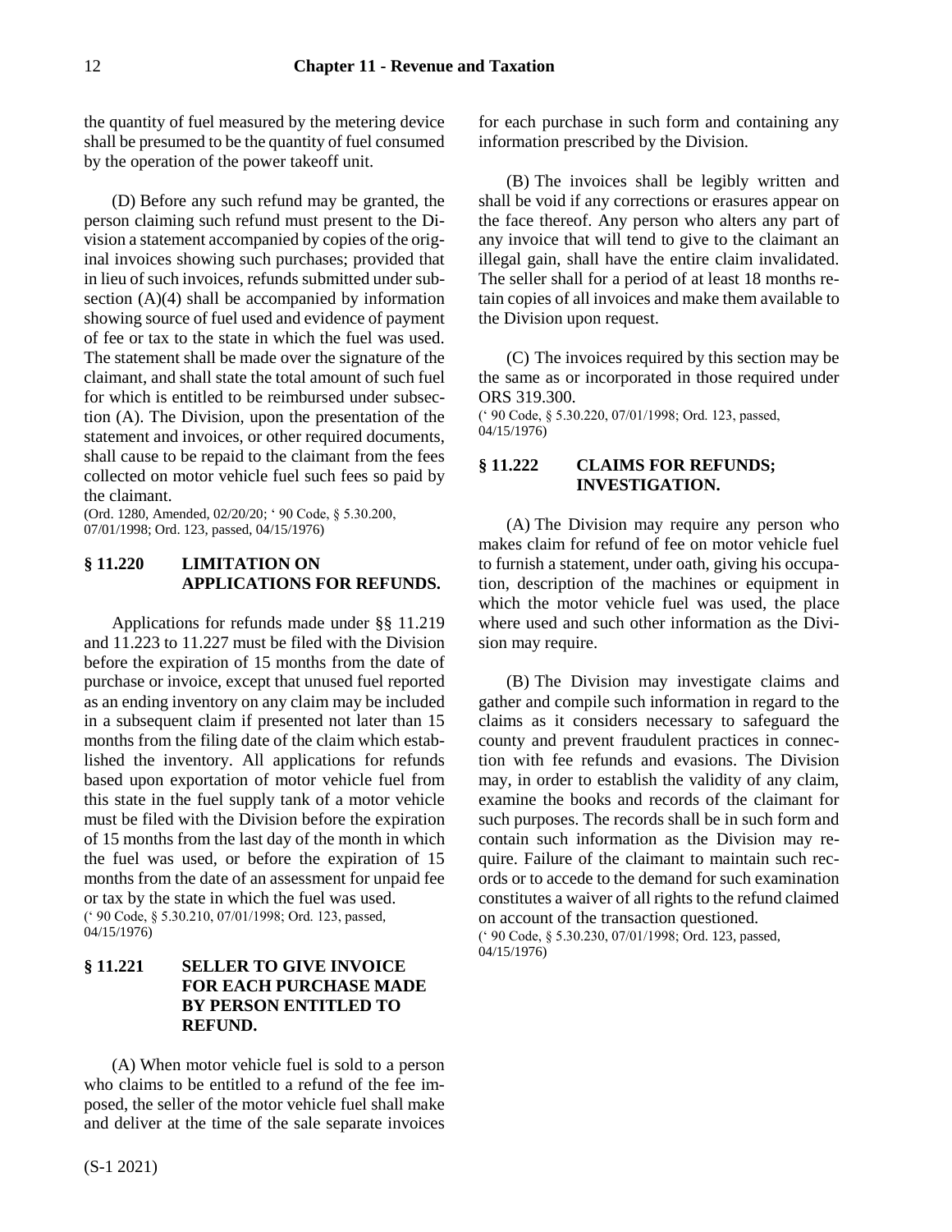the quantity of fuel measured by the metering device shall be presumed to be the quantity of fuel consumed by the operation of the power takeoff unit.

(D) Before any such refund may be granted, the person claiming such refund must present to the Division a statement accompanied by copies of the original invoices showing such purchases; provided that in lieu of such invoices, refunds submitted under subsection (A)(4) shall be accompanied by information showing source of fuel used and evidence of payment of fee or tax to the state in which the fuel was used. The statement shall be made over the signature of the claimant, and shall state the total amount of such fuel for which is entitled to be reimbursed under subsection (A). The Division, upon the presentation of the statement and invoices, or other required documents, shall cause to be repaid to the claimant from the fees collected on motor vehicle fuel such fees so paid by the claimant.

(Ord. 1280, Amended, 02/20/20; ' 90 Code, § 5.30.200, 07/01/1998; Ord. 123, passed, 04/15/1976)

## § 11.220 LIMITATION ON APPLICATIONS FOR REFUNDS.

Applications for refunds made under §§ 11.219 and 11.223 to 11.227 must be filed with the Division before the expiration of 15 months from the date of purchase or invoice, except that unused fuel reported as an ending inventory on any claim may be included in a subsequent claim if presented not later than 15 months from the filing date of the claim which established the inventory. All applications for refunds based upon exportation of motor vehicle fuel from this state in the fuel supply tank of a motor vehicle must be filed with the Division before the expiration of 15 months from the last day of the month in which the fuel was used, or before the expiration of 15 months from the date of an assessment for unpaid fee or tax by the state in which the fuel was used.

(' 90 Code, § 5.30.210, 07/01/1998; Ord. 123, passed, 04/15/1976)

## § 11.221 SELLER TO GIVE INVOICE FOR EACH PURCHASE MADE BY PERSON ENTITLED TO REFUND.

(A) When motor vehicle fuel is sold to a person who claims to be entitled to a refund of the fee imposed, the seller of the motor vehicle fuel shall make and deliver at the time of the sale separate invoices for each purchase in such form and containing any information prescribed by the Division.

(B) The invoices shall be legibly written and shall be void if any corrections or erasures appear on the face thereof. Any person who alters any part of any invoice that will tend to give to the claimant an illegal gain, shall have the entire claim invalidated. The seller shall for a period of at least 18 months retain copies of all invoices and make them available to the Division upon request.

(C) The invoices required by this section may be the same as or incorporated in those required under ORS 319.300.

(' 90 Code, § 5.30.220, 07/01/1998; Ord. 123, passed, 04/15/1976)

## § 11.222 CLAIMS FOR REFUNDS; INVESTIGATION.

(A) The Division may require any person who makes claim for refund of fee on motor vehicle fuel to furnish a statement, under oath, giving his occupation, description of the machines or equipment in which the motor vehicle fuel was used, the place where used and such other information as the Division may require.

(B) The Division may investigate claims and gather and compile such information in regard to the claims as it considers necessary to safeguard the county and prevent fraudulent practices in connection with fee refunds and evasions. The Division may, in order to establish the validity of any claim, examine the books and records of the claimant for such purposes. The records shall be in such form and contain such information as the Division may require. Failure of the claimant to maintain such records or to accede to the demand for such examination constitutes a waiver of all rights to the refund claimed on account of the transaction questioned.

(' 90 Code, § 5.30.230, 07/01/1998; Ord. 123, passed, 04/15/1976)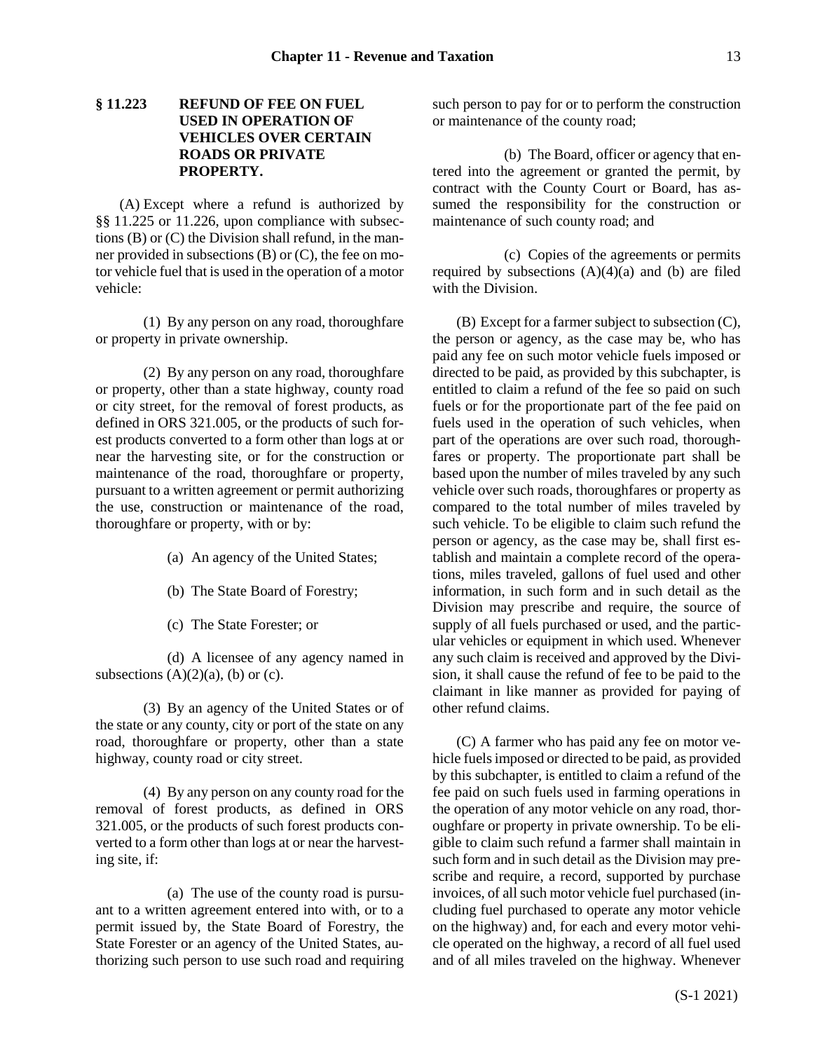### § 11.223 REFUND OF FEE ON FUEL USED IN OPERATION OF VEHICLES OVER CERTAIN ROADS OR PRIVATE PROPERTY.

(A) Except where a refund is authorized by §§ 11.225 or 11.226, upon compliance with subsections (B) or (C) the Division shall refund, in the manner provided in subsections (B) or (C), the fee on motor vehicle fuel that is used in the operation of a motor vehicle:

(1) By any person on any road, thoroughfare or property in private ownership.

(2) By any person on any road, thoroughfare or property, other than a state highway, county road or city street, for the removal of forest products, as defined in ORS 321.005, or the products of such forest products converted to a form other than logs at or near the harvesting site, or for the construction or maintenance of the road, thoroughfare or property, pursuant to a written agreement or permit authorizing the use, construction or maintenance of the road, thoroughfare or property, with or by:

(a) An agency of the United States;

(b) The State Board of Forestry;

(c) The State Forester; or

(d) A licensee of any agency named in subsections (A)(2)(a), (b) or (c).

(3) By an agency of the United States or of the state or any county, city or port of the state on any road, thoroughfare or property, other than a state highway, county road or city street.

(4) By any person on any county road for the removal of forest products, as defined in ORS 321.005, or the products of such forest products converted to a form other than logs at or near the harvesting site, if:

(a) The use of the county road is pursuant to a written agreement entered into with, or to a permit issued by, the State Board of Forestry, the State Forester or an agency of the United States, authorizing such person to use such road and requiring such person to pay for or to perform the construction or maintenance of the county road;

(b) The Board, officer or agency that entered into the agreement or granted the permit, by contract with the County Court or Board, has assumed the responsibility for the construction or maintenance of such county road; and

(c) Copies of the agreements or permits required by subsections (A)(4)(a) and (b) are filed with the Division.

(B) Except for a farmer subject to subsection (C), the person or agency, as the case may be, who has paid any fee on such motor vehicle fuels imposed or directed to be paid, as provided by this subchapter, is entitled to claim a refund of the fee so paid on such fuels or for the proportionate part of the fee paid on fuels used in the operation of such vehicles, when part of the operations are over such road, thoroughfares or property. The proportionate part shall be based upon the number of miles traveled by any such vehicle over such roads, thoroughfares or property as compared to the total number of miles traveled by such vehicle. To be eligible to claim such refund the person or agency, as the case may be, shall first establish and maintain a complete record of the operations, miles traveled, gallons of fuel used and other information, in such form and in such detail as the Division may prescribe and require, the source of supply of all fuels purchased or used, and the particular vehicles or equipment in which used. Whenever any such claim is received and approved by the Division, it shall cause the refund of fee to be paid to the claimant in like manner as provided for paying of other refund claims.

(C) A farmer who has paid any fee on motor vehicle fuels imposed or directed to be paid, as provided by this subchapter, is entitled to claim a refund of the fee paid on such fuels used in farming operations in the operation of any motor vehicle on any road, thoroughfare or property in private ownership. To be eligible to claim such refund a farmer shall maintain in such form and in such detail as the Division may prescribe and require, a record, supported by purchase invoices, of all such motor vehicle fuel purchased (including fuel purchased to operate any motor vehicle on the highway) and, for each and every motor vehicle operated on the highway, a record of all fuel used and of all miles traveled on the highway. Whenever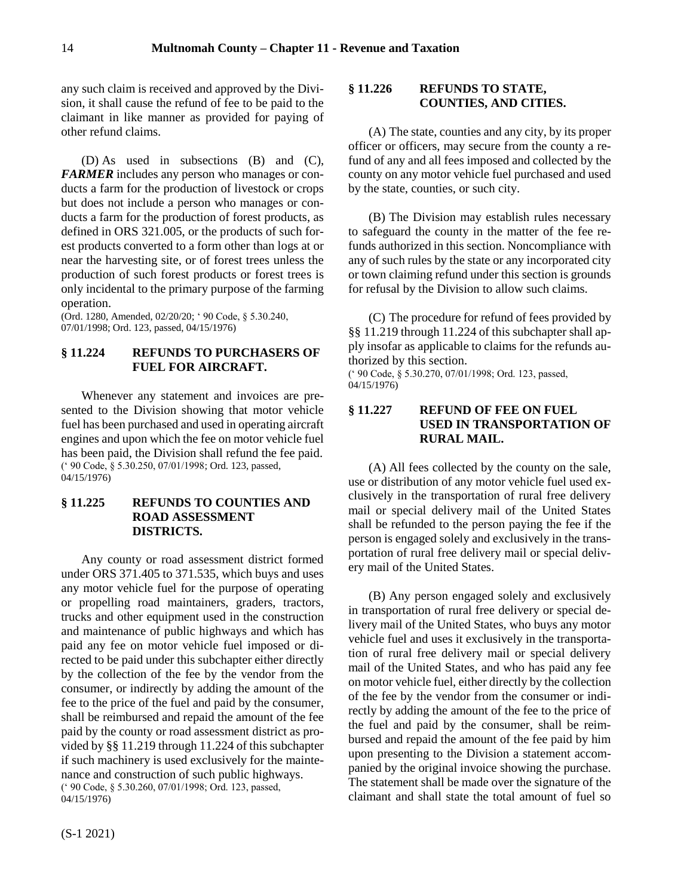any such claim is received and approved by the Division, it shall cause the refund of fee to be paid to the claimant in like manner as provided for paying of other refund claims.

(D) As used in subsections (B) and (C), ***FARMER*** includes any person who manages or conducts a farm for the production of livestock or crops but does not include a person who manages or conducts a farm for the production of forest products, as defined in ORS 321.005, or the products of such forest products converted to a form other than logs at or near the harvesting site, or of forest trees unless the production of such forest products or forest trees is only incidental to the primary purpose of the farming operation.

(Ord. 1280, Amended, 02/20/20; ' 90 Code, § 5.30.240, 07/01/1998; Ord. 123, passed, 04/15/1976)

### § 11.224 REFUNDS TO PURCHASERS OF FUEL FOR AIRCRAFT.

Whenever any statement and invoices are presented to the Division showing that motor vehicle fuel has been purchased and used in operating aircraft engines and upon which the fee on motor vehicle fuel has been paid, the Division shall refund the fee paid.

(' 90 Code, § 5.30.250, 07/01/1998; Ord. 123, passed, 04/15/1976)

### § 11.225 REFUNDS TO COUNTIES AND ROAD ASSESSMENT DISTRICTS.

Any county or road assessment district formed under ORS 371.405 to 371.535, which buys and uses any motor vehicle fuel for the purpose of operating or propelling road maintainers, graders, tractors, trucks and other equipment used in the construction and maintenance of public highways and which has paid any fee on motor vehicle fuel imposed or directed to be paid under this subchapter either directly by the collection of the fee by the vendor from the consumer, or indirectly by adding the amount of the fee to the price of the fuel and paid by the consumer, shall be reimbursed and repaid the amount of the fee paid by the county or road assessment district as provided by §§ 11.219 through 11.224 of this subchapter if such machinery is used exclusively for the maintenance and construction of such public highways.

(' 90 Code, § 5.30.260, 07/01/1998; Ord. 123, passed, 04/15/1976)

### § 11.226 REFUNDS TO STATE, COUNTIES, AND CITIES.

(A) The state, counties and any city, by its proper officer or officers, may secure from the county a refund of any and all fees imposed and collected by the county on any motor vehicle fuel purchased and used by the state, counties, or such city.

(B) The Division may establish rules necessary to safeguard the county in the matter of the fee refunds authorized in this section. Noncompliance with any of such rules by the state or any incorporated city or town claiming refund under this section is grounds for refusal by the Division to allow such claims.

(C) The procedure for refund of fees provided by §§ 11.219 through 11.224 of this subchapter shall apply insofar as applicable to claims for the refunds authorized by this section.

(' 90 Code, § 5.30.270, 07/01/1998; Ord. 123, passed, 04/15/1976)

### § 11.227 REFUND OF FEE ON FUEL USED IN TRANSPORTATION OF RURAL MAIL.

(A) All fees collected by the county on the sale, use or distribution of any motor vehicle fuel used exclusively in the transportation of rural free delivery mail or special delivery mail of the United States shall be refunded to the person paying the fee if the person is engaged solely and exclusively in the transportation of rural free delivery mail or special delivery mail of the United States.

(B) Any person engaged solely and exclusively in transportation of rural free delivery or special delivery mail of the United States, who buys any motor vehicle fuel and uses it exclusively in the transportation of rural free delivery mail or special delivery mail of the United States, and who has paid any fee on motor vehicle fuel, either directly by the collection of the fee by the vendor from the consumer or indirectly by adding the amount of the fee to the price of the fuel and paid by the consumer, shall be reimbursed and repaid the amount of the fee paid by him upon presenting to the Division a statement accompanied by the original invoice showing the purchase. The statement shall be made over the signature of the claimant and shall state the total amount of fuel so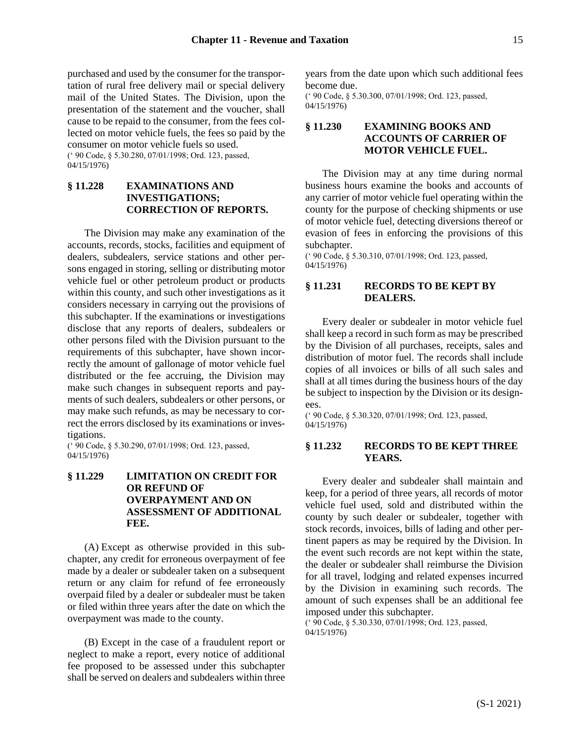purchased and used by the consumer for the transportation of rural free delivery mail or special delivery mail of the United States. The Division, upon the presentation of the statement and the voucher, shall cause to be repaid to the consumer, from the fees collected on motor vehicle fuels, the fees so paid by the consumer on motor vehicle fuels so used.
(' 90 Code, § 5.30.280, 07/01/1998; Ord. 123, passed, 04/15/1976)

### § 11.228 EXAMINATIONS AND INVESTIGATIONS; CORRECTION OF REPORTS.

The Division may make any examination of the accounts, records, stocks, facilities and equipment of dealers, subdealers, service stations and other persons engaged in storing, selling or distributing motor vehicle fuel or other petroleum product or products within this county, and such other investigations as it considers necessary in carrying out the provisions of this subchapter. If the examinations or investigations disclose that any reports of dealers, subdealers or other persons filed with the Division pursuant to the requirements of this subchapter, have shown incorrectly the amount of gallonage of motor vehicle fuel distributed or the fee accruing, the Division may make such changes in subsequent reports and payments of such dealers, subdealers or other persons, or may make such refunds, as may be necessary to correct the errors disclosed by its examinations or investigations.
(' 90 Code, § 5.30.290, 07/01/1998; Ord. 123, passed, 04/15/1976)

### § 11.229 LIMITATION ON CREDIT FOR OR REFUND OF OVERPAYMENT AND ON ASSESSMENT OF ADDITIONAL FEE.

(A) Except as otherwise provided in this subchapter, any credit for erroneous overpayment of fee made by a dealer or subdealer taken on a subsequent return or any claim for refund of fee erroneously overpaid filed by a dealer or subdealer must be taken or filed within three years after the date on which the overpayment was made to the county.

(B) Except in the case of a fraudulent report or neglect to make a report, every notice of additional fee proposed to be assessed under this subchapter shall be served on dealers and subdealers within three years from the date upon which such additional fees become due.
(' 90 Code, § 5.30.300, 07/01/1998; Ord. 123, passed, 04/15/1976)

### § 11.230 EXAMINING BOOKS AND ACCOUNTS OF CARRIER OF MOTOR VEHICLE FUEL.

The Division may at any time during normal business hours examine the books and accounts of any carrier of motor vehicle fuel operating within the county for the purpose of checking shipments or use of motor vehicle fuel, detecting diversions thereof or evasion of fees in enforcing the provisions of this subchapter.
(' 90 Code, § 5.30.310, 07/01/1998; Ord. 123, passed, 04/15/1976)

### § 11.231 RECORDS TO BE KEPT BY DEALERS.

Every dealer or subdealer in motor vehicle fuel shall keep a record in such form as may be prescribed by the Division of all purchases, receipts, sales and distribution of motor fuel. The records shall include copies of all invoices or bills of all such sales and shall at all times during the business hours of the day be subject to inspection by the Division or its designees.
(' 90 Code, § 5.30.320, 07/01/1998; Ord. 123, passed, 04/15/1976)

### § 11.232 RECORDS TO BE KEPT THREE YEARS.

Every dealer and subdealer shall maintain and keep, for a period of three years, all records of motor vehicle fuel used, sold and distributed within the county by such dealer or subdealer, together with stock records, invoices, bills of lading and other pertinent papers as may be required by the Division. In the event such records are not kept within the state, the dealer or subdealer shall reimburse the Division for all travel, lodging and related expenses incurred by the Division in examining such records. The amount of such expenses shall be an additional fee imposed under this subchapter.
(' 90 Code, § 5.30.330, 07/01/1998; Ord. 123, passed, 04/15/1976)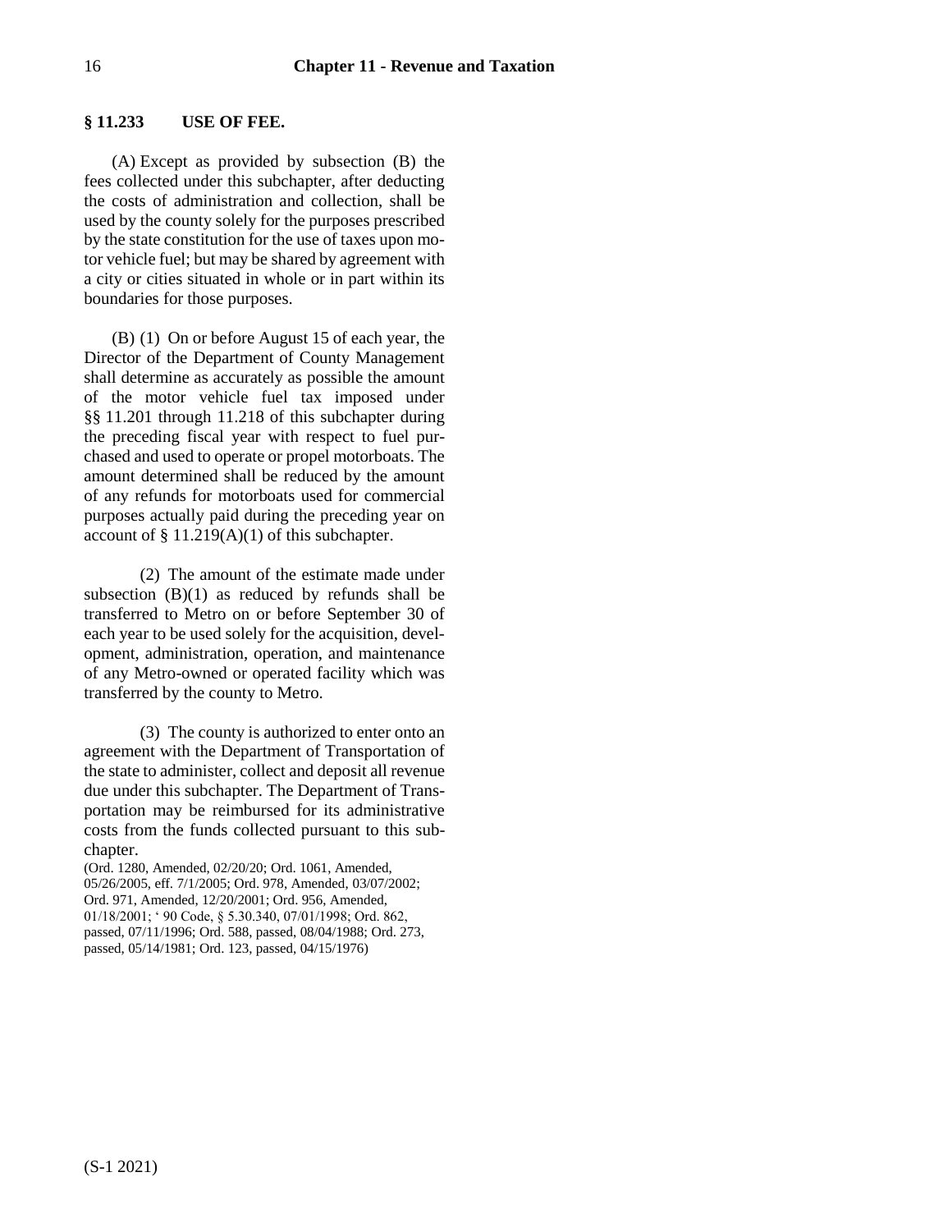## § 11.233 USE OF FEE.

(A) Except as provided by subsection (B) the fees collected under this subchapter, after deducting the costs of administration and collection, shall be used by the county solely for the purposes prescribed by the state constitution for the use of taxes upon motor vehicle fuel; but may be shared by agreement with a city or cities situated in whole or in part within its boundaries for those purposes.

(B) (1) On or before August 15 of each year, the Director of the Department of County Management shall determine as accurately as possible the amount of the motor vehicle fuel tax imposed under §§ 11.201 through 11.218 of this subchapter during the preceding fiscal year with respect to fuel purchased and used to operate or propel motorboats. The amount determined shall be reduced by the amount of any refunds for motorboats used for commercial purposes actually paid during the preceding year on account of § 11.219(A)(1) of this subchapter.

(2) The amount of the estimate made under subsection (B)(1) as reduced by refunds shall be transferred to Metro on or before September 30 of each year to be used solely for the acquisition, development, administration, operation, and maintenance of any Metro-owned or operated facility which was transferred by the county to Metro.

(3) The county is authorized to enter onto an agreement with the Department of Transportation of the state to administer, collect and deposit all revenue due under this subchapter. The Department of Transportation may be reimbursed for its administrative costs from the funds collected pursuant to this subchapter.

(Ord. 1280, Amended, 02/20/20; Ord. 1061, Amended, 05/26/2005, eff. 7/1/2005; Ord. 978, Amended, 03/07/2002; Ord. 971, Amended, 12/20/2001; Ord. 956, Amended, 01/18/2001; ' 90 Code, § 5.30.340, 07/01/1998; Ord. 862, passed, 07/11/1996; Ord. 588, passed, 08/04/1988; Ord. 273, passed, 05/14/1981; Ord. 123, passed, 04/15/1976)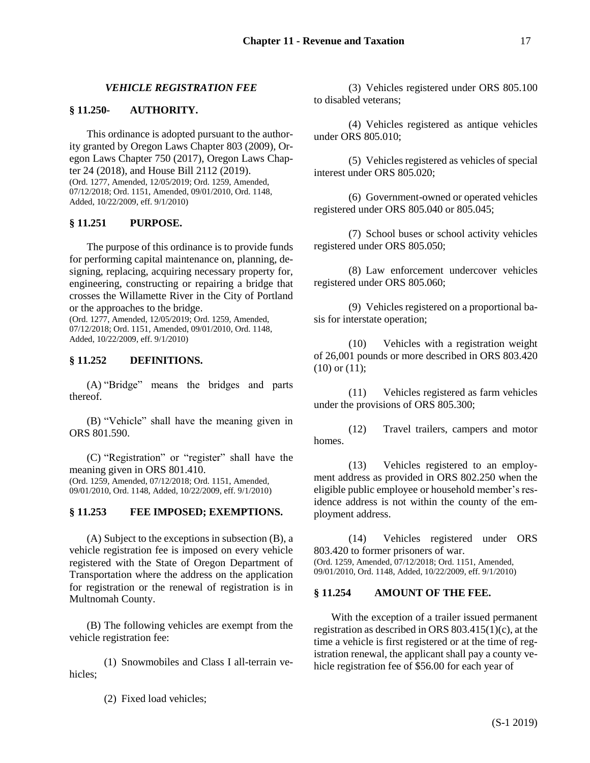### *VEHICLE REGISTRATION FEE*

### § 11.250- AUTHORITY.

This ordinance is adopted pursuant to the authority granted by Oregon Laws Chapter 803 (2009), Oregon Laws Chapter 750 (2017), Oregon Laws Chapter 24 (2018), and House Bill 2112 (2019).
(Ord. 1277, Amended, 12/05/2019; Ord. 1259, Amended, 07/12/2018; Ord. 1151, Amended, 09/01/2010, Ord. 1148, Added, 10/22/2009, eff. 9/1/2010)

### § 11.251 PURPOSE.

The purpose of this ordinance is to provide funds for performing capital maintenance on, planning, designing, replacing, acquiring necessary property for, engineering, constructing or repairing a bridge that crosses the Willamette River in the City of Portland or the approaches to the bridge.
(Ord. 1277, Amended, 12/05/2019; Ord. 1259, Amended, 07/12/2018; Ord. 1151, Amended, 09/01/2010, Ord. 1148, Added, 10/22/2009, eff. 9/1/2010)

### § 11.252 DEFINITIONS.

(A) "Bridge" means the bridges and parts thereof.

(B) "Vehicle" shall have the meaning given in ORS 801.590.

(C) "Registration" or "register" shall have the meaning given in ORS 801.410.
(Ord. 1259, Amended, 07/12/2018; Ord. 1151, Amended, 09/01/2010, Ord. 1148, Added, 10/22/2009, eff. 9/1/2010)

### § 11.253 FEE IMPOSED; EXEMPTIONS.

(A) Subject to the exceptions in subsection (B), a vehicle registration fee is imposed on every vehicle registered with the State of Oregon Department of Transportation where the address on the application for registration or the renewal of registration is in Multnomah County.

(B) The following vehicles are exempt from the vehicle registration fee:

(1) Snowmobiles and Class I all-terrain vehicles;

(2) Fixed load vehicles;

(3) Vehicles registered under ORS 805.100 to disabled veterans;

(4) Vehicles registered as antique vehicles under ORS 805.010;

(5) Vehicles registered as vehicles of special interest under ORS 805.020;

(6) Government-owned or operated vehicles registered under ORS 805.040 or 805.045;

(7) School buses or school activity vehicles registered under ORS 805.050;

(8) Law enforcement undercover vehicles registered under ORS 805.060;

(9) Vehicles registered on a proportional basis for interstate operation;

(10) Vehicles with a registration weight of 26,001 pounds or more described in ORS 803.420 (10) or (11);

(11) Vehicles registered as farm vehicles under the provisions of ORS 805.300;

(12) Travel trailers, campers and motor homes.

(13) Vehicles registered to an employment address as provided in ORS 802.250 when the eligible public employee or household member's residence address is not within the county of the employment address.

(14) Vehicles registered under ORS 803.420 to former prisoners of war.
(Ord. 1259, Amended, 07/12/2018; Ord. 1151, Amended, 09/01/2010, Ord. 1148, Added, 10/22/2009, eff. 9/1/2010)

### § 11.254 AMOUNT OF THE FEE.

With the exception of a trailer issued permanent registration as described in ORS 803.415(1)(c), at the time a vehicle is first registered or at the time of registration renewal, the applicant shall pay a county vehicle registration fee of $56.00 for each year of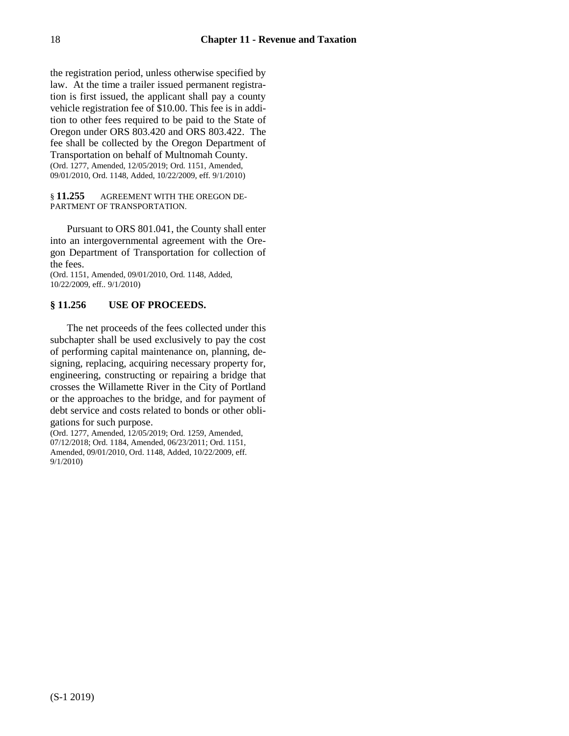the registration period, unless otherwise specified by law. At the time a trailer issued permanent registration is first issued, the applicant shall pay a county vehicle registration fee of $10.00. This fee is in addition to other fees required to be paid to the State of Oregon under ORS 803.420 and ORS 803.422. The fee shall be collected by the Oregon Department of Transportation on behalf of Multnomah County.
(Ord. 1277, Amended, 12/05/2019; Ord. 1151, Amended, 09/01/2010, Ord. 1148, Added, 10/22/2009, eff. 9/1/2010)

§ **11.255** AGREEMENT WITH THE OREGON DEPARTMENT OF TRANSPORTATION.

Pursuant to ORS 801.041, the County shall enter into an intergovernmental agreement with the Oregon Department of Transportation for collection of the fees.
(Ord. 1151, Amended, 09/01/2010, Ord. 1148, Added, 10/22/2009, eff.. 9/1/2010)

**§ 11.256 USE OF PROCEEDS.**

The net proceeds of the fees collected under this subchapter shall be used exclusively to pay the cost of performing capital maintenance on, planning, designing, replacing, acquiring necessary property for, engineering, constructing or repairing a bridge that crosses the Willamette River in the City of Portland or the approaches to the bridge, and for payment of debt service and costs related to bonds or other obligations for such purpose.
(Ord. 1277, Amended, 12/05/2019; Ord. 1259, Amended, 07/12/2018; Ord. 1184, Amended, 06/23/2011; Ord. 1151, Amended, 09/01/2010, Ord. 1148, Added, 10/22/2009, eff. 9/1/2010)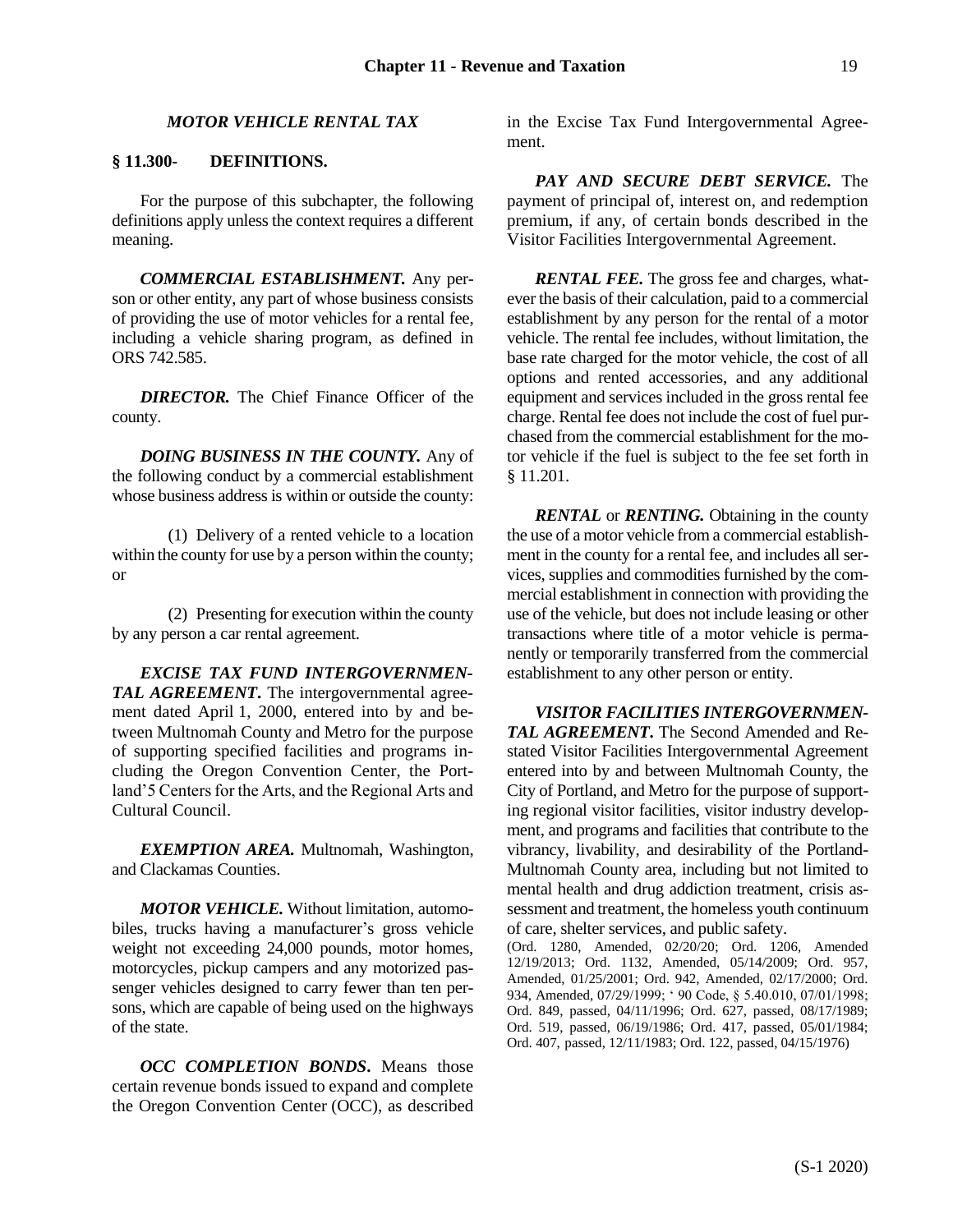### *MOTOR VEHICLE RENTAL TAX*

**§ 11.300- DEFINITIONS.**

For the purpose of this subchapter, the following definitions apply unless the context requires a different meaning.

***COMMERCIAL ESTABLISHMENT.*** Any person or other entity, any part of whose business consists of providing the use of motor vehicles for a rental fee, including a vehicle sharing program, as defined in ORS 742.585.

***DIRECTOR.*** The Chief Finance Officer of the county.

***DOING BUSINESS IN THE COUNTY.*** Any of the following conduct by a commercial establishment whose business address is within or outside the county:

(1) Delivery of a rented vehicle to a location within the county for use by a person within the county; or

(2) Presenting for execution within the county by any person a car rental agreement.

***EXCISE TAX FUND INTERGOVERNMENTAL AGREEMENT.*** The intergovernmental agreement dated April 1, 2000, entered into by and between Multnomah County and Metro for the purpose of supporting specified facilities and programs including the Oregon Convention Center, the Portland'5 Centers for the Arts, and the Regional Arts and Cultural Council.

***EXEMPTION AREA.*** Multnomah, Washington, and Clackamas Counties.

***MOTOR VEHICLE.*** Without limitation, automobiles, trucks having a manufacturer's gross vehicle weight not exceeding 24,000 pounds, motor homes, motorcycles, pickup campers and any motorized passenger vehicles designed to carry fewer than ten persons, which are capable of being used on the highways of the state.

***OCC COMPLETION BONDS.*** Means those certain revenue bonds issued to expand and complete the Oregon Convention Center (OCC), as described in the Excise Tax Fund Intergovernmental Agreement.

***PAY AND SECURE DEBT SERVICE.*** The payment of principal of, interest on, and redemption premium, if any, of certain bonds described in the Visitor Facilities Intergovernmental Agreement.

***RENTAL FEE.*** The gross fee and charges, whatever the basis of their calculation, paid to a commercial establishment by any person for the rental of a motor vehicle. The rental fee includes, without limitation, the base rate charged for the motor vehicle, the cost of all options and rented accessories, and any additional equipment and services included in the gross rental fee charge. Rental fee does not include the cost of fuel purchased from the commercial establishment for the motor vehicle if the fuel is subject to the fee set forth in § 11.201.

***RENTAL*** or ***RENTING.*** Obtaining in the county the use of a motor vehicle from a commercial establishment in the county for a rental fee, and includes all services, supplies and commodities furnished by the commercial establishment in connection with providing the use of the vehicle, but does not include leasing or other transactions where title of a motor vehicle is permanently or temporarily transferred from the commercial establishment to any other person or entity.

***VISITOR FACILITIES INTERGOVERNMENTAL AGREEMENT.*** The Second Amended and Restated Visitor Facilities Intergovernmental Agreement entered into by and between Multnomah County, the City of Portland, and Metro for the purpose of supporting regional visitor facilities, visitor industry development, and programs and facilities that contribute to the vibrancy, livability, and desirability of the Portland-Multnomah County area, including but not limited to mental health and drug addiction treatment, crisis assessment and treatment, the homeless youth continuum of care, shelter services, and public safety.

(Ord. 1280, Amended, 02/20/20; Ord. 1206, Amended 12/19/2013; Ord. 1132, Amended, 05/14/2009; Ord. 957, Amended, 01/25/2001; Ord. 942, Amended, 02/17/2000; Ord. 934, Amended, 07/29/1999; ' 90 Code, § 5.40.010, 07/01/1998; Ord. 849, passed, 04/11/1996; Ord. 627, passed, 08/17/1989; Ord. 519, passed, 06/19/1986; Ord. 417, passed, 05/01/1984; Ord. 407, passed, 12/11/1983; Ord. 122, passed, 04/15/1976)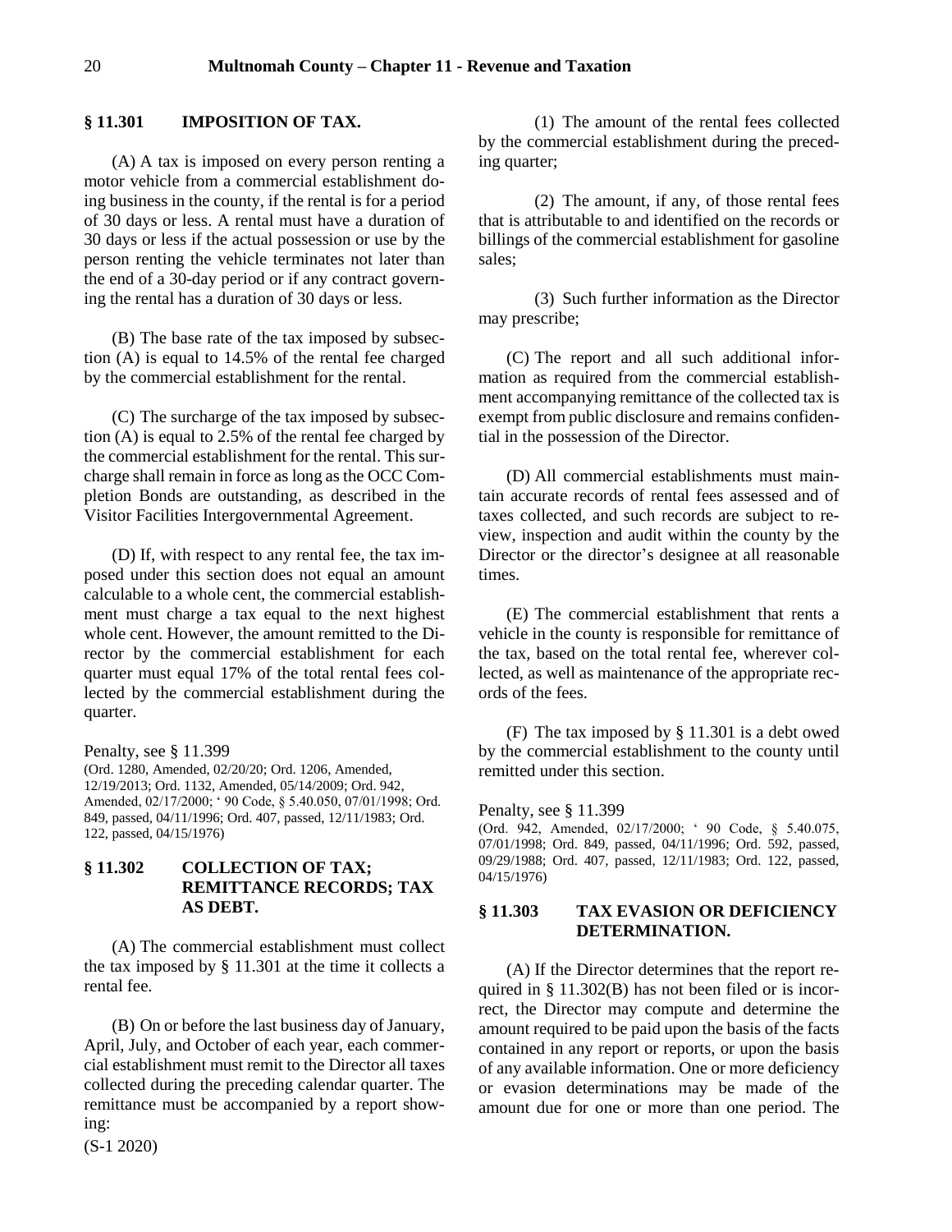## § 11.301 IMPOSITION OF TAX.

(A) A tax is imposed on every person renting a motor vehicle from a commercial establishment doing business in the county, if the rental is for a period of 30 days or less. A rental must have a duration of 30 days or less if the actual possession or use by the person renting the vehicle terminates not later than the end of a 30-day period or if any contract governing the rental has a duration of 30 days or less.

(B) The base rate of the tax imposed by subsection (A) is equal to 14.5% of the rental fee charged by the commercial establishment for the rental.

(C) The surcharge of the tax imposed by subsection (A) is equal to 2.5% of the rental fee charged by the commercial establishment for the rental. This surcharge shall remain in force as long as the OCC Completion Bonds are outstanding, as described in the Visitor Facilities Intergovernmental Agreement.

(D) If, with respect to any rental fee, the tax imposed under this section does not equal an amount calculable to a whole cent, the commercial establishment must charge a tax equal to the next highest whole cent. However, the amount remitted to the Director by the commercial establishment for each quarter must equal 17% of the total rental fees collected by the commercial establishment during the quarter.

Penalty, see § 11.399

(Ord. 1280, Amended, 02/20/20; Ord. 1206, Amended, 12/19/2013; Ord. 1132, Amended, 05/14/2009; Ord. 942, Amended, 02/17/2000; ' 90 Code, § 5.40.050, 07/01/1998; Ord. 849, passed, 04/11/1996; Ord. 407, passed, 12/11/1983; Ord. 122, passed, 04/15/1976)

## § 11.302 COLLECTION OF TAX; REMITTANCE RECORDS; TAX AS DEBT.

(A) The commercial establishment must collect the tax imposed by § 11.301 at the time it collects a rental fee.

(B) On or before the last business day of January, April, July, and October of each year, each commercial establishment must remit to the Director all taxes collected during the preceding calendar quarter. The remittance must be accompanied by a report showing:

(1) The amount of the rental fees collected by the commercial establishment during the preceding quarter;

(2) The amount, if any, of those rental fees that is attributable to and identified on the records or billings of the commercial establishment for gasoline sales;

(3) Such further information as the Director may prescribe;

(C) The report and all such additional information as required from the commercial establishment accompanying remittance of the collected tax is exempt from public disclosure and remains confidential in the possession of the Director.

(D) All commercial establishments must maintain accurate records of rental fees assessed and of taxes collected, and such records are subject to review, inspection and audit within the county by the Director or the director's designee at all reasonable times.

(E) The commercial establishment that rents a vehicle in the county is responsible for remittance of the tax, based on the total rental fee, wherever collected, as well as maintenance of the appropriate records of the fees.

(F) The tax imposed by § 11.301 is a debt owed by the commercial establishment to the county until remitted under this section.

Penalty, see § 11.399

(Ord. 942, Amended, 02/17/2000; ' 90 Code, § 5.40.075, 07/01/1998; Ord. 849, passed, 04/11/1996; Ord. 592, passed, 09/29/1988; Ord. 407, passed, 12/11/1983; Ord. 122, passed, 04/15/1976)

## § 11.303 TAX EVASION OR DEFICIENCY DETERMINATION.

(A) If the Director determines that the report required in § 11.302(B) has not been filed or is incorrect, the Director may compute and determine the amount required to be paid upon the basis of the facts contained in any report or reports, or upon the basis of any available information. One or more deficiency or evasion determinations may be made of the amount due for one or more than one period. The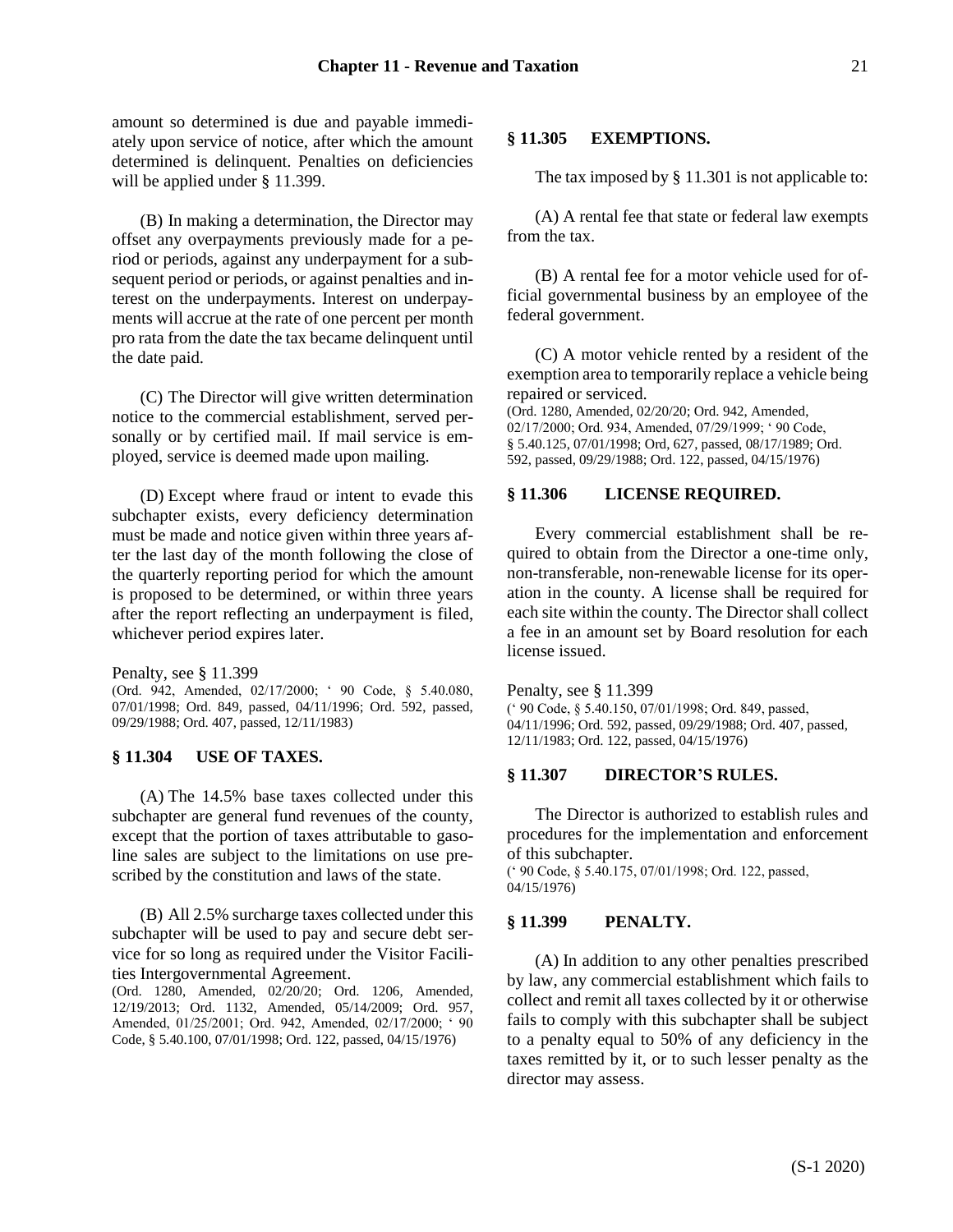amount so determined is due and payable immediately upon service of notice, after which the amount determined is delinquent. Penalties on deficiencies will be applied under § 11.399.

(B) In making a determination, the Director may offset any overpayments previously made for a period or periods, against any underpayment for a subsequent period or periods, or against penalties and interest on the underpayments. Interest on underpayments will accrue at the rate of one percent per month pro rata from the date the tax became delinquent until the date paid.

(C) The Director will give written determination notice to the commercial establishment, served personally or by certified mail. If mail service is employed, service is deemed made upon mailing.

(D) Except where fraud or intent to evade this subchapter exists, every deficiency determination must be made and notice given within three years after the last day of the month following the close of the quarterly reporting period for which the amount is proposed to be determined, or within three years after the report reflecting an underpayment is filed, whichever period expires later.

Penalty, see § 11.399
(Ord. 942, Amended, 02/17/2000; ' 90 Code, § 5.40.080, 07/01/1998; Ord. 849, passed, 04/11/1996; Ord. 592, passed, 09/29/1988; Ord. 407, passed, 12/11/1983)

### § 11.304 USE OF TAXES.

(A) The 14.5% base taxes collected under this subchapter are general fund revenues of the county, except that the portion of taxes attributable to gasoline sales are subject to the limitations on use prescribed by the constitution and laws of the state.

(B) All 2.5% surcharge taxes collected under this subchapter will be used to pay and secure debt service for so long as required under the Visitor Facilities Intergovernmental Agreement.
(Ord. 1280, Amended, 02/20/20; Ord. 1206, Amended, 12/19/2013; Ord. 1132, Amended, 05/14/2009; Ord. 957, Amended, 01/25/2001; Ord. 942, Amended, 02/17/2000; ' 90 Code, § 5.40.100, 07/01/1998; Ord. 122, passed, 04/15/1976)

### § 11.305 EXEMPTIONS.

The tax imposed by § 11.301 is not applicable to:

(A) A rental fee that state or federal law exempts from the tax.

(B) A rental fee for a motor vehicle used for official governmental business by an employee of the federal government.

(C) A motor vehicle rented by a resident of the exemption area to temporarily replace a vehicle being repaired or serviced.
(Ord. 1280, Amended, 02/20/20; Ord. 942, Amended, 02/17/2000; Ord. 934, Amended, 07/29/1999; ' 90 Code, § 5.40.125, 07/01/1998; Ord, 627, passed, 08/17/1989; Ord. 592, passed, 09/29/1988; Ord. 122, passed, 04/15/1976)

### § 11.306 LICENSE REQUIRED.

Every commercial establishment shall be required to obtain from the Director a one-time only, non-transferable, non-renewable license for its operation in the county. A license shall be required for each site within the county. The Director shall collect a fee in an amount set by Board resolution for each license issued.

Penalty, see § 11.399
(' 90 Code, § 5.40.150, 07/01/1998; Ord. 849, passed, 04/11/1996; Ord. 592, passed, 09/29/1988; Ord. 407, passed, 12/11/1983; Ord. 122, passed, 04/15/1976)

### § 11.307 DIRECTOR'S RULES.

The Director is authorized to establish rules and procedures for the implementation and enforcement of this subchapter.
(' 90 Code, § 5.40.175, 07/01/1998; Ord. 122, passed, 04/15/1976)

### § 11.399 PENALTY.

(A) In addition to any other penalties prescribed by law, any commercial establishment which fails to collect and remit all taxes collected by it or otherwise fails to comply with this subchapter shall be subject to a penalty equal to 50% of any deficiency in the taxes remitted by it, or to such lesser penalty as the director may assess.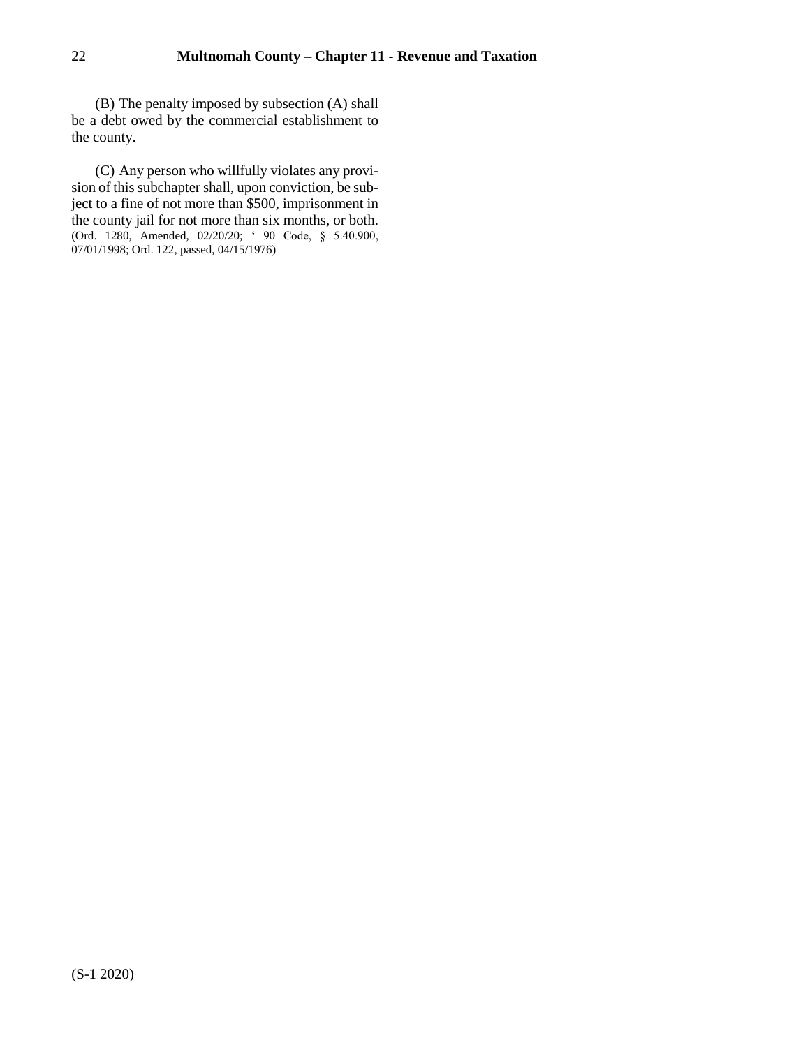(B) The penalty imposed by subsection (A) shall be a debt owed by the commercial establishment to the county.

(C) Any person who willfully violates any provision of this subchapter shall, upon conviction, be subject to a fine of not more than $500, imprisonment in the county jail for not more than six months, or both.
(Ord. 1280, Amended, 02/20/20; ' 90 Code, § 5.40.900, 07/01/1998; Ord. 122, passed, 04/15/1976)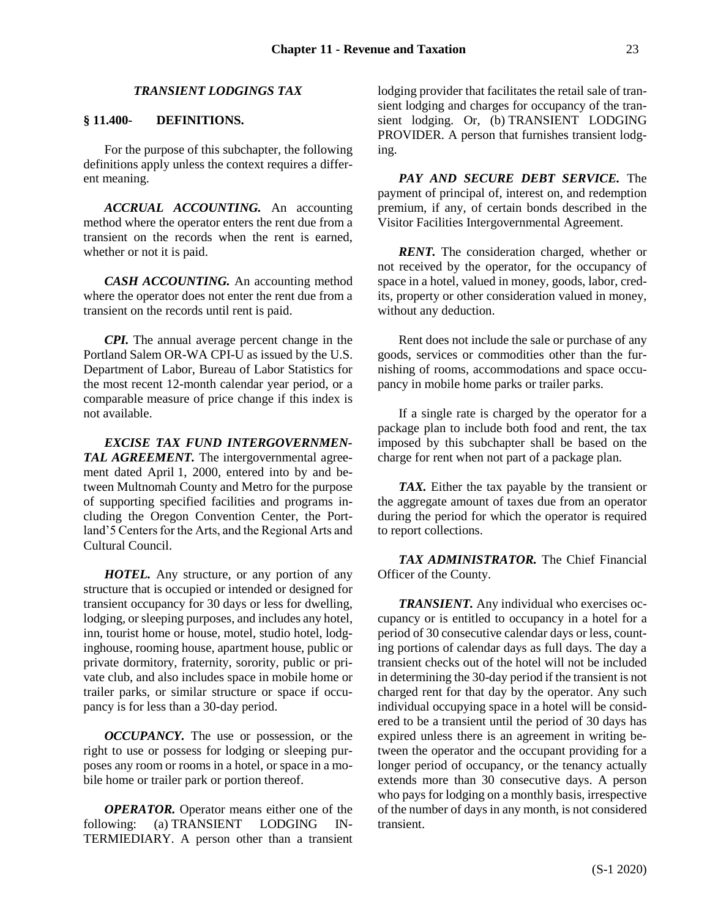### *TRANSIENT LODGINGS TAX*

### § 11.400- DEFINITIONS.

For the purpose of this subchapter, the following definitions apply unless the context requires a different meaning.

***ACCRUAL ACCOUNTING.*** An accounting method where the operator enters the rent due from a transient on the records when the rent is earned, whether or not it is paid.

***CASH ACCOUNTING.*** An accounting method where the operator does not enter the rent due from a transient on the records until rent is paid.

***CPI.*** The annual average percent change in the Portland Salem OR-WA CPI-U as issued by the U.S. Department of Labor, Bureau of Labor Statistics for the most recent 12-month calendar year period, or a comparable measure of price change if this index is not available.

***EXCISE TAX FUND INTERGOVERNMENTAL AGREEMENT.*** The intergovernmental agreement dated April 1, 2000, entered into by and between Multnomah County and Metro for the purpose of supporting specified facilities and programs including the Oregon Convention Center, the Portland'5 Centers for the Arts, and the Regional Arts and Cultural Council.

***HOTEL.*** Any structure, or any portion of any structure that is occupied or intended or designed for transient occupancy for 30 days or less for dwelling, lodging, or sleeping purposes, and includes any hotel, inn, tourist home or house, motel, studio hotel, lodginghouse, rooming house, apartment house, public or private dormitory, fraternity, sorority, public or private club, and also includes space in mobile home or trailer parks, or similar structure or space if occupancy is for less than a 30-day period.

***OCCUPANCY.*** The use or possession, or the right to use or possess for lodging or sleeping purposes any room or rooms in a hotel, or space in a mobile home or trailer park or portion thereof.

***OPERATOR.*** Operator means either one of the following: (a) TRANSIENT LODGING INTERMIEDIARY. A person other than a transient lodging provider that facilitates the retail sale of transient lodging and charges for occupancy of the transient lodging. Or, (b) TRANSIENT LODGING PROVIDER. A person that furnishes transient lodging.

***PAY AND SECURE DEBT SERVICE.*** The payment of principal of, interest on, and redemption premium, if any, of certain bonds described in the Visitor Facilities Intergovernmental Agreement.

***RENT.*** The consideration charged, whether or not received by the operator, for the occupancy of space in a hotel, valued in money, goods, labor, credits, property or other consideration valued in money, without any deduction.

Rent does not include the sale or purchase of any goods, services or commodities other than the furnishing of rooms, accommodations and space occupancy in mobile home parks or trailer parks.

If a single rate is charged by the operator for a package plan to include both food and rent, the tax imposed by this subchapter shall be based on the charge for rent when not part of a package plan.

***TAX.*** Either the tax payable by the transient or the aggregate amount of taxes due from an operator during the period for which the operator is required to report collections.

***TAX ADMINISTRATOR.*** The Chief Financial Officer of the County.

***TRANSIENT.*** Any individual who exercises occupancy or is entitled to occupancy in a hotel for a period of 30 consecutive calendar days or less, counting portions of calendar days as full days. The day a transient checks out of the hotel will not be included in determining the 30-day period if the transient is not charged rent for that day by the operator. Any such individual occupying space in a hotel will be considered to be a transient until the period of 30 days has expired unless there is an agreement in writing between the operator and the occupant providing for a longer period of occupancy, or the tenancy actually extends more than 30 consecutive days. A person who pays for lodging on a monthly basis, irrespective of the number of days in any month, is not considered transient.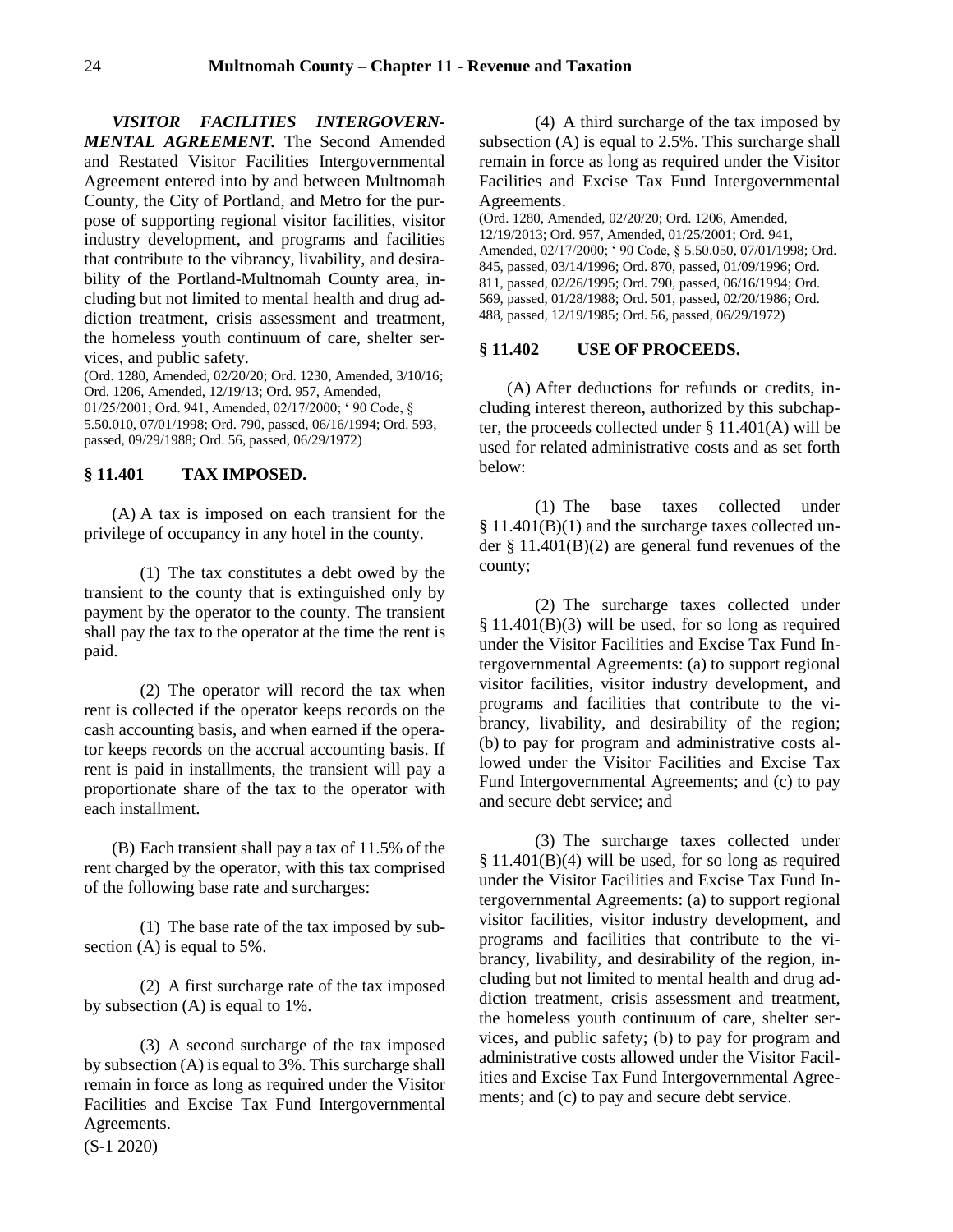***VISITOR FACILITIES INTERGOVERNMENTAL AGREEMENT.*** The Second Amended and Restated Visitor Facilities Intergovernmental Agreement entered into by and between Multnomah County, the City of Portland, and Metro for the purpose of supporting regional visitor facilities, visitor industry development, and programs and facilities that contribute to the vibrancy, livability, and desirability of the Portland-Multnomah County area, including but not limited to mental health and drug addiction treatment, crisis assessment and treatment, the homeless youth continuum of care, shelter services, and public safety.

(Ord. 1280, Amended, 02/20/20; Ord. 1230, Amended, 3/10/16; Ord. 1206, Amended, 12/19/13; Ord. 957, Amended, 01/25/2001; Ord. 941, Amended, 02/17/2000; ' 90 Code, § 5.50.010, 07/01/1998; Ord. 790, passed, 06/16/1994; Ord. 593, passed, 09/29/1988; Ord. 56, passed, 06/29/1972)

### § 11.401 TAX IMPOSED.

(A) A tax is imposed on each transient for the privilege of occupancy in any hotel in the county.

(1) The tax constitutes a debt owed by the transient to the county that is extinguished only by payment by the operator to the county. The transient shall pay the tax to the operator at the time the rent is paid.

(2) The operator will record the tax when rent is collected if the operator keeps records on the cash accounting basis, and when earned if the operator keeps records on the accrual accounting basis. If rent is paid in installments, the transient will pay a proportionate share of the tax to the operator with each installment.

(B) Each transient shall pay a tax of 11.5% of the rent charged by the operator, with this tax comprised of the following base rate and surcharges:

(1) The base rate of the tax imposed by subsection (A) is equal to 5%.

(2) A first surcharge rate of the tax imposed by subsection (A) is equal to 1%.

(3) A second surcharge of the tax imposed by subsection (A) is equal to 3%. This surcharge shall remain in force as long as required under the Visitor Facilities and Excise Tax Fund Intergovernmental Agreements.

(4) A third surcharge of the tax imposed by subsection (A) is equal to 2.5%. This surcharge shall remain in force as long as required under the Visitor Facilities and Excise Tax Fund Intergovernmental Agreements.

(Ord. 1280, Amended, 02/20/20; Ord. 1206, Amended, 12/19/2013; Ord. 957, Amended, 01/25/2001; Ord. 941, Amended, 02/17/2000; ' 90 Code, § 5.50.050, 07/01/1998; Ord. 845, passed, 03/14/1996; Ord. 870, passed, 01/09/1996; Ord. 811, passed, 02/26/1995; Ord. 790, passed, 06/16/1994; Ord. 569, passed, 01/28/1988; Ord. 501, passed, 02/20/1986; Ord. 488, passed, 12/19/1985; Ord. 56, passed, 06/29/1972)

### § 11.402 USE OF PROCEEDS.

(A) After deductions for refunds or credits, including interest thereon, authorized by this subchapter, the proceeds collected under § 11.401(A) will be used for related administrative costs and as set forth below:

(1) The base taxes collected under § 11.401(B)(1) and the surcharge taxes collected under § 11.401(B)(2) are general fund revenues of the county;

(2) The surcharge taxes collected under § 11.401(B)(3) will be used, for so long as required under the Visitor Facilities and Excise Tax Fund Intergovernmental Agreements: (a) to support regional visitor facilities, visitor industry development, and programs and facilities that contribute to the vibrancy, livability, and desirability of the region; (b) to pay for program and administrative costs allowed under the Visitor Facilities and Excise Tax Fund Intergovernmental Agreements; and (c) to pay and secure debt service; and

(3) The surcharge taxes collected under § 11.401(B)(4) will be used, for so long as required under the Visitor Facilities and Excise Tax Fund Intergovernmental Agreements: (a) to support regional visitor facilities, visitor industry development, and programs and facilities that contribute to the vibrancy, livability, and desirability of the region, including but not limited to mental health and drug addiction treatment, crisis assessment and treatment, the homeless youth continuum of care, shelter services, and public safety; (b) to pay for program and administrative costs allowed under the Visitor Facilities and Excise Tax Fund Intergovernmental Agreements; and (c) to pay and secure debt service.

(S-1 2020)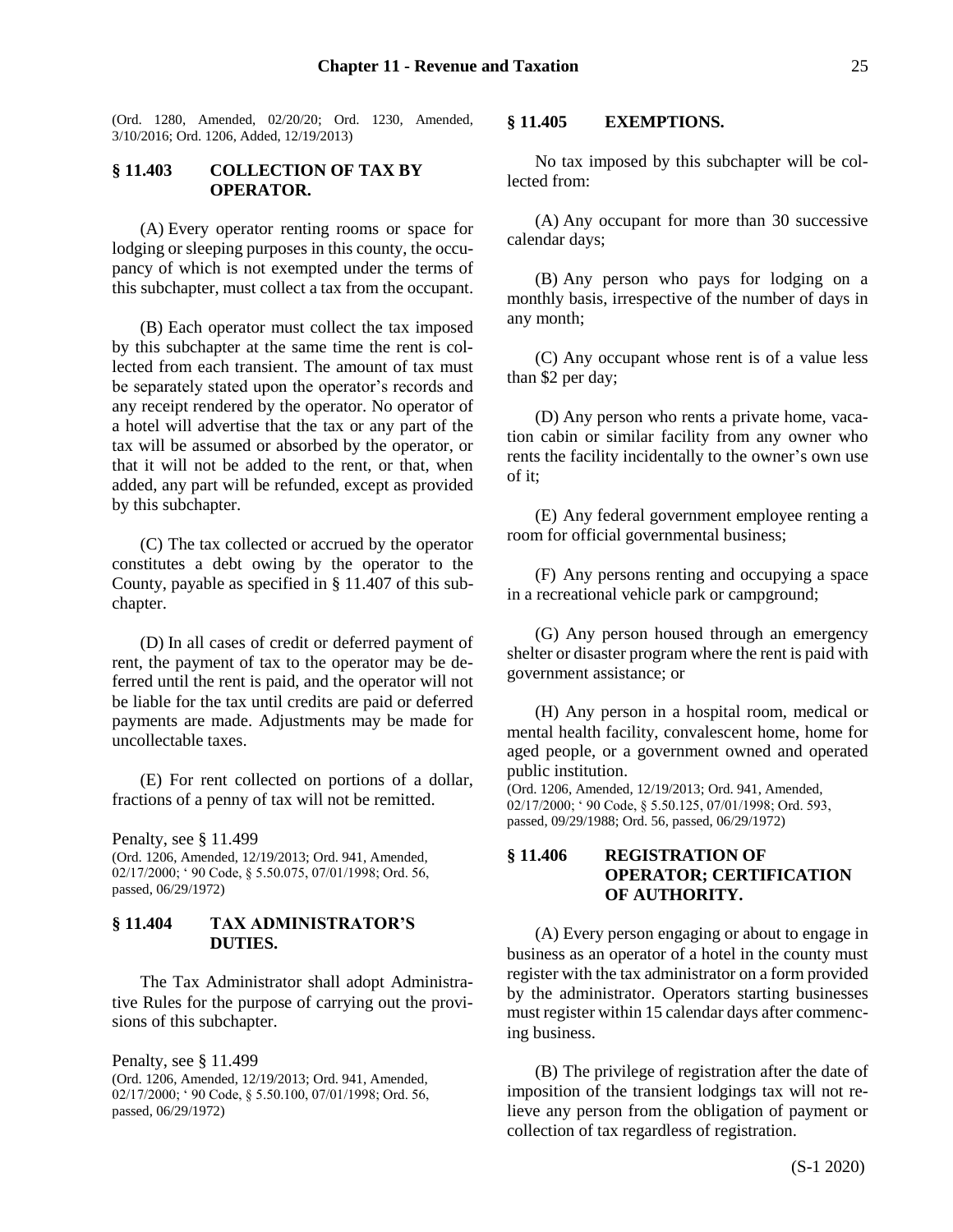(Ord. 1280, Amended, 02/20/20; Ord. 1230, Amended, 3/10/2016; Ord. 1206, Added, 12/19/2013)

### § 11.403 COLLECTION OF TAX BY OPERATOR.

(A) Every operator renting rooms or space for lodging or sleeping purposes in this county, the occupancy of which is not exempted under the terms of this subchapter, must collect a tax from the occupant.

(B) Each operator must collect the tax imposed by this subchapter at the same time the rent is collected from each transient. The amount of tax must be separately stated upon the operator's records and any receipt rendered by the operator. No operator of a hotel will advertise that the tax or any part of the tax will be assumed or absorbed by the operator, or that it will not be added to the rent, or that, when added, any part will be refunded, except as provided by this subchapter.

(C) The tax collected or accrued by the operator constitutes a debt owing by the operator to the County, payable as specified in § 11.407 of this subchapter.

(D) In all cases of credit or deferred payment of rent, the payment of tax to the operator may be deferred until the rent is paid, and the operator will not be liable for the tax until credits are paid or deferred payments are made. Adjustments may be made for uncollectable taxes.

(E) For rent collected on portions of a dollar, fractions of a penny of tax will not be remitted.

Penalty, see § 11.499

(Ord. 1206, Amended, 12/19/2013; Ord. 941, Amended, 02/17/2000; ' 90 Code, § 5.50.075, 07/01/1998; Ord. 56, passed, 06/29/1972)

### § 11.404 TAX ADMINISTRATOR'S DUTIES.

The Tax Administrator shall adopt Administrative Rules for the purpose of carrying out the provisions of this subchapter.

Penalty, see § 11.499

(Ord. 1206, Amended, 12/19/2013; Ord. 941, Amended, 02/17/2000; ' 90 Code, § 5.50.100, 07/01/1998; Ord. 56, passed, 06/29/1972)

### § 11.405 EXEMPTIONS.

No tax imposed by this subchapter will be collected from:

(A) Any occupant for more than 30 successive calendar days;

(B) Any person who pays for lodging on a monthly basis, irrespective of the number of days in any month;

(C) Any occupant whose rent is of a value less than $2 per day;

(D) Any person who rents a private home, vacation cabin or similar facility from any owner who rents the facility incidentally to the owner's own use of it;

(E) Any federal government employee renting a room for official governmental business;

(F) Any persons renting and occupying a space in a recreational vehicle park or campground;

(G) Any person housed through an emergency shelter or disaster program where the rent is paid with government assistance; or

(H) Any person in a hospital room, medical or mental health facility, convalescent home, home for aged people, or a government owned and operated public institution.

(Ord. 1206, Amended, 12/19/2013; Ord. 941, Amended, 02/17/2000; ' 90 Code, § 5.50.125, 07/01/1998; Ord. 593, passed, 09/29/1988; Ord. 56, passed, 06/29/1972)

### § 11.406 REGISTRATION OF OPERATOR; CERTIFICATION OF AUTHORITY.

(A) Every person engaging or about to engage in business as an operator of a hotel in the county must register with the tax administrator on a form provided by the administrator. Operators starting businesses must register within 15 calendar days after commencing business.

(B) The privilege of registration after the date of imposition of the transient lodgings tax will not relieve any person from the obligation of payment or collection of tax regardless of registration.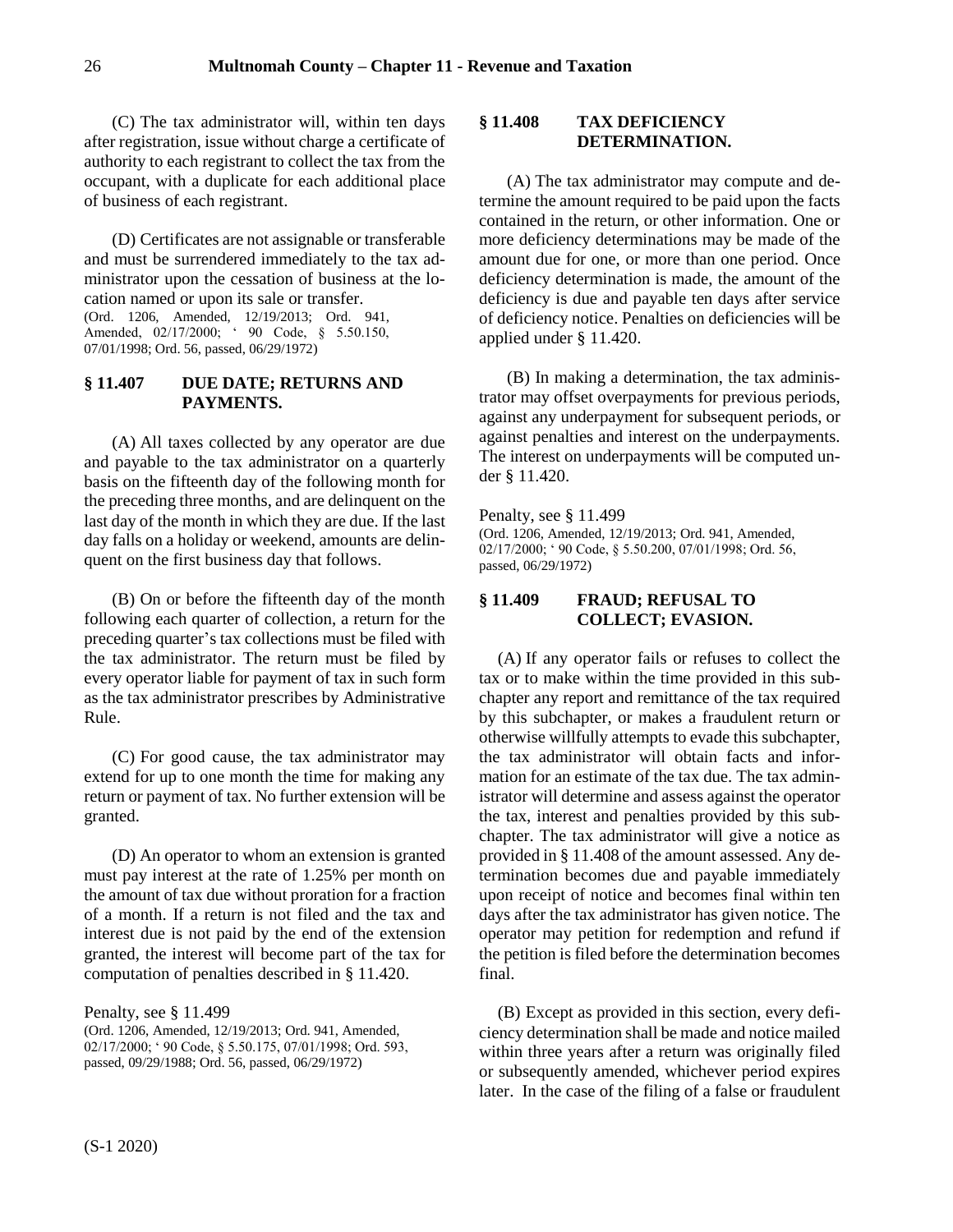(C) The tax administrator will, within ten days after registration, issue without charge a certificate of authority to each registrant to collect the tax from the occupant, with a duplicate for each additional place of business of each registrant.

(D) Certificates are not assignable or transferable and must be surrendered immediately to the tax administrator upon the cessation of business at the location named or upon its sale or transfer.
(Ord. 1206, Amended, 12/19/2013; Ord. 941, Amended, 02/17/2000; ' 90 Code, § 5.50.150, 07/01/1998; Ord. 56, passed, 06/29/1972)

### § 11.407 DUE DATE; RETURNS AND PAYMENTS.

(A) All taxes collected by any operator are due and payable to the tax administrator on a quarterly basis on the fifteenth day of the following month for the preceding three months, and are delinquent on the last day of the month in which they are due. If the last day falls on a holiday or weekend, amounts are delinquent on the first business day that follows.

(B) On or before the fifteenth day of the month following each quarter of collection, a return for the preceding quarter's tax collections must be filed with the tax administrator. The return must be filed by every operator liable for payment of tax in such form as the tax administrator prescribes by Administrative Rule.

(C) For good cause, the tax administrator may extend for up to one month the time for making any return or payment of tax. No further extension will be granted.

(D) An operator to whom an extension is granted must pay interest at the rate of 1.25% per month on the amount of tax due without proration for a fraction of a month. If a return is not filed and the tax and interest due is not paid by the end of the extension granted, the interest will become part of the tax for computation of penalties described in § 11.420.

Penalty, see § 11.499
(Ord. 1206, Amended, 12/19/2013; Ord. 941, Amended, 02/17/2000; ' 90 Code, § 5.50.175, 07/01/1998; Ord. 593, passed, 09/29/1988; Ord. 56, passed, 06/29/1972)

### § 11.408 TAX DEFICIENCY DETERMINATION.

(A) The tax administrator may compute and determine the amount required to be paid upon the facts contained in the return, or other information. One or more deficiency determinations may be made of the amount due for one, or more than one period. Once deficiency determination is made, the amount of the deficiency is due and payable ten days after service of deficiency notice. Penalties on deficiencies will be applied under § 11.420.

(B) In making a determination, the tax administrator may offset overpayments for previous periods, against any underpayment for subsequent periods, or against penalties and interest on the underpayments. The interest on underpayments will be computed under § 11.420.

Penalty, see § 11.499
(Ord. 1206, Amended, 12/19/2013; Ord. 941, Amended, 02/17/2000; ' 90 Code, § 5.50.200, 07/01/1998; Ord. 56, passed, 06/29/1972)

### § 11.409 FRAUD; REFUSAL TO COLLECT; EVASION.

(A) If any operator fails or refuses to collect the tax or to make within the time provided in this subchapter any report and remittance of the tax required by this subchapter, or makes a fraudulent return or otherwise willfully attempts to evade this subchapter, the tax administrator will obtain facts and information for an estimate of the tax due. The tax administrator will determine and assess against the operator the tax, interest and penalties provided by this subchapter. The tax administrator will give a notice as provided in § 11.408 of the amount assessed. Any determination becomes due and payable immediately upon receipt of notice and becomes final within ten days after the tax administrator has given notice. The operator may petition for redemption and refund if the petition is filed before the determination becomes final.

(B) Except as provided in this section, every deficiency determination shall be made and notice mailed within three years after a return was originally filed or subsequently amended, whichever period expires later. In the case of the filing of a false or fraudulent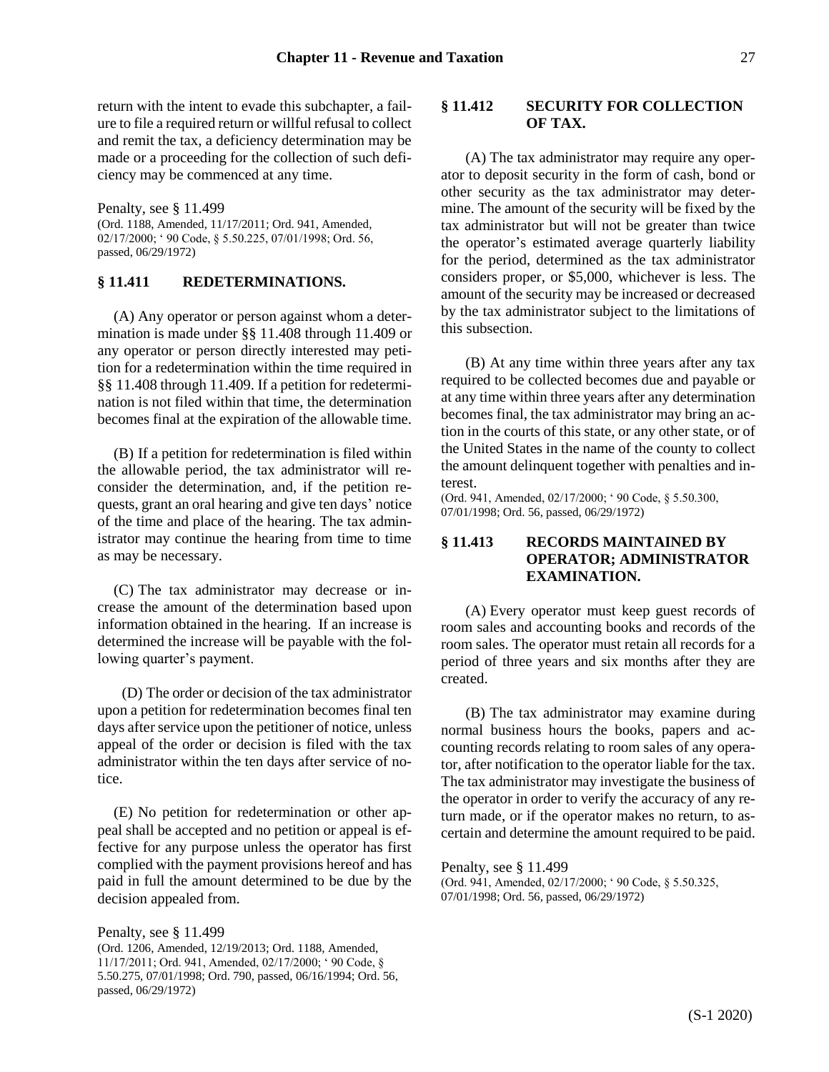return with the intent to evade this subchapter, a failure to file a required return or willful refusal to collect and remit the tax, a deficiency determination may be made or a proceeding for the collection of such deficiency may be commenced at any time.

Penalty, see § 11.499
(Ord. 1188, Amended, 11/17/2011; Ord. 941, Amended, 02/17/2000; ' 90 Code, § 5.50.225, 07/01/1998; Ord. 56, passed, 06/29/1972)

### § 11.411 REDETERMINATIONS.

(A) Any operator or person against whom a determination is made under §§ 11.408 through 11.409 or any operator or person directly interested may petition for a redetermination within the time required in §§ 11.408 through 11.409. If a petition for redetermination is not filed within that time, the determination becomes final at the expiration of the allowable time.

(B) If a petition for redetermination is filed within the allowable period, the tax administrator will reconsider the determination, and, if the petition requests, grant an oral hearing and give ten days' notice of the time and place of the hearing. The tax administrator may continue the hearing from time to time as may be necessary.

(C) The tax administrator may decrease or increase the amount of the determination based upon information obtained in the hearing. If an increase is determined the increase will be payable with the following quarter's payment.

(D) The order or decision of the tax administrator upon a petition for redetermination becomes final ten days after service upon the petitioner of notice, unless appeal of the order or decision is filed with the tax administrator within the ten days after service of notice.

(E) No petition for redetermination or other appeal shall be accepted and no petition or appeal is effective for any purpose unless the operator has first complied with the payment provisions hereof and has paid in full the amount determined to be due by the decision appealed from.

Penalty, see § 11.499
(Ord. 1206, Amended, 12/19/2013; Ord. 1188, Amended, 11/17/2011; Ord. 941, Amended, 02/17/2000; ' 90 Code, § 5.50.275, 07/01/1998; Ord. 790, passed, 06/16/1994; Ord. 56, passed, 06/29/1972)

### § 11.412 SECURITY FOR COLLECTION OF TAX.

(A) The tax administrator may require any operator to deposit security in the form of cash, bond or other security as the tax administrator may determine. The amount of the security will be fixed by the tax administrator but will not be greater than twice the operator's estimated average quarterly liability for the period, determined as the tax administrator considers proper, or $5,000, whichever is less. The amount of the security may be increased or decreased by the tax administrator subject to the limitations of this subsection.

(B) At any time within three years after any tax required to be collected becomes due and payable or at any time within three years after any determination becomes final, the tax administrator may bring an action in the courts of this state, or any other state, or of the United States in the name of the county to collect the amount delinquent together with penalties and interest.
(Ord. 941, Amended, 02/17/2000; ' 90 Code, § 5.50.300, 07/01/1998; Ord. 56, passed, 06/29/1972)

### § 11.413 RECORDS MAINTAINED BY OPERATOR; ADMINISTRATOR EXAMINATION.

(A) Every operator must keep guest records of room sales and accounting books and records of the room sales. The operator must retain all records for a period of three years and six months after they are created.

(B) The tax administrator may examine during normal business hours the books, papers and accounting records relating to room sales of any operator, after notification to the operator liable for the tax. The tax administrator may investigate the business of the operator in order to verify the accuracy of any return made, or if the operator makes no return, to ascertain and determine the amount required to be paid.

Penalty, see § 11.499
(Ord. 941, Amended, 02/17/2000; ' 90 Code, § 5.50.325, 07/01/1998; Ord. 56, passed, 06/29/1972)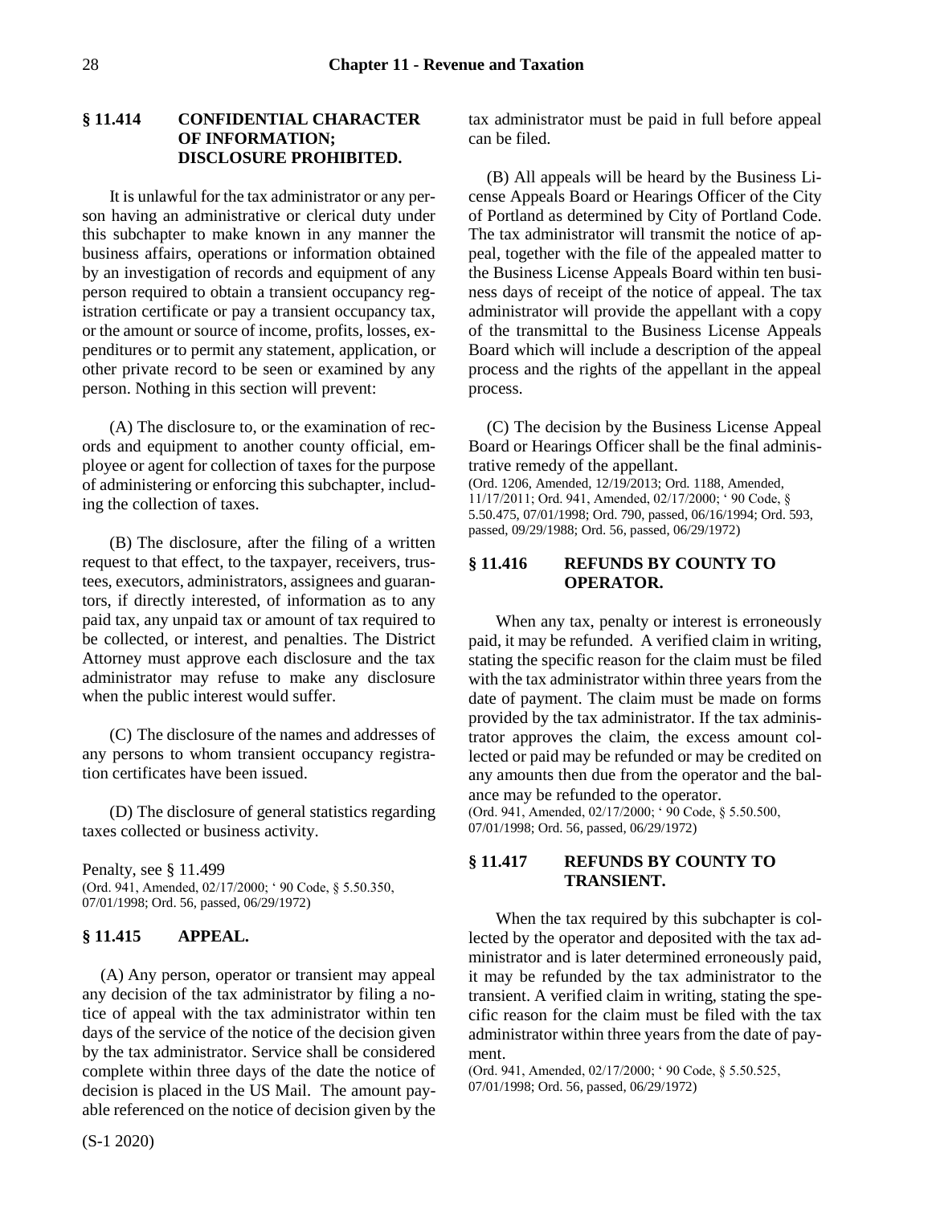## § 11.414 CONFIDENTIAL CHARACTER OF INFORMATION; DISCLOSURE PROHIBITED.

It is unlawful for the tax administrator or any person having an administrative or clerical duty under this subchapter to make known in any manner the business affairs, operations or information obtained by an investigation of records and equipment of any person required to obtain a transient occupancy registration certificate or pay a transient occupancy tax, or the amount or source of income, profits, losses, expenditures or to permit any statement, application, or other private record to be seen or examined by any person. Nothing in this section will prevent:

(A) The disclosure to, or the examination of records and equipment to another county official, employee or agent for collection of taxes for the purpose of administering or enforcing this subchapter, including the collection of taxes.

(B) The disclosure, after the filing of a written request to that effect, to the taxpayer, receivers, trustees, executors, administrators, assignees and guarantors, if directly interested, of information as to any paid tax, any unpaid tax or amount of tax required to be collected, or interest, and penalties. The District Attorney must approve each disclosure and the tax administrator may refuse to make any disclosure when the public interest would suffer.

(C) The disclosure of the names and addresses of any persons to whom transient occupancy registration certificates have been issued.

(D) The disclosure of general statistics regarding taxes collected or business activity.

Penalty, see § 11.499
(Ord. 941, Amended, 02/17/2000; ' 90 Code, § 5.50.350, 07/01/1998; Ord. 56, passed, 06/29/1972)

## § 11.415 APPEAL.

(A) Any person, operator or transient may appeal any decision of the tax administrator by filing a notice of appeal with the tax administrator within ten days of the service of the notice of the decision given by the tax administrator. Service shall be considered complete within three days of the date the notice of decision is placed in the US Mail. The amount payable referenced on the notice of decision given by the tax administrator must be paid in full before appeal can be filed.

(B) All appeals will be heard by the Business License Appeals Board or Hearings Officer of the City of Portland as determined by City of Portland Code. The tax administrator will transmit the notice of appeal, together with the file of the appealed matter to the Business License Appeals Board within ten business days of receipt of the notice of appeal. The tax administrator will provide the appellant with a copy of the transmittal to the Business License Appeals Board which will include a description of the appeal process and the rights of the appellant in the appeal process.

(C) The decision by the Business License Appeal Board or Hearings Officer shall be the final administrative remedy of the appellant.
(Ord. 1206, Amended, 12/19/2013; Ord. 1188, Amended, 11/17/2011; Ord. 941, Amended, 02/17/2000; ' 90 Code, § 5.50.475, 07/01/1998; Ord. 790, passed, 06/16/1994; Ord. 593, passed, 09/29/1988; Ord. 56, passed, 06/29/1972)

## § 11.416 REFUNDS BY COUNTY TO OPERATOR.

When any tax, penalty or interest is erroneously paid, it may be refunded. A verified claim in writing, stating the specific reason for the claim must be filed with the tax administrator within three years from the date of payment. The claim must be made on forms provided by the tax administrator. If the tax administrator approves the claim, the excess amount collected or paid may be refunded or may be credited on any amounts then due from the operator and the balance may be refunded to the operator.
(Ord. 941, Amended, 02/17/2000; ' 90 Code, § 5.50.500, 07/01/1998; Ord. 56, passed, 06/29/1972)

## § 11.417 REFUNDS BY COUNTY TO TRANSIENT.

When the tax required by this subchapter is collected by the operator and deposited with the tax administrator and is later determined erroneously paid, it may be refunded by the tax administrator to the transient. A verified claim in writing, stating the specific reason for the claim must be filed with the tax administrator within three years from the date of payment.
(Ord. 941, Amended, 02/17/2000; ' 90 Code, § 5.50.525, 07/01/1998; Ord. 56, passed, 06/29/1972)

(S-1 2020)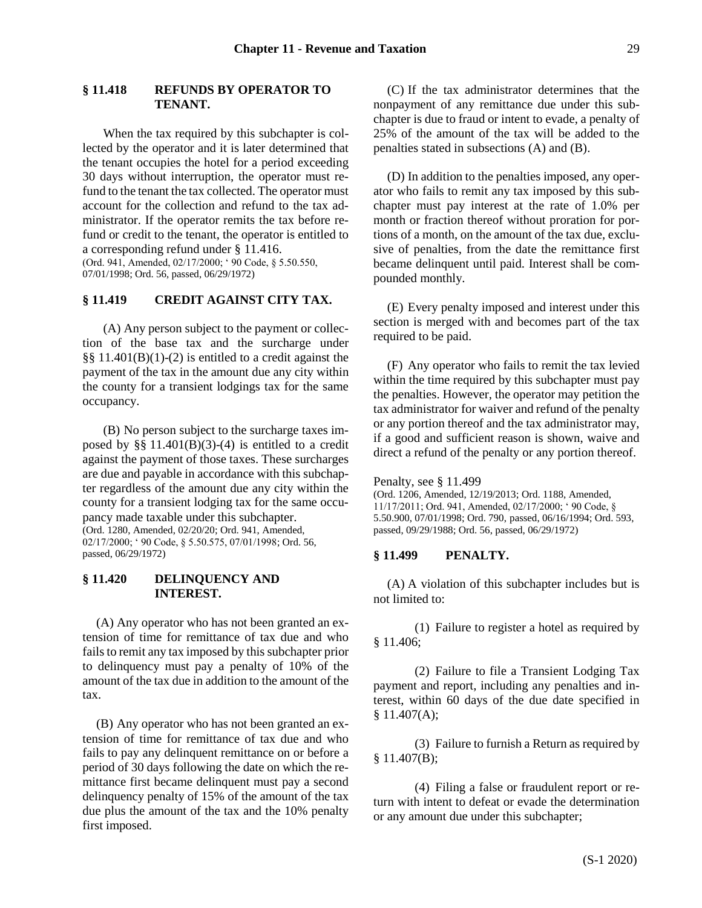## § 11.418 REFUNDS BY OPERATOR TO TENANT.

When the tax required by this subchapter is collected by the operator and it is later determined that the tenant occupies the hotel for a period exceeding 30 days without interruption, the operator must refund to the tenant the tax collected. The operator must account for the collection and refund to the tax administrator. If the operator remits the tax before refund or credit to the tenant, the operator is entitled to a corresponding refund under § 11.416.

(Ord. 941, Amended, 02/17/2000; ' 90 Code, § 5.50.550, 07/01/1998; Ord. 56, passed, 06/29/1972)

## § 11.419 CREDIT AGAINST CITY TAX.

(A) Any person subject to the payment or collection of the base tax and the surcharge under §§ 11.401(B)(1)-(2) is entitled to a credit against the payment of the tax in the amount due any city within the county for a transient lodgings tax for the same occupancy.

(B) No person subject to the surcharge taxes imposed by §§ 11.401(B)(3)-(4) is entitled to a credit against the payment of those taxes. These surcharges are due and payable in accordance with this subchapter regardless of the amount due any city within the county for a transient lodging tax for the same occupancy made taxable under this subchapter.

(Ord. 1280, Amended, 02/20/20; Ord. 941, Amended, 02/17/2000; ' 90 Code, § 5.50.575, 07/01/1998; Ord. 56, passed, 06/29/1972)

## § 11.420 DELINQUENCY AND INTEREST.

(A) Any operator who has not been granted an extension of time for remittance of tax due and who fails to remit any tax imposed by this subchapter prior to delinquency must pay a penalty of 10% of the amount of the tax due in addition to the amount of the tax.

(B) Any operator who has not been granted an extension of time for remittance of tax due and who fails to pay any delinquent remittance on or before a period of 30 days following the date on which the remittance first became delinquent must pay a second delinquency penalty of 15% of the amount of the tax due plus the amount of the tax and the 10% penalty first imposed.

(C) If the tax administrator determines that the nonpayment of any remittance due under this subchapter is due to fraud or intent to evade, a penalty of 25% of the amount of the tax will be added to the penalties stated in subsections (A) and (B).

(D) In addition to the penalties imposed, any operator who fails to remit any tax imposed by this subchapter must pay interest at the rate of 1.0% per month or fraction thereof without proration for portions of a month, on the amount of the tax due, exclusive of penalties, from the date the remittance first became delinquent until paid. Interest shall be compounded monthly.

(E) Every penalty imposed and interest under this section is merged with and becomes part of the tax required to be paid.

(F) Any operator who fails to remit the tax levied within the time required by this subchapter must pay the penalties. However, the operator may petition the tax administrator for waiver and refund of the penalty or any portion thereof and the tax administrator may, if a good and sufficient reason is shown, waive and direct a refund of the penalty or any portion thereof.

Penalty, see § 11.499

(Ord. 1206, Amended, 12/19/2013; Ord. 1188, Amended, 11/17/2011; Ord. 941, Amended, 02/17/2000; ' 90 Code, § 5.50.900, 07/01/1998; Ord. 790, passed, 06/16/1994; Ord. 593, passed, 09/29/1988; Ord. 56, passed, 06/29/1972)

## § 11.499 PENALTY.

(A) A violation of this subchapter includes but is not limited to:

(1) Failure to register a hotel as required by § 11.406;

(2) Failure to file a Transient Lodging Tax payment and report, including any penalties and interest, within 60 days of the due date specified in § 11.407(A);

(3) Failure to furnish a Return as required by § 11.407(B);

(4) Filing a false or fraudulent report or return with intent to defeat or evade the determination or any amount due under this subchapter;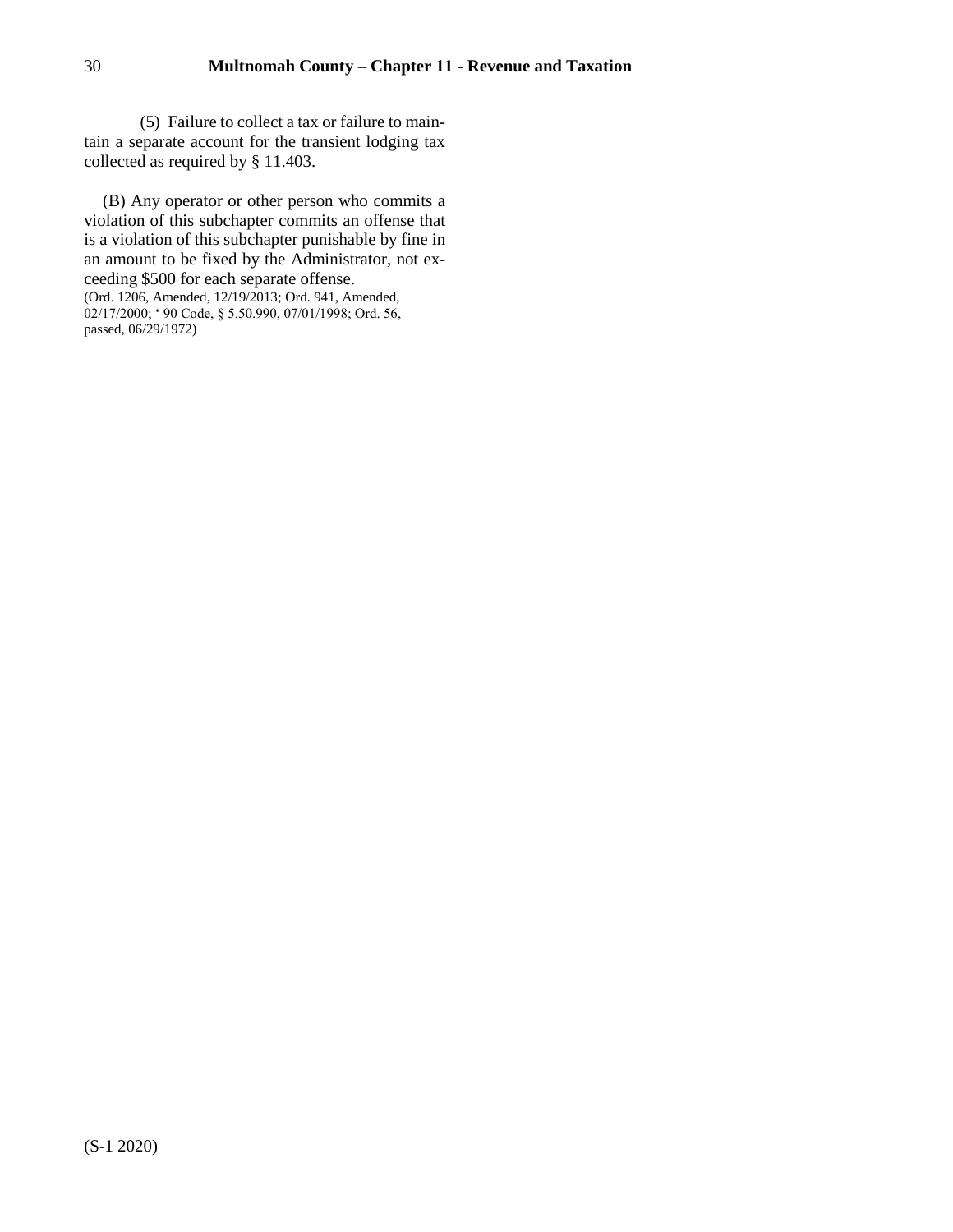(5) Failure to collect a tax or failure to maintain a separate account for the transient lodging tax collected as required by § 11.403.

(B) Any operator or other person who commits a violation of this subchapter commits an offense that is a violation of this subchapter punishable by fine in an amount to be fixed by the Administrator, not exceeding $500 for each separate offense.
(Ord. 1206, Amended, 12/19/2013; Ord. 941, Amended, 02/17/2000; ' 90 Code, § 5.50.990, 07/01/1998; Ord. 56, passed, 06/29/1972)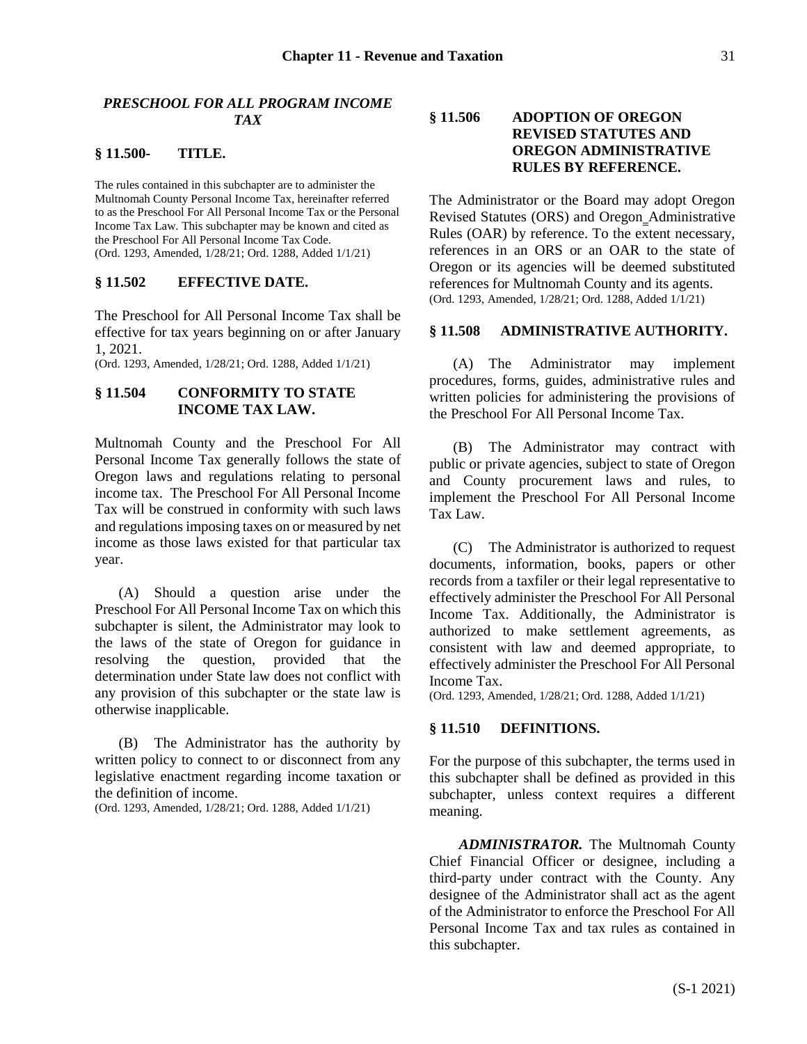### *PRESCHOOL FOR ALL PROGRAM INCOME TAX*

### § 11.500- TITLE.

The rules contained in this subchapter are to administer the Multnomah County Personal Income Tax, hereinafter referred to as the Preschool For All Personal Income Tax or the Personal Income Tax Law. This subchapter may be known and cited as the Preschool For All Personal Income Tax Code.
(Ord. 1293, Amended, 1/28/21; Ord. 1288, Added 1/1/21)

### § 11.502 EFFECTIVE DATE.

The Preschool for All Personal Income Tax shall be effective for tax years beginning on or after January 1, 2021.
(Ord. 1293, Amended, 1/28/21; Ord. 1288, Added 1/1/21)

### § 11.504 CONFORMITY TO STATE INCOME TAX LAW.

Multnomah County and the Preschool For All Personal Income Tax generally follows the state of Oregon laws and regulations relating to personal income tax. The Preschool For All Personal Income Tax will be construed in conformity with such laws and regulations imposing taxes on or measured by net income as those laws existed for that particular tax year.

(A) Should a question arise under the Preschool For All Personal Income Tax on which this subchapter is silent, the Administrator may look to the laws of the state of Oregon for guidance in resolving the question, provided that the determination under State law does not conflict with any provision of this subchapter or the state law is otherwise inapplicable.

(B) The Administrator has the authority by written policy to connect to or disconnect from any legislative enactment regarding income taxation or the definition of income.
(Ord. 1293, Amended, 1/28/21; Ord. 1288, Added 1/1/21)

### § 11.506 ADOPTION OF OREGON REVISED STATUTES AND OREGON ADMINISTRATIVE RULES BY REFERENCE.

The Administrator or the Board may adopt Oregon Revised Statutes (ORS) and Oregon Administrative Rules (OAR) by reference. To the extent necessary, references in an ORS or an OAR to the state of Oregon or its agencies will be deemed substituted references for Multnomah County and its agents.
(Ord. 1293, Amended, 1/28/21; Ord. 1288, Added 1/1/21)

### § 11.508 ADMINISTRATIVE AUTHORITY.

(A) The Administrator may implement procedures, forms, guides, administrative rules and written policies for administering the provisions of the Preschool For All Personal Income Tax.

(B) The Administrator may contract with public or private agencies, subject to state of Oregon and County procurement laws and rules, to implement the Preschool For All Personal Income Tax Law.

(C) The Administrator is authorized to request documents, information, books, papers or other records from a taxfiler or their legal representative to effectively administer the Preschool For All Personal Income Tax. Additionally, the Administrator is authorized to make settlement agreements, as consistent with law and deemed appropriate, to effectively administer the Preschool For All Personal Income Tax.
(Ord. 1293, Amended, 1/28/21; Ord. 1288, Added 1/1/21)

### § 11.510 DEFINITIONS.

For the purpose of this subchapter, the terms used in this subchapter shall be defined as provided in this subchapter, unless context requires a different meaning.

***ADMINISTRATOR.*** The Multnomah County Chief Financial Officer or designee, including a third-party under contract with the County. Any designee of the Administrator shall act as the agent of the Administrator to enforce the Preschool For All Personal Income Tax and tax rules as contained in this subchapter.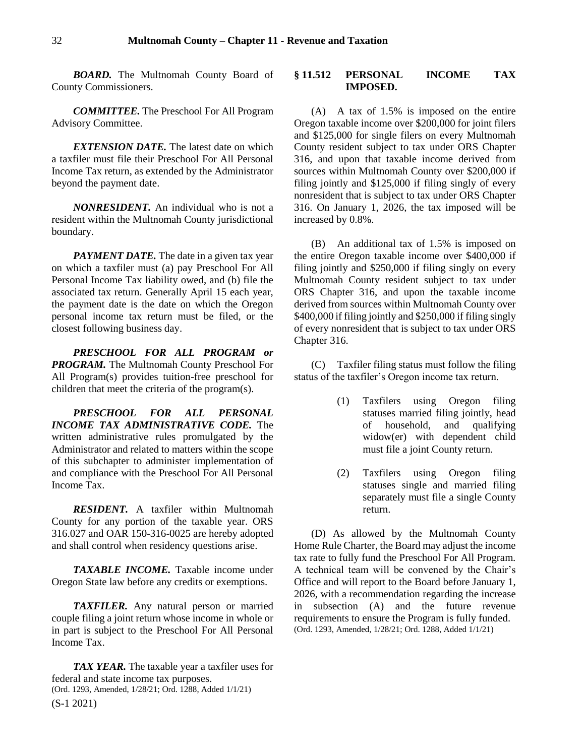***BOARD.*** The Multnomah County Board of County Commissioners.

***COMMITTEE.*** The Preschool For All Program Advisory Committee.

***EXTENSION DATE.*** The latest date on which a taxfiler must file their Preschool For All Personal Income Tax return, as extended by the Administrator beyond the payment date.

***NONRESIDENT.*** An individual who is not a resident within the Multnomah County jurisdictional boundary.

***PAYMENT DATE.*** The date in a given tax year on which a taxfiler must (a) pay Preschool For All Personal Income Tax liability owed, and (b) file the associated tax return. Generally April 15 each year, the payment date is the date on which the Oregon personal income tax return must be filed, or the closest following business day.

***PRESCHOOL FOR ALL PROGRAM or PROGRAM.*** The Multnomah County Preschool For All Program(s) provides tuition-free preschool for children that meet the criteria of the program(s).

***PRESCHOOL FOR ALL PERSONAL INCOME TAX ADMINISTRATIVE CODE.*** The written administrative rules promulgated by the Administrator and related to matters within the scope of this subchapter to administer implementation of and compliance with the Preschool For All Personal Income Tax.

***RESIDENT.*** A taxfiler within Multnomah County for any portion of the taxable year. ORS 316.027 and OAR 150-316-0025 are hereby adopted and shall control when residency questions arise.

***TAXABLE INCOME.*** Taxable income under Oregon State law before any credits or exemptions.

***TAXFILER.*** Any natural person or married couple filing a joint return whose income in whole or in part is subject to the Preschool For All Personal Income Tax.

***TAX YEAR.*** The taxable year a taxfiler uses for federal and state income tax purposes.
(Ord. 1293, Amended, 1/28/21; Ord. 1288, Added 1/1/21)

## § 11.512 PERSONAL INCOME TAX IMPOSED.

(A) A tax of 1.5% is imposed on the entire Oregon taxable income over $200,000 for joint filers and $125,000 for single filers on every Multnomah County resident subject to tax under ORS Chapter 316, and upon that taxable income derived from sources within Multnomah County over $200,000 if filing jointly and $125,000 if filing singly of every nonresident that is subject to tax under ORS Chapter 316. On January 1, 2026, the tax imposed will be increased by 0.8%.

(B) An additional tax of 1.5% is imposed on the entire Oregon taxable income over $400,000 if filing jointly and $250,000 if filing singly on every Multnomah County resident subject to tax under ORS Chapter 316, and upon the taxable income derived from sources within Multnomah County over $400,000 if filing jointly and $250,000 if filing singly of every nonresident that is subject to tax under ORS Chapter 316.

(C) Taxfiler filing status must follow the filing status of the taxfiler's Oregon income tax return.

(1) Taxfilers using Oregon filing statuses married filing jointly, head of household, and qualifying widow(er) with dependent child must file a joint County return.

(2) Taxfilers using Oregon filing statuses single and married filing separately must file a single County return.

(D) As allowed by the Multnomah County Home Rule Charter, the Board may adjust the income tax rate to fully fund the Preschool For All Program. A technical team will be convened by the Chair's Office and will report to the Board before January 1, 2026, with a recommendation regarding the increase in subsection (A) and the future revenue requirements to ensure the Program is fully funded.
(Ord. 1293, Amended, 1/28/21; Ord. 1288, Added 1/1/21)

(S-1 2021)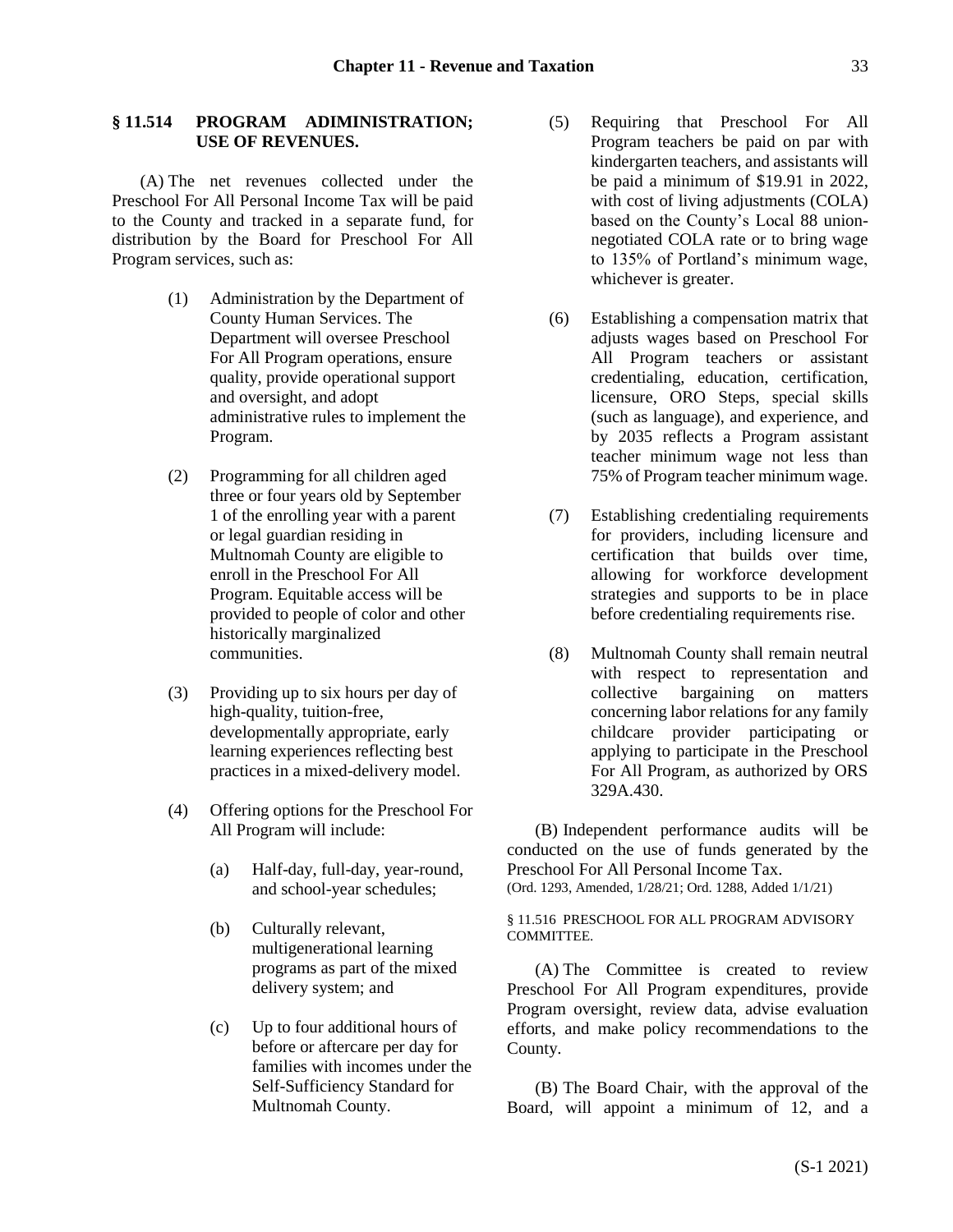### § 11.514 PROGRAM ADIMINISTRATION; USE OF REVENUES.

(A) The net revenues collected under the Preschool For All Personal Income Tax will be paid to the County and tracked in a separate fund, for distribution by the Board for Preschool For All Program services, such as:

(1) Administration by the Department of County Human Services. The Department will oversee Preschool For All Program operations, ensure quality, provide operational support and oversight, and adopt administrative rules to implement the Program.

(2) Programming for all children aged three or four years old by September 1 of the enrolling year with a parent or legal guardian residing in Multnomah County are eligible to enroll in the Preschool For All Program. Equitable access will be provided to people of color and other historically marginalized communities.

(3) Providing up to six hours per day of high-quality, tuition-free, developmentally appropriate, early learning experiences reflecting best practices in a mixed-delivery model.

(4) Offering options for the Preschool For All Program will include:

(a) Half-day, full-day, year-round, and school-year schedules;

(b) Culturally relevant, multigenerational learning programs as part of the mixed delivery system; and

(c) Up to four additional hours of before or aftercare per day for families with incomes under the Self-Sufficiency Standard for Multnomah County.

(5) Requiring that Preschool For All Program teachers be paid on par with kindergarten teachers, and assistants will be paid a minimum of $19.91 in 2022, with cost of living adjustments (COLA) based on the County's Local 88 union-negotiated COLA rate or to bring wage to 135% of Portland's minimum wage, whichever is greater.

(6) Establishing a compensation matrix that adjusts wages based on Preschool For All Program teachers or assistant credentialing, education, certification, licensure, ORO Steps, special skills (such as language), and experience, and by 2035 reflects a Program assistant teacher minimum wage not less than 75% of Program teacher minimum wage.

(7) Establishing credentialing requirements for providers, including licensure and certification that builds over time, allowing for workforce development strategies and supports to be in place before credentialing requirements rise.

(8) Multnomah County shall remain neutral with respect to representation and collective bargaining on matters concerning labor relations for any family childcare provider participating or applying to participate in the Preschool For All Program, as authorized by ORS 329A.430.

(B) Independent performance audits will be conducted on the use of funds generated by the Preschool For All Personal Income Tax.
(Ord. 1293, Amended, 1/28/21; Ord. 1288, Added 1/1/21)

### § 11.516 PRESCHOOL FOR ALL PROGRAM ADVISORY COMMITTEE.

(A) The Committee is created to review Preschool For All Program expenditures, provide Program oversight, review data, advise evaluation efforts, and make policy recommendations to the County.

(B) The Board Chair, with the approval of the Board, will appoint a minimum of 12, and a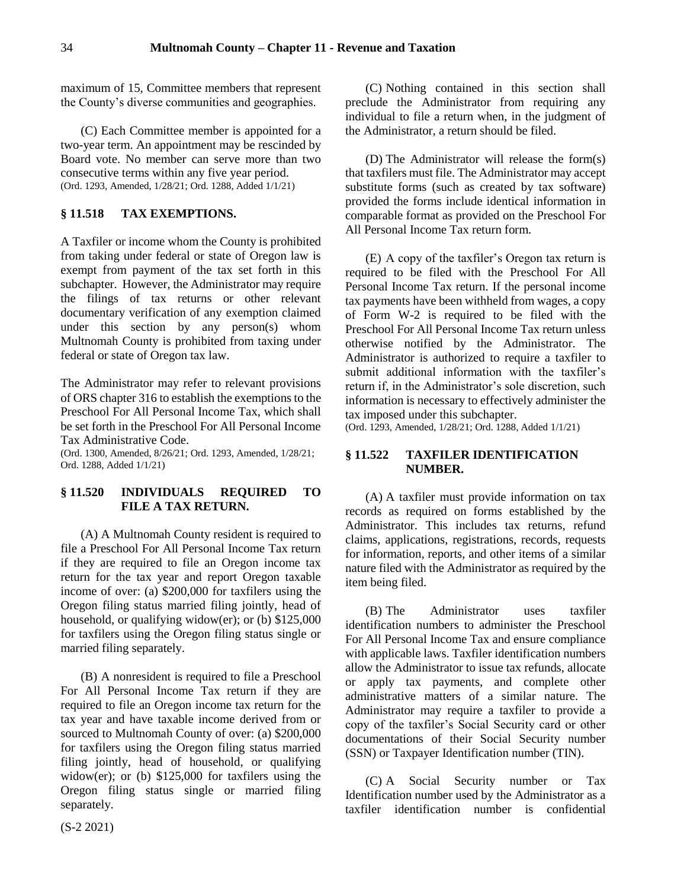maximum of 15, Committee members that represent the County's diverse communities and geographies.

(C) Each Committee member is appointed for a two-year term. An appointment may be rescinded by Board vote. No member can serve more than two consecutive terms within any five year period.
(Ord. 1293, Amended, 1/28/21; Ord. 1288, Added 1/1/21)

## § 11.518 TAX EXEMPTIONS.

A Taxfiler or income whom the County is prohibited from taking under federal or state of Oregon law is exempt from payment of the tax set forth in this subchapter. However, the Administrator may require the filings of tax returns or other relevant documentary verification of any exemption claimed under this section by any person(s) whom Multnomah County is prohibited from taxing under federal or state of Oregon tax law.

The Administrator may refer to relevant provisions of ORS chapter 316 to establish the exemptions to the Preschool For All Personal Income Tax, which shall be set forth in the Preschool For All Personal Income Tax Administrative Code.
(Ord. 1300, Amended, 8/26/21; Ord. 1293, Amended, 1/28/21; Ord. 1288, Added 1/1/21)

## § 11.520 INDIVIDUALS REQUIRED TO FILE A TAX RETURN.

(A) A Multnomah County resident is required to file a Preschool For All Personal Income Tax return if they are required to file an Oregon income tax return for the tax year and report Oregon taxable income of over: (a) $200,000 for taxfilers using the Oregon filing status married filing jointly, head of household, or qualifying widow(er); or (b) $125,000 for taxfilers using the Oregon filing status single or married filing separately.

(B) A nonresident is required to file a Preschool For All Personal Income Tax return if they are required to file an Oregon income tax return for the tax year and have taxable income derived from or sourced to Multnomah County of over: (a) $200,000 for taxfilers using the Oregon filing status married filing jointly, head of household, or qualifying widow(er); or (b) $125,000 for taxfilers using the Oregon filing status single or married filing separately.

(C) Nothing contained in this section shall preclude the Administrator from requiring any individual to file a return when, in the judgment of the Administrator, a return should be filed.

(D) The Administrator will release the form(s) that taxfilers must file. The Administrator may accept substitute forms (such as created by tax software) provided the forms include identical information in comparable format as provided on the Preschool For All Personal Income Tax return form.

(E) A copy of the taxfiler's Oregon tax return is required to be filed with the Preschool For All Personal Income Tax return. If the personal income tax payments have been withheld from wages, a copy of Form W-2 is required to be filed with the Preschool For All Personal Income Tax return unless otherwise notified by the Administrator. The Administrator is authorized to require a taxfiler to submit additional information with the taxfiler's return if, in the Administrator's sole discretion, such information is necessary to effectively administer the tax imposed under this subchapter.
(Ord. 1293, Amended, 1/28/21; Ord. 1288, Added 1/1/21)

## § 11.522 TAXFILER IDENTIFICATION NUMBER.

(A) A taxfiler must provide information on tax records as required on forms established by the Administrator. This includes tax returns, refund claims, applications, registrations, records, requests for information, reports, and other items of a similar nature filed with the Administrator as required by the item being filed.

(B) The Administrator uses taxfiler identification numbers to administer the Preschool For All Personal Income Tax and ensure compliance with applicable laws. Taxfiler identification numbers allow the Administrator to issue tax refunds, allocate or apply tax payments, and complete other administrative matters of a similar nature. The Administrator may require a taxfiler to provide a copy of the taxfiler's Social Security card or other documentations of their Social Security number (SSN) or Taxpayer Identification number (TIN).

(C) A Social Security number or Tax Identification number used by the Administrator as a taxfiler identification number is confidential

(S-2 2021)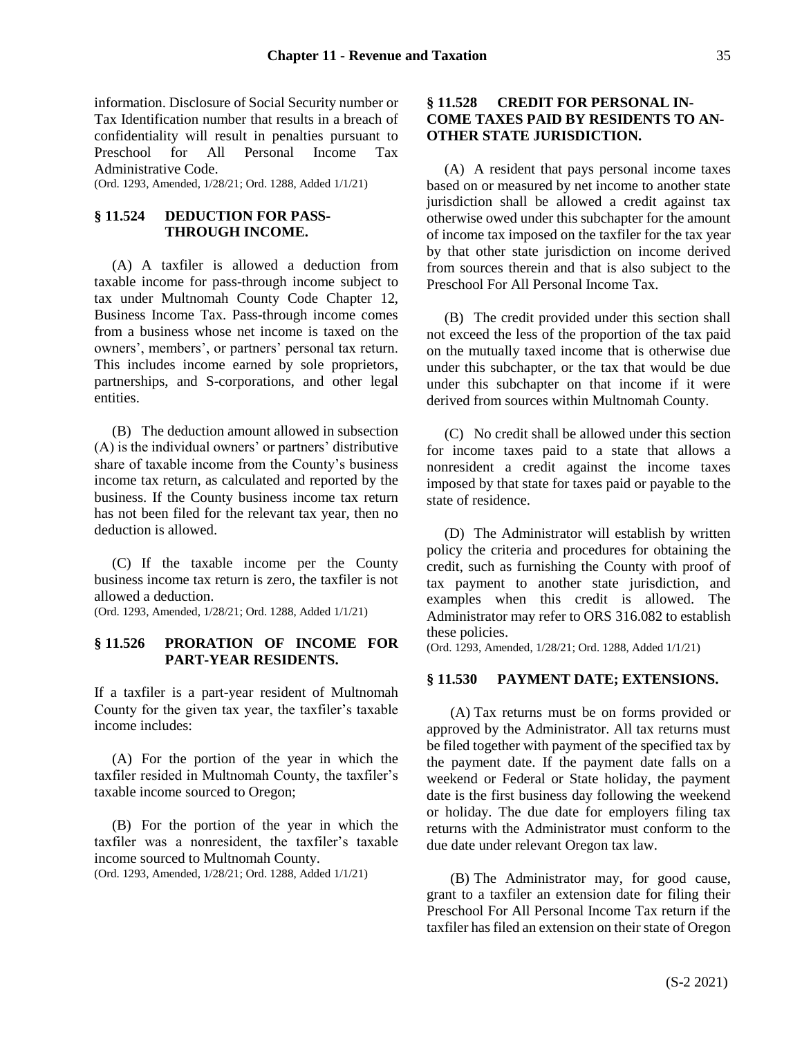information. Disclosure of Social Security number or Tax Identification number that results in a breach of confidentiality will result in penalties pursuant to Preschool for All Personal Income Tax Administrative Code.

(Ord. 1293, Amended, 1/28/21; Ord. 1288, Added 1/1/21)

### § 11.524 DEDUCTION FOR PASS-THROUGH INCOME.

(A) A taxfiler is allowed a deduction from taxable income for pass-through income subject to tax under Multnomah County Code Chapter 12, Business Income Tax. Pass-through income comes from a business whose net income is taxed on the owners', members', or partners' personal tax return. This includes income earned by sole proprietors, partnerships, and S-corporations, and other legal entities.

(B) The deduction amount allowed in subsection (A) is the individual owners' or partners' distributive share of taxable income from the County's business income tax return, as calculated and reported by the business. If the County business income tax return has not been filed for the relevant tax year, then no deduction is allowed.

(C) If the taxable income per the County business income tax return is zero, the taxfiler is not allowed a deduction.

(Ord. 1293, Amended, 1/28/21; Ord. 1288, Added 1/1/21)

### § 11.526 PRORATION OF INCOME FOR PART-YEAR RESIDENTS.

If a taxfiler is a part-year resident of Multnomah County for the given tax year, the taxfiler's taxable income includes:

(A) For the portion of the year in which the taxfiler resided in Multnomah County, the taxfiler's taxable income sourced to Oregon;

(B) For the portion of the year in which the taxfiler was a nonresident, the taxfiler's taxable income sourced to Multnomah County.

(Ord. 1293, Amended, 1/28/21; Ord. 1288, Added 1/1/21)

### § 11.528 CREDIT FOR PERSONAL INCOME TAXES PAID BY RESIDENTS TO ANOTHER STATE JURISDICTION.

(A) A resident that pays personal income taxes based on or measured by net income to another state jurisdiction shall be allowed a credit against tax otherwise owed under this subchapter for the amount of income tax imposed on the taxfiler for the tax year by that other state jurisdiction on income derived from sources therein and that is also subject to the Preschool For All Personal Income Tax.

(B) The credit provided under this section shall not exceed the less of the proportion of the tax paid on the mutually taxed income that is otherwise due under this subchapter, or the tax that would be due under this subchapter on that income if it were derived from sources within Multnomah County.

(C) No credit shall be allowed under this section for income taxes paid to a state that allows a nonresident a credit against the income taxes imposed by that state for taxes paid or payable to the state of residence.

(D) The Administrator will establish by written policy the criteria and procedures for obtaining the credit, such as furnishing the County with proof of tax payment to another state jurisdiction, and examples when this credit is allowed. The Administrator may refer to ORS 316.082 to establish these policies.

(Ord. 1293, Amended, 1/28/21; Ord. 1288, Added 1/1/21)

### § 11.530 PAYMENT DATE; EXTENSIONS.

(A) Tax returns must be on forms provided or approved by the Administrator. All tax returns must be filed together with payment of the specified tax by the payment date. If the payment date falls on a weekend or Federal or State holiday, the payment date is the first business day following the weekend or holiday. The due date for employers filing tax returns with the Administrator must conform to the due date under relevant Oregon tax law.

(B) The Administrator may, for good cause, grant to a taxfiler an extension date for filing their Preschool For All Personal Income Tax return if the taxfiler has filed an extension on their state of Oregon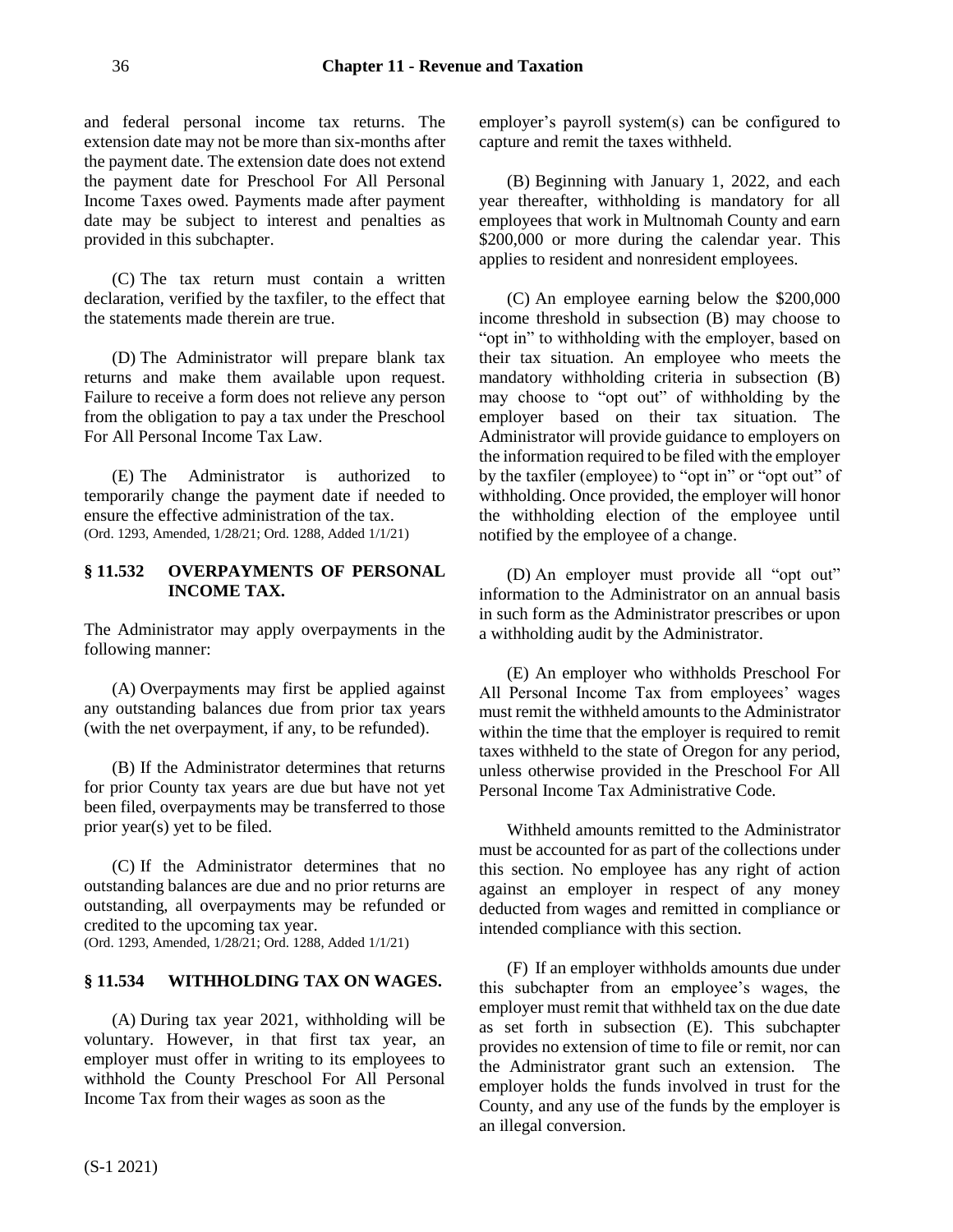and federal personal income tax returns. The extension date may not be more than six-months after the payment date. The extension date does not extend the payment date for Preschool For All Personal Income Taxes owed. Payments made after payment date may be subject to interest and penalties as provided in this subchapter.

(C) The tax return must contain a written declaration, verified by the taxfiler, to the effect that the statements made therein are true.

(D) The Administrator will prepare blank tax returns and make them available upon request. Failure to receive a form does not relieve any person from the obligation to pay a tax under the Preschool For All Personal Income Tax Law.

(E) The Administrator is authorized to temporarily change the payment date if needed to ensure the effective administration of the tax.
(Ord. 1293, Amended, 1/28/21; Ord. 1288, Added 1/1/21)

## § 11.532 OVERPAYMENTS OF PERSONAL INCOME TAX.

The Administrator may apply overpayments in the following manner:

(A) Overpayments may first be applied against any outstanding balances due from prior tax years (with the net overpayment, if any, to be refunded).

(B) If the Administrator determines that returns for prior County tax years are due but have not yet been filed, overpayments may be transferred to those prior year(s) yet to be filed.

(C) If the Administrator determines that no outstanding balances are due and no prior returns are outstanding, all overpayments may be refunded or credited to the upcoming tax year.
(Ord. 1293, Amended, 1/28/21; Ord. 1288, Added 1/1/21)

## § 11.534 WITHHOLDING TAX ON WAGES.

(A) During tax year 2021, withholding will be voluntary. However, in that first tax year, an employer must offer in writing to its employees to withhold the County Preschool For All Personal Income Tax from their wages as soon as the employer's payroll system(s) can be configured to capture and remit the taxes withheld.

(B) Beginning with January 1, 2022, and each year thereafter, withholding is mandatory for all employees that work in Multnomah County and earn $200,000 or more during the calendar year. This applies to resident and nonresident employees.

(C) An employee earning below the $200,000 income threshold in subsection (B) may choose to "opt in" to withholding with the employer, based on their tax situation. An employee who meets the mandatory withholding criteria in subsection (B) may choose to "opt out" of withholding by the employer based on their tax situation. The Administrator will provide guidance to employers on the information required to be filed with the employer by the taxfiler (employee) to "opt in" or "opt out" of withholding. Once provided, the employer will honor the withholding election of the employee until notified by the employee of a change.

(D) An employer must provide all "opt out" information to the Administrator on an annual basis in such form as the Administrator prescribes or upon a withholding audit by the Administrator.

(E) An employer who withholds Preschool For All Personal Income Tax from employees' wages must remit the withheld amounts to the Administrator within the time that the employer is required to remit taxes withheld to the state of Oregon for any period, unless otherwise provided in the Preschool For All Personal Income Tax Administrative Code.

Withheld amounts remitted to the Administrator must be accounted for as part of the collections under this section. No employee has any right of action against an employer in respect of any money deducted from wages and remitted in compliance or intended compliance with this section.

(F) If an employer withholds amounts due under this subchapter from an employee's wages, the employer must remit that withheld tax on the due date as set forth in subsection (E). This subchapter provides no extension of time to file or remit, nor can the Administrator grant such an extension. The employer holds the funds involved in trust for the County, and any use of the funds by the employer is an illegal conversion.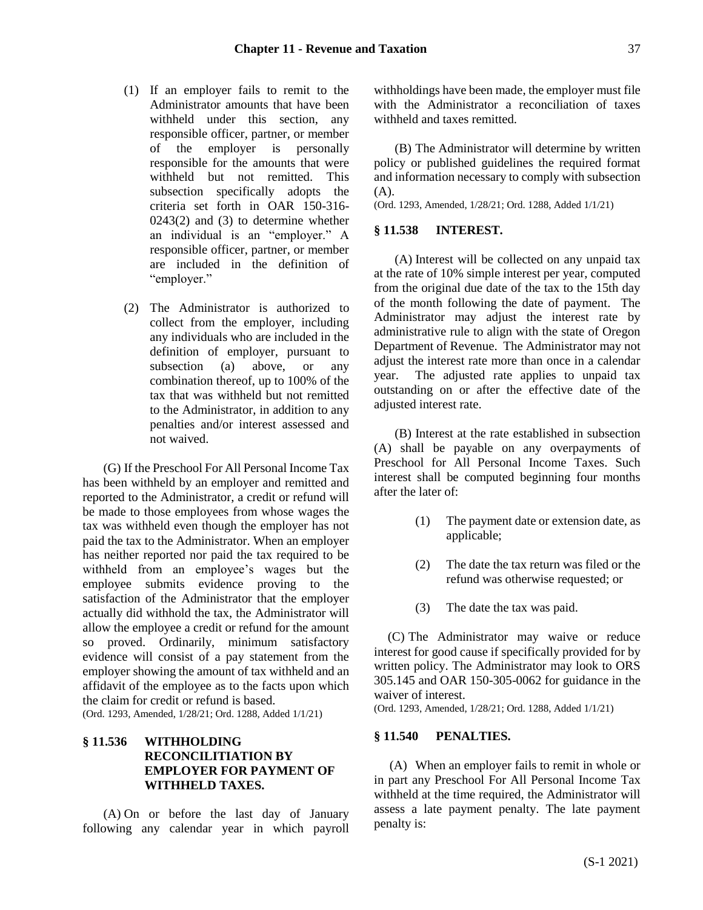(1) If an employer fails to remit to the Administrator amounts that have been withheld under this section, any responsible officer, partner, or member of the employer is personally responsible for the amounts that were withheld but not remitted. This subsection specifically adopts the criteria set forth in OAR 150-316-0243(2) and (3) to determine whether an individual is an "employer." A responsible officer, partner, or member are included in the definition of "employer."

(2) The Administrator is authorized to collect from the employer, including any individuals who are included in the definition of employer, pursuant to subsection (a) above, or any combination thereof, up to 100% of the tax that was withheld but not remitted to the Administrator, in addition to any penalties and/or interest assessed and not waived.

(G) If the Preschool For All Personal Income Tax has been withheld by an employer and remitted and reported to the Administrator, a credit or refund will be made to those employees from whose wages the tax was withheld even though the employer has not paid the tax to the Administrator. When an employer has neither reported nor paid the tax required to be withheld from an employee's wages but the employee submits evidence proving to the satisfaction of the Administrator that the employer actually did withhold the tax, the Administrator will allow the employee a credit or refund for the amount so proved. Ordinarily, minimum satisfactory evidence will consist of a pay statement from the employer showing the amount of tax withheld and an affidavit of the employee as to the facts upon which the claim for credit or refund is based.

(Ord. 1293, Amended, 1/28/21; Ord. 1288, Added 1/1/21)

### § 11.536 WITHHOLDING RECONCILITIATION BY EMPLOYER FOR PAYMENT OF WITHHELD TAXES.

(A) On or before the last day of January following any calendar year in which payroll withholdings have been made, the employer must file with the Administrator a reconciliation of taxes withheld and taxes remitted.

(B) The Administrator will determine by written policy or published guidelines the required format and information necessary to comply with subsection (A).

(Ord. 1293, Amended, 1/28/21; Ord. 1288, Added 1/1/21)

### § 11.538 INTEREST.

(A) Interest will be collected on any unpaid tax at the rate of 10% simple interest per year, computed from the original due date of the tax to the 15th day of the month following the date of payment. The Administrator may adjust the interest rate by administrative rule to align with the state of Oregon Department of Revenue. The Administrator may not adjust the interest rate more than once in a calendar year. The adjusted rate applies to unpaid tax outstanding on or after the effective date of the adjusted interest rate.

(B) Interest at the rate established in subsection (A) shall be payable on any overpayments of Preschool for All Personal Income Taxes. Such interest shall be computed beginning four months after the later of:

(1) The payment date or extension date, as applicable;

(2) The date the tax return was filed or the refund was otherwise requested; or

(3) The date the tax was paid.

(C) The Administrator may waive or reduce interest for good cause if specifically provided for by written policy. The Administrator may look to ORS 305.145 and OAR 150-305-0062 for guidance in the waiver of interest.

(Ord. 1293, Amended, 1/28/21; Ord. 1288, Added 1/1/21)

### § 11.540 PENALTIES.

(A) When an employer fails to remit in whole or in part any Preschool For All Personal Income Tax withheld at the time required, the Administrator will assess a late payment penalty. The late payment penalty is: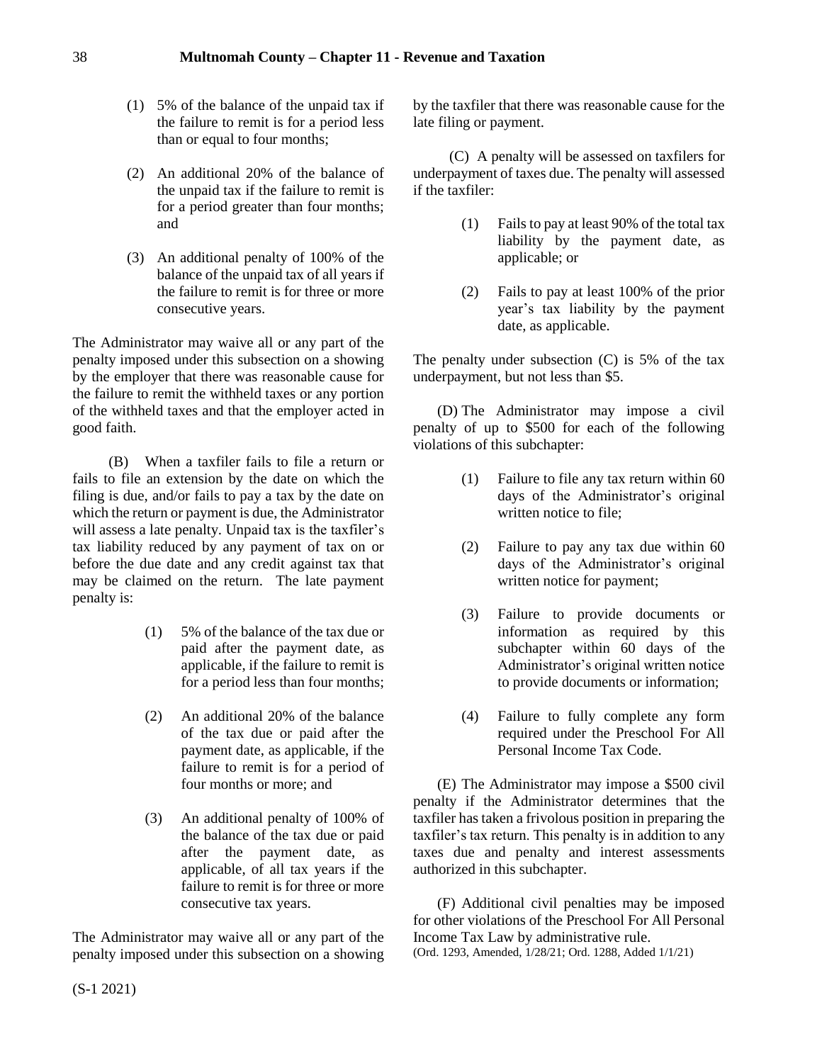(1) 5% of the balance of the unpaid tax if the failure to remit is for a period less than or equal to four months;

(2) An additional 20% of the balance of the unpaid tax if the failure to remit is for a period greater than four months; and

(3) An additional penalty of 100% of the balance of the unpaid tax of all years if the failure to remit is for three or more consecutive years.

The Administrator may waive all or any part of the penalty imposed under this subsection on a showing by the employer that there was reasonable cause for the failure to remit the withheld taxes or any portion of the withheld taxes and that the employer acted in good faith.

(B) When a taxfiler fails to file a return or fails to file an extension by the date on which the filing is due, and/or fails to pay a tax by the date on which the return or payment is due, the Administrator will assess a late penalty. Unpaid tax is the taxfiler's tax liability reduced by any payment of tax on or before the due date and any credit against tax that may be claimed on the return. The late payment penalty is:

(1) 5% of the balance of the tax due or paid after the payment date, as applicable, if the failure to remit is for a period less than four months;

(2) An additional 20% of the balance of the tax due or paid after the payment date, as applicable, if the failure to remit is for a period of four months or more; and

(3) An additional penalty of 100% of the balance of the tax due or paid after the payment date, as applicable, of all tax years if the failure to remit is for three or more consecutive tax years.

The Administrator may waive all or any part of the penalty imposed under this subsection on a showing by the taxfiler that there was reasonable cause for the late filing or payment.

(C) A penalty will be assessed on taxfilers for underpayment of taxes due. The penalty will assessed if the taxfiler:

(1) Fails to pay at least 90% of the total tax liability by the payment date, as applicable; or

(2) Fails to pay at least 100% of the prior year's tax liability by the payment date, as applicable.

The penalty under subsection (C) is 5% of the tax underpayment, but not less than $5.

(D) The Administrator may impose a civil penalty of up to $500 for each of the following violations of this subchapter:

(1) Failure to file any tax return within 60 days of the Administrator's original written notice to file;

(2) Failure to pay any tax due within 60 days of the Administrator's original written notice for payment;

(3) Failure to provide documents or information as required by this subchapter within 60 days of the Administrator's original written notice to provide documents or information;

(4) Failure to fully complete any form required under the Preschool For All Personal Income Tax Code.

(E) The Administrator may impose a $500 civil penalty if the Administrator determines that the taxfiler has taken a frivolous position in preparing the taxfiler's tax return. This penalty is in addition to any taxes due and penalty and interest assessments authorized in this subchapter.

(F) Additional civil penalties may be imposed for other violations of the Preschool For All Personal Income Tax Law by administrative rule.
(Ord. 1293, Amended, 1/28/21; Ord. 1288, Added 1/1/21)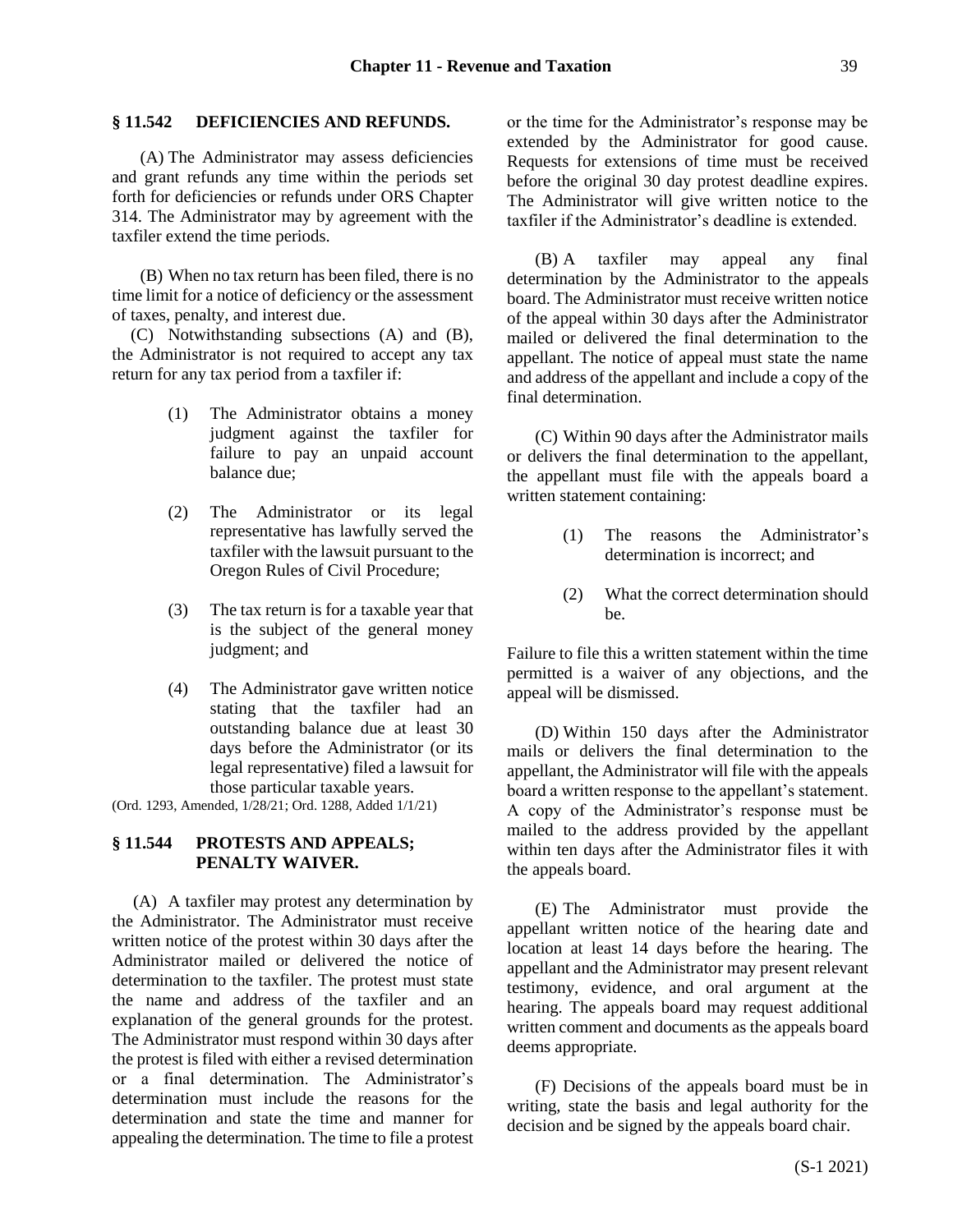### § 11.542 DEFICIENCIES AND REFUNDS.

(A) The Administrator may assess deficiencies and grant refunds any time within the periods set forth for deficiencies or refunds under ORS Chapter 314. The Administrator may by agreement with the taxfiler extend the time periods.

(B) When no tax return has been filed, there is no time limit for a notice of deficiency or the assessment of taxes, penalty, and interest due.

(C) Notwithstanding subsections (A) and (B), the Administrator is not required to accept any tax return for any tax period from a taxfiler if:

(1) The Administrator obtains a money judgment against the taxfiler for failure to pay an unpaid account balance due;

(2) The Administrator or its legal representative has lawfully served the taxfiler with the lawsuit pursuant to the Oregon Rules of Civil Procedure;

(3) The tax return is for a taxable year that is the subject of the general money judgment; and

(4) The Administrator gave written notice stating that the taxfiler had an outstanding balance due at least 30 days before the Administrator (or its legal representative) filed a lawsuit for those particular taxable years.

(Ord. 1293, Amended, 1/28/21; Ord. 1288, Added 1/1/21)

### § 11.544 PROTESTS AND APPEALS; PENALTY WAIVER.

(A) A taxfiler may protest any determination by the Administrator. The Administrator must receive written notice of the protest within 30 days after the Administrator mailed or delivered the notice of determination to the taxfiler. The protest must state the name and address of the taxfiler and an explanation of the general grounds for the protest. The Administrator must respond within 30 days after the protest is filed with either a revised determination or a final determination. The Administrator's determination must include the reasons for the determination and state the time and manner for appealing the determination. The time to file a protest or the time for the Administrator's response may be extended by the Administrator for good cause. Requests for extensions of time must be received before the original 30 day protest deadline expires. The Administrator will give written notice to the taxfiler if the Administrator's deadline is extended.

(B) A taxfiler may appeal any final determination by the Administrator to the appeals board. The Administrator must receive written notice of the appeal within 30 days after the Administrator mailed or delivered the final determination to the appellant. The notice of appeal must state the name and address of the appellant and include a copy of the final determination.

(C) Within 90 days after the Administrator mails or delivers the final determination to the appellant, the appellant must file with the appeals board a written statement containing:

(1) The reasons the Administrator's determination is incorrect; and

(2) What the correct determination should be.

Failure to file this a written statement within the time permitted is a waiver of any objections, and the appeal will be dismissed.

(D) Within 150 days after the Administrator mails or delivers the final determination to the appellant, the Administrator will file with the appeals board a written response to the appellant's statement. A copy of the Administrator's response must be mailed to the address provided by the appellant within ten days after the Administrator files it with the appeals board.

(E) The Administrator must provide the appellant written notice of the hearing date and location at least 14 days before the hearing. The appellant and the Administrator may present relevant testimony, evidence, and oral argument at the hearing. The appeals board may request additional written comment and documents as the appeals board deems appropriate.

(F) Decisions of the appeals board must be in writing, state the basis and legal authority for the decision and be signed by the appeals board chair.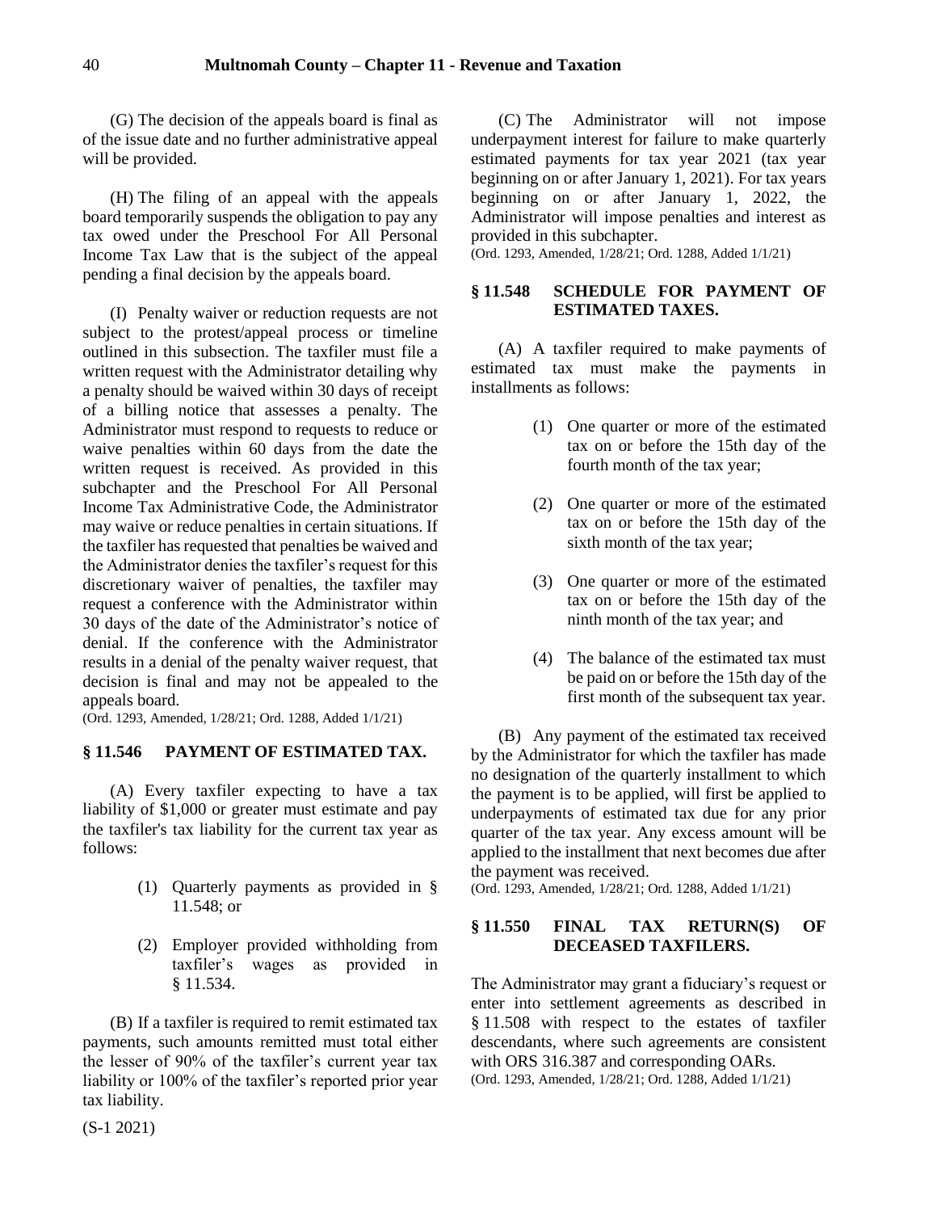(G) The decision of the appeals board is final as of the issue date and no further administrative appeal will be provided.

(H) The filing of an appeal with the appeals board temporarily suspends the obligation to pay any tax owed under the Preschool For All Personal Income Tax Law that is the subject of the appeal pending a final decision by the appeals board.

(I) Penalty waiver or reduction requests are not subject to the protest/appeal process or timeline outlined in this subsection. The taxfiler must file a written request with the Administrator detailing why a penalty should be waived within 30 days of receipt of a billing notice that assesses a penalty. The Administrator must respond to requests to reduce or waive penalties within 60 days from the date the written request is received. As provided in this subchapter and the Preschool For All Personal Income Tax Administrative Code, the Administrator may waive or reduce penalties in certain situations. If the taxfiler has requested that penalties be waived and the Administrator denies the taxfiler's request for this discretionary waiver of penalties, the taxfiler may request a conference with the Administrator within 30 days of the date of the Administrator's notice of denial. If the conference with the Administrator results in a denial of the penalty waiver request, that decision is final and may not be appealed to the appeals board.

(Ord. 1293, Amended, 1/28/21; Ord. 1288, Added 1/1/21)

### § 11.546 PAYMENT OF ESTIMATED TAX.

(A) Every taxfiler expecting to have a tax liability of $1,000 or greater must estimate and pay the taxfiler's tax liability for the current tax year as follows:

(1) Quarterly payments as provided in § 11.548; or

(2) Employer provided withholding from taxfiler's wages as provided in § 11.534.

(B) If a taxfiler is required to remit estimated tax payments, such amounts remitted must total either the lesser of 90% of the taxfiler's current year tax liability or 100% of the taxfiler's reported prior year tax liability.

(C) The Administrator will not impose underpayment interest for failure to make quarterly estimated payments for tax year 2021 (tax year beginning on or after January 1, 2021). For tax years beginning on or after January 1, 2022, the Administrator will impose penalties and interest as provided in this subchapter.

(Ord. 1293, Amended, 1/28/21; Ord. 1288, Added 1/1/21)

### § 11.548 SCHEDULE FOR PAYMENT OF ESTIMATED TAXES.

(A) A taxfiler required to make payments of estimated tax must make the payments in installments as follows:

(1) One quarter or more of the estimated tax on or before the 15th day of the fourth month of the tax year;

(2) One quarter or more of the estimated tax on or before the 15th day of the sixth month of the tax year;

(3) One quarter or more of the estimated tax on or before the 15th day of the ninth month of the tax year; and

(4) The balance of the estimated tax must be paid on or before the 15th day of the first month of the subsequent tax year.

(B) Any payment of the estimated tax received by the Administrator for which the taxfiler has made no designation of the quarterly installment to which the payment is to be applied, will first be applied to underpayments of estimated tax due for any prior quarter of the tax year. Any excess amount will be applied to the installment that next becomes due after the payment was received.

(Ord. 1293, Amended, 1/28/21; Ord. 1288, Added 1/1/21)

### § 11.550 FINAL TAX RETURN(S) OF DECEASED TAXFILERS.

The Administrator may grant a fiduciary's request or enter into settlement agreements as described in § 11.508 with respect to the estates of taxfiler descendants, where such agreements are consistent with ORS 316.387 and corresponding OARs.

(Ord. 1293, Amended, 1/28/21; Ord. 1288, Added 1/1/21)

(S-1 2021)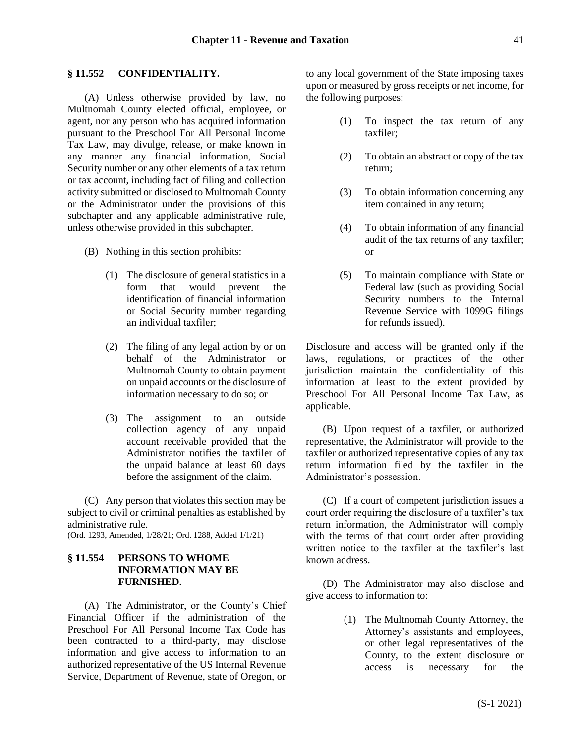## § 11.552 CONFIDENTIALITY.

(A) Unless otherwise provided by law, no Multnomah County elected official, employee, or agent, nor any person who has acquired information pursuant to the Preschool For All Personal Income Tax Law, may divulge, release, or make known in any manner any financial information, Social Security number or any other elements of a tax return or tax account, including fact of filing and collection activity submitted or disclosed to Multnomah County or the Administrator under the provisions of this subchapter and any applicable administrative rule, unless otherwise provided in this subchapter.

(B) Nothing in this section prohibits:

(1) The disclosure of general statistics in a form that would prevent the identification of financial information or Social Security number regarding an individual taxfiler;

(2) The filing of any legal action by or on behalf of the Administrator or Multnomah County to obtain payment on unpaid accounts or the disclosure of information necessary to do so; or

(3) The assignment to an outside collection agency of any unpaid account receivable provided that the Administrator notifies the taxfiler of the unpaid balance at least 60 days before the assignment of the claim.

(C) Any person that violates this section may be subject to civil or criminal penalties as established by administrative rule.

(Ord. 1293, Amended, 1/28/21; Ord. 1288, Added 1/1/21)

## § 11.554 PERSONS TO WHOME INFORMATION MAY BE FURNISHED.

(A) The Administrator, or the County's Chief Financial Officer if the administration of the Preschool For All Personal Income Tax Code has been contracted to a third-party, may disclose information and give access to information to an authorized representative of the US Internal Revenue Service, Department of Revenue, state of Oregon, or to any local government of the State imposing taxes upon or measured by gross receipts or net income, for the following purposes:

(1) To inspect the tax return of any taxfiler;

(2) To obtain an abstract or copy of the tax return;

(3) To obtain information concerning any item contained in any return;

(4) To obtain information of any financial audit of the tax returns of any taxfiler; or

(5) To maintain compliance with State or Federal law (such as providing Social Security numbers to the Internal Revenue Service with 1099G filings for refunds issued).

Disclosure and access will be granted only if the laws, regulations, or practices of the other jurisdiction maintain the confidentiality of this information at least to the extent provided by Preschool For All Personal Income Tax Law, as applicable.

(B) Upon request of a taxfiler, or authorized representative, the Administrator will provide to the taxfiler or authorized representative copies of any tax return information filed by the taxfiler in the Administrator's possession.

(C) If a court of competent jurisdiction issues a court order requiring the disclosure of a taxfiler's tax return information, the Administrator will comply with the terms of that court order after providing written notice to the taxfiler at the taxfiler's last known address.

(D) The Administrator may also disclose and give access to information to:

(1) The Multnomah County Attorney, the Attorney's assistants and employees, or other legal representatives of the County, to the extent disclosure or access is necessary for the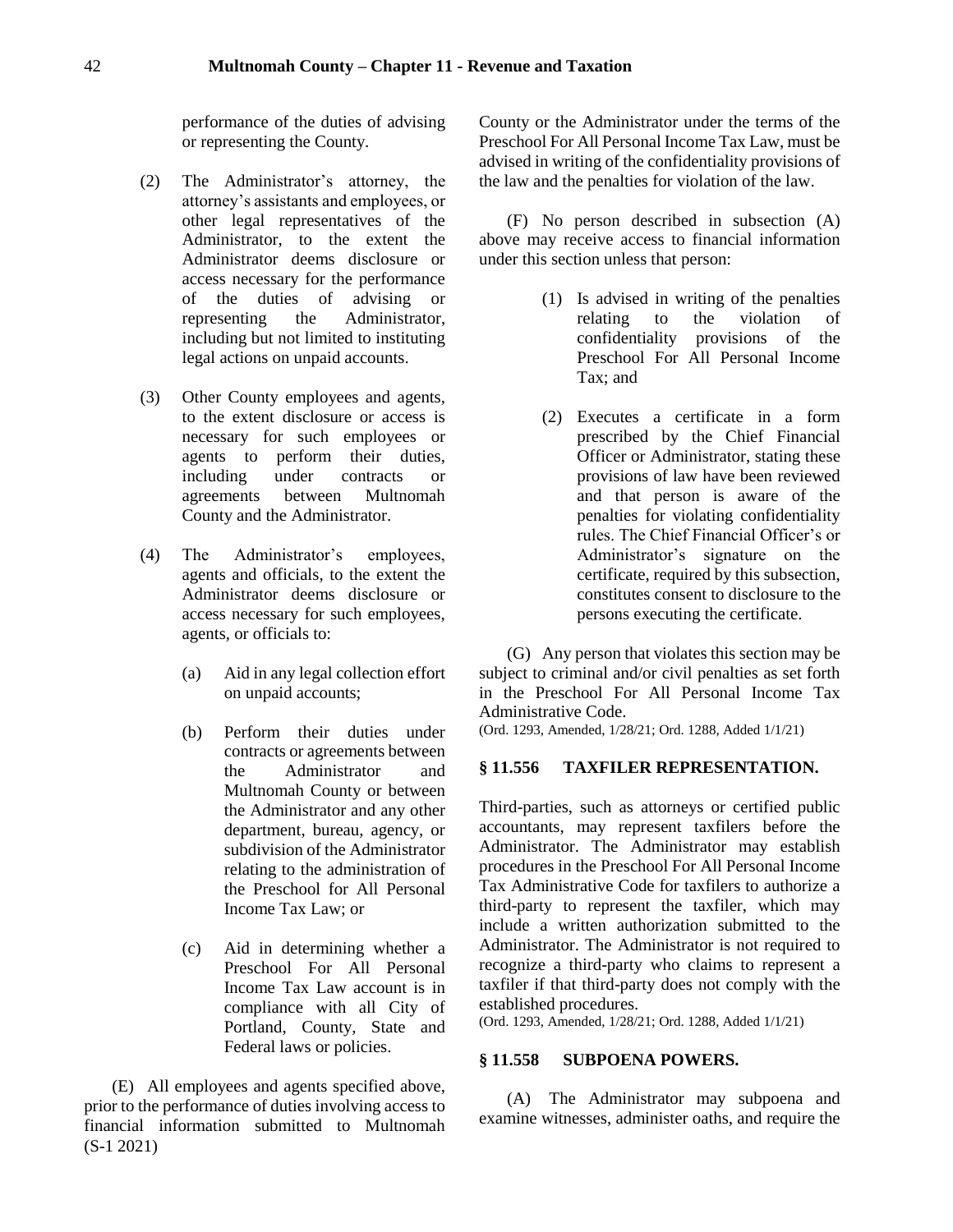performance of the duties of advising or representing the County.

(2) The Administrator's attorney, the attorney's assistants and employees, or other legal representatives of the Administrator, to the extent the Administrator deems disclosure or access necessary for the performance of the duties of advising or representing the Administrator, including but not limited to instituting legal actions on unpaid accounts.

(3) Other County employees and agents, to the extent disclosure or access is necessary for such employees or agents to perform their duties, including under contracts or agreements between Multnomah County and the Administrator.

(4) The Administrator's employees, agents and officials, to the extent the Administrator deems disclosure or access necessary for such employees, agents, or officials to:

(a) Aid in any legal collection effort on unpaid accounts;

(b) Perform their duties under contracts or agreements between the Administrator and Multnomah County or between the Administrator and any other department, bureau, agency, or subdivision of the Administrator relating to the administration of the Preschool for All Personal Income Tax Law; or

(c) Aid in determining whether a Preschool For All Personal Income Tax Law account is in compliance with all City of Portland, County, State and Federal laws or policies.

(E) All employees and agents specified above, prior to the performance of duties involving access to financial information submitted to Multnomah County or the Administrator under the terms of the Preschool For All Personal Income Tax Law, must be advised in writing of the confidentiality provisions of the law and the penalties for violation of the law.

(F) No person described in subsection (A) above may receive access to financial information under this section unless that person:

(1) Is advised in writing of the penalties relating to the violation of confidentiality provisions of the Preschool For All Personal Income Tax; and

(2) Executes a certificate in a form prescribed by the Chief Financial Officer or Administrator, stating these provisions of law have been reviewed and that person is aware of the penalties for violating confidentiality rules. The Chief Financial Officer's or Administrator's signature on the certificate, required by this subsection, constitutes consent to disclosure to the persons executing the certificate.

(G) Any person that violates this section may be subject to criminal and/or civil penalties as set forth in the Preschool For All Personal Income Tax Administrative Code.

(Ord. 1293, Amended, 1/28/21; Ord. 1288, Added 1/1/21)

### § 11.556 TAXFILER REPRESENTATION.

Third-parties, such as attorneys or certified public accountants, may represent taxfilers before the Administrator. The Administrator may establish procedures in the Preschool For All Personal Income Tax Administrative Code for taxfilers to authorize a third-party to represent the taxfiler, which may include a written authorization submitted to the Administrator. The Administrator is not required to recognize a third-party who claims to represent a taxfiler if that third-party does not comply with the established procedures.

(Ord. 1293, Amended, 1/28/21; Ord. 1288, Added 1/1/21)

### § 11.558 SUBPOENA POWERS.

(A) The Administrator may subpoena and examine witnesses, administer oaths, and require the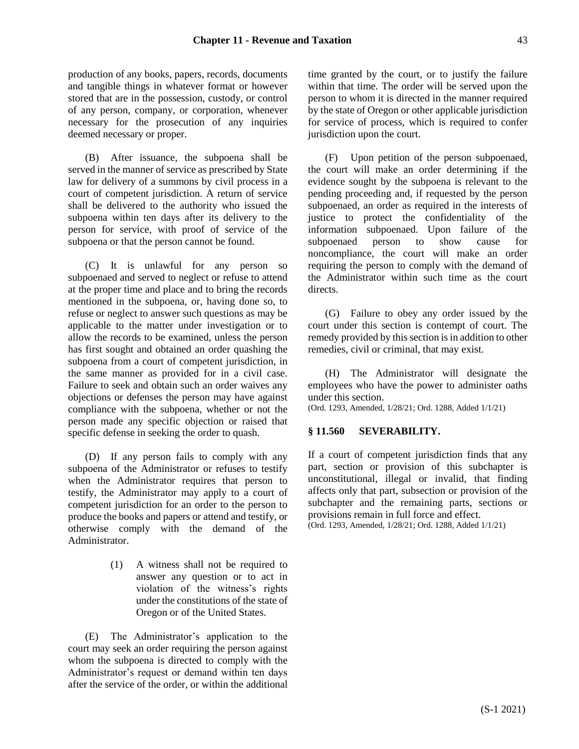production of any books, papers, records, documents and tangible things in whatever format or however stored that are in the possession, custody, or control of any person, company, or corporation, whenever necessary for the prosecution of any inquiries deemed necessary or proper.

(B) After issuance, the subpoena shall be served in the manner of service as prescribed by State law for delivery of a summons by civil process in a court of competent jurisdiction. A return of service shall be delivered to the authority who issued the subpoena within ten days after its delivery to the person for service, with proof of service of the subpoena or that the person cannot be found.

(C) It is unlawful for any person so subpoenaed and served to neglect or refuse to attend at the proper time and place and to bring the records mentioned in the subpoena, or, having done so, to refuse or neglect to answer such questions as may be applicable to the matter under investigation or to allow the records to be examined, unless the person has first sought and obtained an order quashing the subpoena from a court of competent jurisdiction, in the same manner as provided for in a civil case. Failure to seek and obtain such an order waives any objections or defenses the person may have against compliance with the subpoena, whether or not the person made any specific objection or raised that specific defense in seeking the order to quash.

(D) If any person fails to comply with any subpoena of the Administrator or refuses to testify when the Administrator requires that person to testify, the Administrator may apply to a court of competent jurisdiction for an order to the person to produce the books and papers or attend and testify, or otherwise comply with the demand of the Administrator.

> (1) A witness shall not be required to answer any question or to act in violation of the witness's rights under the constitutions of the state of Oregon or of the United States.

(E) The Administrator's application to the court may seek an order requiring the person against whom the subpoena is directed to comply with the Administrator's request or demand within ten days after the service of the order, or within the additional time granted by the court, or to justify the failure within that time. The order will be served upon the person to whom it is directed in the manner required by the state of Oregon or other applicable jurisdiction for service of process, which is required to confer jurisdiction upon the court.

(F) Upon petition of the person subpoenaed, the court will make an order determining if the evidence sought by the subpoena is relevant to the pending proceeding and, if requested by the person subpoenaed, an order as required in the interests of justice to protect the confidentiality of the information subpoenaed. Upon failure of the subpoenaed person to show cause for noncompliance, the court will make an order requiring the person to comply with the demand of the Administrator within such time as the court directs.

(G) Failure to obey any order issued by the court under this section is contempt of court. The remedy provided by this section is in addition to other remedies, civil or criminal, that may exist.

(H) The Administrator will designate the employees who have the power to administer oaths under this section.

(Ord. 1293, Amended, 1/28/21; Ord. 1288, Added 1/1/21)

## § 11.560 SEVERABILITY.

If a court of competent jurisdiction finds that any part, section or provision of this subchapter is unconstitutional, illegal or invalid, that finding affects only that part, subsection or provision of the subchapter and the remaining parts, sections or provisions remain in full force and effect.

(Ord. 1293, Amended, 1/28/21; Ord. 1288, Added 1/1/21)